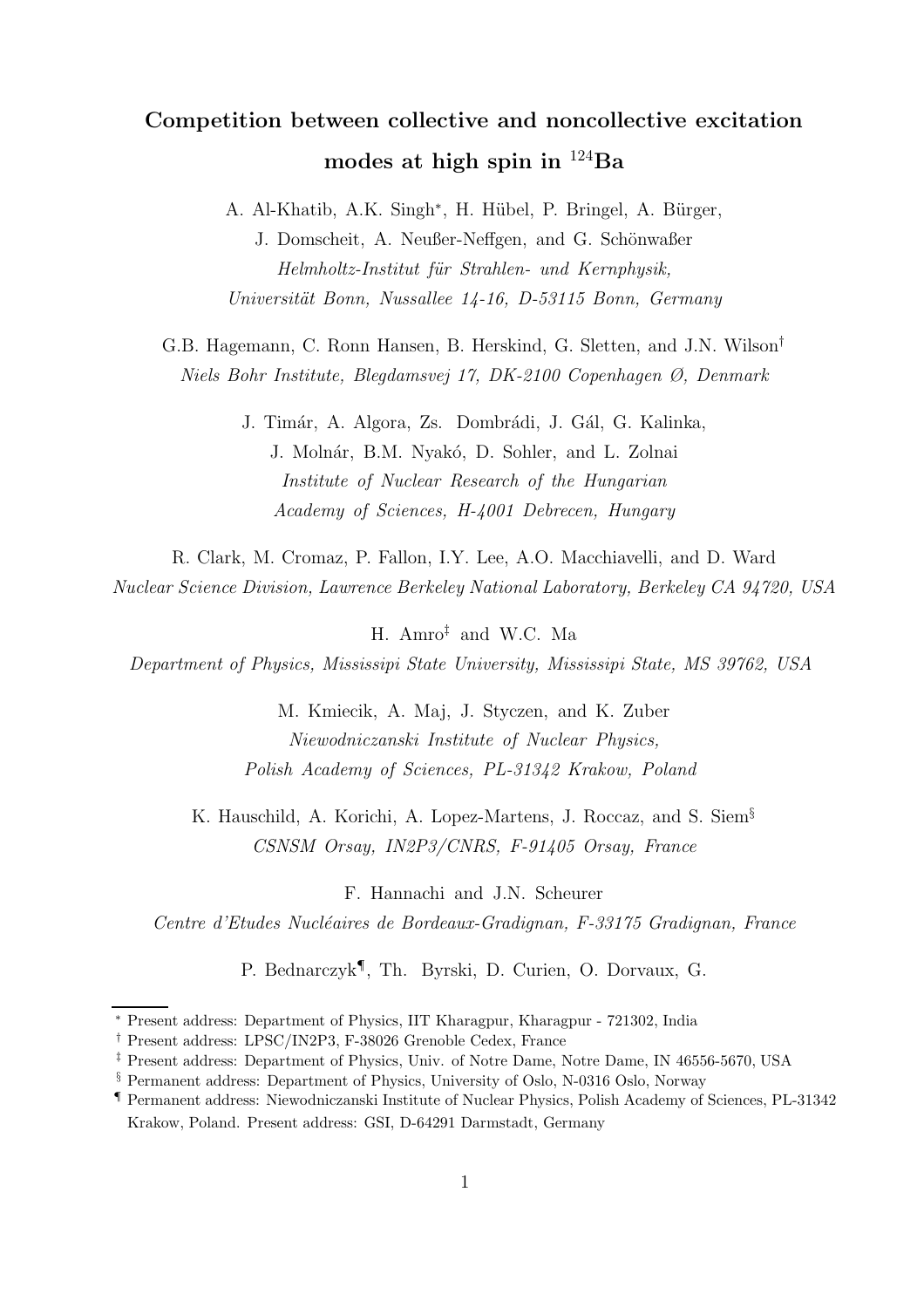# Competition between collective and noncollective excitation modes at high spin in $^{124}$Ba

A. Al-Khatib, A.K. Singh[*], H. Hübel, P. Bringel, A. Bürger, J. Domscheit, A. Neußer-Neffgen, and G. Schönwaßer

*Helmholtz-Institut für Strahlen- und Kernphysik, Universität Bonn, Nussallee 14-16, D-53115 Bonn, Germany*

G.B. Hagemann, C. Ronn Hansen, B. Herskind, G. Sletten, and J.N. Wilson[†]

*Niels Bohr Institute, Blegdamsvej 17, DK-2100 Copenhagen Ø, Denmark*

J. Timár, A. Algora, Zs. Dombrádi, J. Gál, G. Kalinka, J. Molnár, B.M. Nyakó, D. Sohler, and L. Zolnai

*Institute of Nuclear Research of the Hungarian Academy of Sciences, H-4001 Debrecen, Hungary*

R. Clark, M. Cromaz, P. Fallon, I.Y. Lee, A.O. Macchiavelli, and D. Ward

*Nuclear Science Division, Lawrence Berkeley National Laboratory, Berkeley CA 94720, USA*

H. Amro[‡] and W.C. Ma

*Department of Physics, Mississipi State University, Mississipi State, MS 39762, USA*

M. Kmiecik, A. Maj, J. Styczen, and K. Zuber

*Niewodniczanski Institute of Nuclear Physics, Polish Academy of Sciences, PL-31342 Krakow, Poland*

K. Hauschild, A. Korichi, A. Lopez-Martens, J. Roccaz, and S. Siem[§]

*CSNSM Orsay, IN2P3/CNRS, F-91405 Orsay, France*

F. Hannachi and J.N. Scheurer

*Centre d'Etudes Nucléaires de Bordeaux-Gradignan, F-33175 Gradignan, France*

P. Bednarczyk[¶], Th. Byrski, D. Curien, O. Dorvaux, G.

---

[*] Present address: Department of Physics, IIT Kharagpur, Kharagpur - 721302, India

[†] Present address: LPSC/IN2P3, F-38026 Grenoble Cedex, France

[‡] Present address: Department of Physics, Univ. of Notre Dame, Notre Dame, IN 46556-5670, USA

[§] Permanent address: Department of Physics, University of Oslo, N-0316 Oslo, Norway

[¶] Permanent address: Niewodniczanski Institute of Nuclear Physics, Polish Academy of Sciences, PL-31342 Krakow, Poland. Present address: GSI, D-64291 Darmstadt, Germany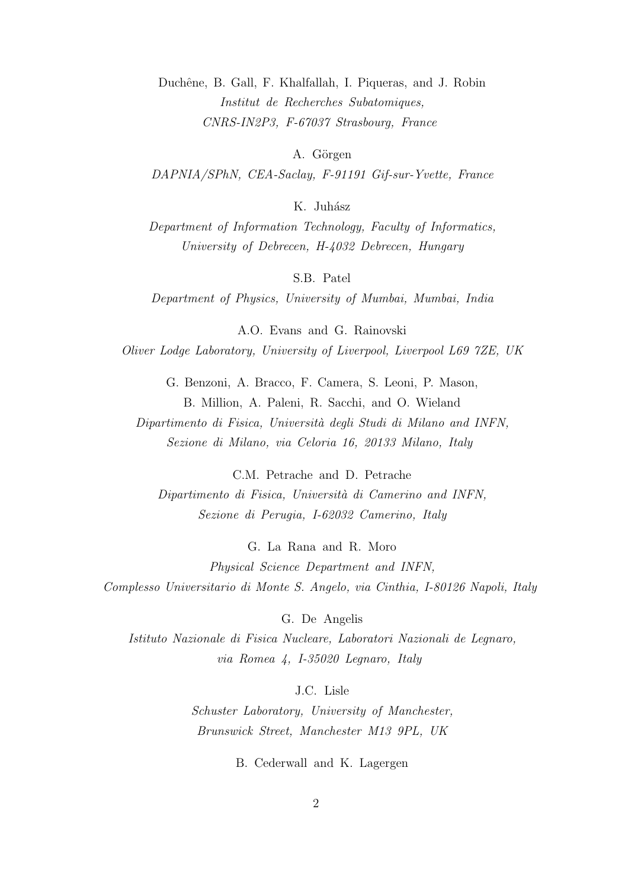Duchêne, B. Gall, F. Khalfallah, I. Piqueras, and J. Robin

*Institut de Recherches Subatomiques, CNRS-IN2P3, F-67037 Strasbourg, France*

A. Görgen

*DAPNIA/SPhN, CEA-Saclay, F-91191 Gif-sur-Yvette, France*

K. Juhász

*Department of Information Technology, Faculty of Informatics, University of Debrecen, H-4032 Debrecen, Hungary*

S.B. Patel

*Department of Physics, University of Mumbai, Mumbai, India*

A.O. Evans and G. Rainovski

*Oliver Lodge Laboratory, University of Liverpool, Liverpool L69 7ZE, UK*

G. Benzoni, A. Bracco, F. Camera, S. Leoni, P. Mason, B. Million, A. Paleni, R. Sacchi, and O. Wieland

*Dipartimento di Fisica, Università degli Studi di Milano and INFN, Sezione di Milano, via Celoria 16, 20133 Milano, Italy*

C.M. Petrache and D. Petrache

*Dipartimento di Fisica, Università di Camerino and INFN, Sezione di Perugia, I-62032 Camerino, Italy*

G. La Rana and R. Moro

*Physical Science Department and INFN, Complesso Universitario di Monte S. Angelo, via Cinthia, I-80126 Napoli, Italy*

G. De Angelis

*Istituto Nazionale di Fisica Nucleare, Laboratori Nazionali de Legnaro, via Romea 4, I-35020 Legnaro, Italy*

J.C. Lisle

*Schuster Laboratory, University of Manchester, Brunswick Street, Manchester M13 9PL, UK*

B. Cederwall and K. Lagergen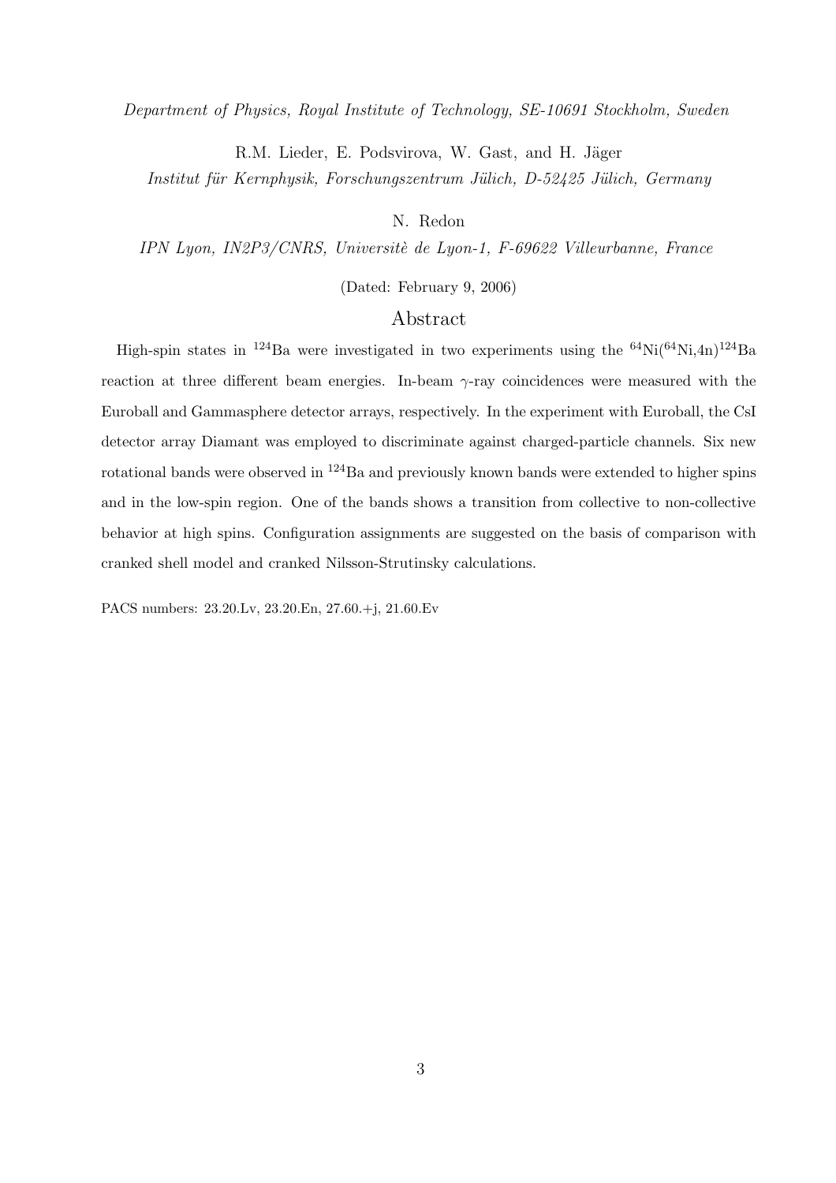*Department of Physics, Royal Institute of Technology, SE-10691 Stockholm, Sweden*

R.M. Lieder, E. Podsvirova, W. Gast, and H. Jäger

*Institut für Kernphysik, Forschungszentrum Jülich, D-52425 Jülich, Germany*

N. Redon

*IPN Lyon, IN2P3/CNRS, Universitè de Lyon-1, F-69622 Villeurbanne, France*

(Dated: February 9, 2006)

## Abstract

High-spin states in $^{124}$Ba were investigated in two experiments using the $^{64}$Ni($^{64}$Ni,4n)$^{124}$Ba reaction at three different beam energies. In-beam $\gamma$-ray coincidences were measured with the Euroball and Gammasphere detector arrays, respectively. In the experiment with Euroball, the CsI detector array Diamant was employed to discriminate against charged-particle channels. Six new rotational bands were observed in $^{124}$Ba and previously known bands were extended to higher spins and in the low-spin region. One of the bands shows a transition from collective to non-collective behavior at high spins. Configuration assignments are suggested on the basis of comparison with cranked shell model and cranked Nilsson-Strutinsky calculations.

PACS numbers: 23.20.Lv, 23.20.En, 27.60.+j, 21.60.Ev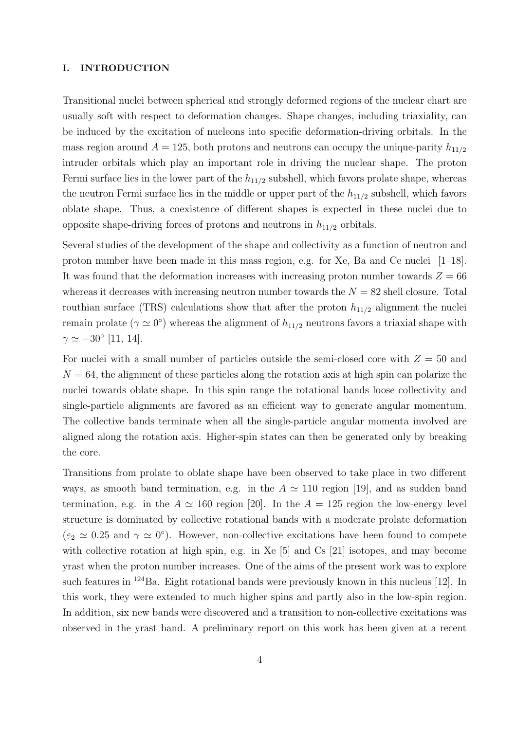## I. INTRODUCTION

Transitional nuclei between spherical and strongly deformed regions of the nuclear chart are usually soft with respect to deformation changes. Shape changes, including triaxiality, can be induced by the excitation of nucleons into specific deformation-driving orbitals. In the mass region around $A = 125$, both protons and neutrons can occupy the unique-parity $h_{11/2}$ intruder orbitals which play an important role in driving the nuclear shape. The proton Fermi surface lies in the lower part of the $h_{11/2}$ subshell, which favors prolate shape, whereas the neutron Fermi surface lies in the middle or upper part of the $h_{11/2}$ subshell, which favors oblate shape. Thus, a coexistence of different shapes is expected in these nuclei due to opposite shape-driving forces of protons and neutrons in $h_{11/2}$ orbitals.

Several studies of the development of the shape and collectivity as a function of neutron and proton number have been made in this mass region, e.g. for Xe, Ba and Ce nuclei [1–18]. It was found that the deformation increases with increasing proton number towards $Z = 66$ whereas it decreases with increasing neutron number towards the $N = 82$ shell closure. Total routhian surface (TRS) calculations show that after the proton $h_{11/2}$ alignment the nuclei remain prolate ($\gamma \simeq 0^\circ$) whereas the alignment of $h_{11/2}$ neutrons favors a triaxial shape with $\gamma \simeq -30^\circ$ [11, 14].

For nuclei with a small number of particles outside the semi-closed core with $Z = 50$ and $N = 64$, the alignment of these particles along the rotation axis at high spin can polarize the nuclei towards oblate shape. In this spin range the rotational bands loose collectivity and single-particle alignments are favored as an efficient way to generate angular momentum. The collective bands terminate when all the single-particle angular momenta involved are aligned along the rotation axis. Higher-spin states can then be generated only by breaking the core.

Transitions from prolate to oblate shape have been observed to take place in two different ways, as smooth band termination, e.g. in the $A \simeq 110$ region [19], and as sudden band termination, e.g. in the $A \simeq 160$ region [20]. In the $A = 125$ region the low-energy level structure is dominated by collective rotational bands with a moderate prolate deformation ($\varepsilon_2 \simeq 0.25$ and $\gamma \simeq 0^\circ$). However, non-collective excitations have been found to compete with collective rotation at high spin, e.g. in Xe [5] and Cs [21] isotopes, and may become yrast when the proton number increases. One of the aims of the present work was to explore such features in $^{124}$Ba. Eight rotational bands were previously known in this nucleus [12]. In this work, they were extended to much higher spins and partly also in the low-spin region. In addition, six new bands were discovered and a transition to non-collective excitations was observed in the yrast band. A preliminary report on this work has been given at a recent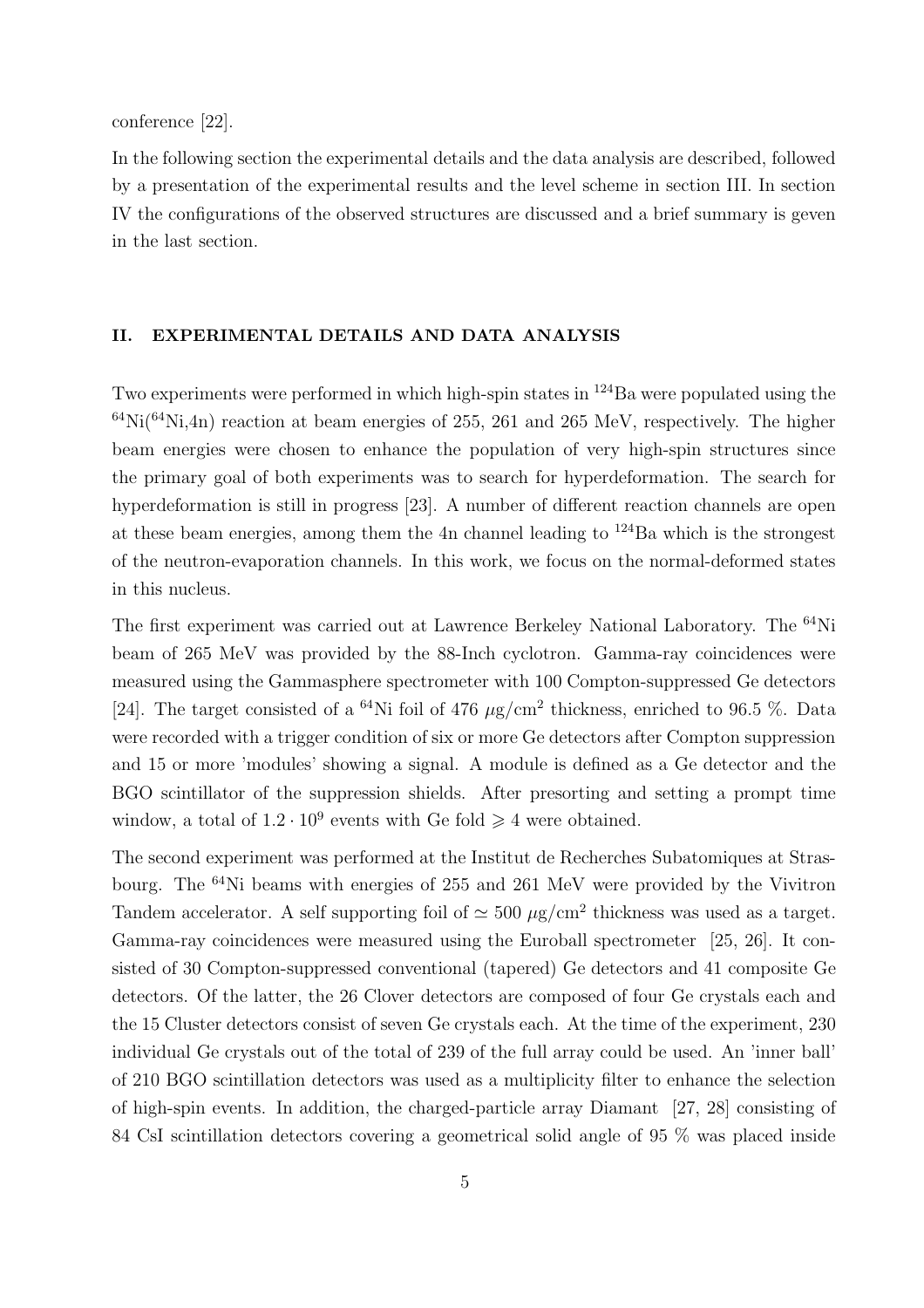conference [22].

In the following section the experimental details and the data analysis are described, followed by a presentation of the experimental results and the level scheme in section III. In section IV the configurations of the observed structures are discussed and a brief summary is geven in the last section.

## II. EXPERIMENTAL DETAILS AND DATA ANALYSIS

Two experiments were performed in which high-spin states in $^{124}$Ba were populated using the $^{64}$Ni($^{64}$Ni,4n) reaction at beam energies of 255, 261 and 265 MeV, respectively. The higher beam energies were chosen to enhance the population of very high-spin structures since the primary goal of both experiments was to search for hyperdeformation. The search for hyperdeformation is still in progress [23]. A number of different reaction channels are open at these beam energies, among them the 4n channel leading to $^{124}$Ba which is the strongest of the neutron-evaporation channels. In this work, we focus on the normal-deformed states in this nucleus.

The first experiment was carried out at Lawrence Berkeley National Laboratory. The $^{64}$Ni beam of 265 MeV was provided by the 88-Inch cyclotron. Gamma-ray coincidences were measured using the Gammasphere spectrometer with 100 Compton-suppressed Ge detectors [24]. The target consisted of a $^{64}$Ni foil of 476 $\mu$g/cm$^2$ thickness, enriched to 96.5 %. Data were recorded with a trigger condition of six or more Ge detectors after Compton suppression and 15 or more 'modules' showing a signal. A module is defined as a Ge detector and the BGO scintillator of the suppression shields. After presorting and setting a prompt time window, a total of $1.2 \cdot 10^9$ events with Ge fold $\geqslant 4$ were obtained.

The second experiment was performed at the Institut de Recherches Subatomiques at Strasbourg. The $^{64}$Ni beams with energies of 255 and 261 MeV were provided by the Vivitron Tandem accelerator. A self supporting foil of $\simeq 500$ $\mu$g/cm$^2$ thickness was used as a target. Gamma-ray coincidences were measured using the Euroball spectrometer [25, 26]. It consisted of 30 Compton-suppressed conventional (tapered) Ge detectors and 41 composite Ge detectors. Of the latter, the 26 Clover detectors are composed of four Ge crystals each and the 15 Cluster detectors consist of seven Ge crystals each. At the time of the experiment, 230 individual Ge crystals out of the total of 239 of the full array could be used. An 'inner ball' of 210 BGO scintillation detectors was used as a multiplicity filter to enhance the selection of high-spin events. In addition, the charged-particle array Diamant [27, 28] consisting of 84 CsI scintillation detectors covering a geometrical solid angle of 95 % was placed inside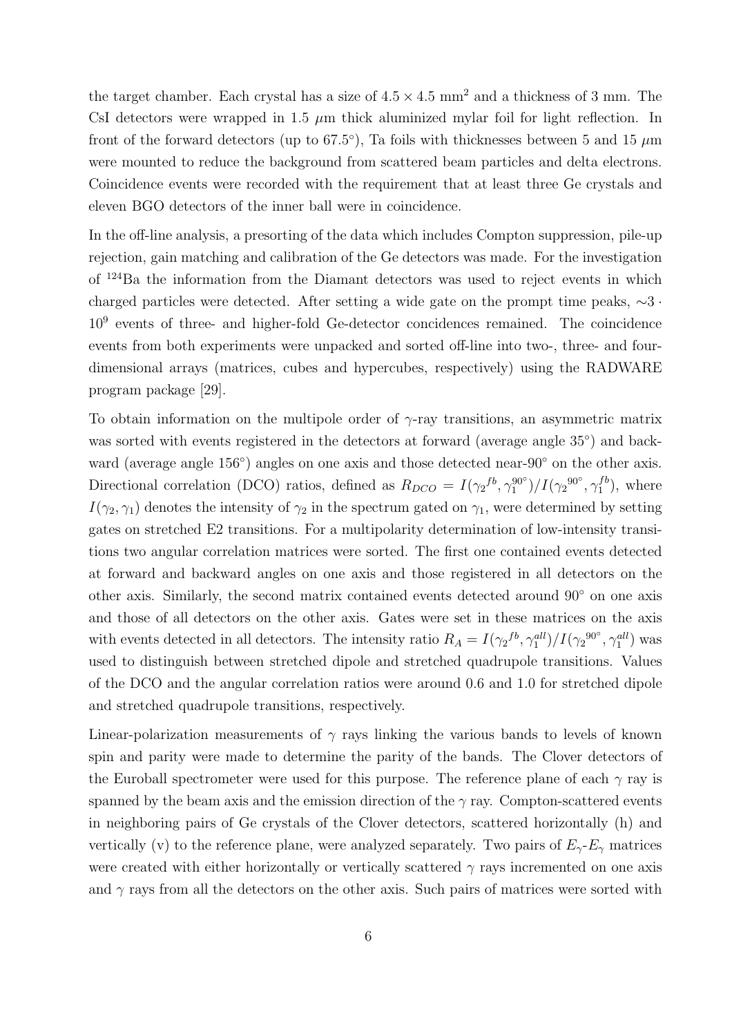the target chamber. Each crystal has a size of $4.5 \times 4.5$ mm$^2$ and a thickness of 3 mm. The CsI detectors were wrapped in 1.5 $\mu$m thick aluminized mylar foil for light reflection. In front of the forward detectors (up to 67.5°), Ta foils with thicknesses between 5 and 15 $\mu$m were mounted to reduce the background from scattered beam particles and delta electrons. Coincidence events were recorded with the requirement that at least three Ge crystals and eleven BGO detectors of the inner ball were in coincidence.

In the off-line analysis, a presorting of the data which includes Compton suppression, pile-up rejection, gain matching and calibration of the Ge detectors was made. For the investigation of $^{124}$Ba the information from the Diamant detectors was used to reject events in which charged particles were detected. After setting a wide gate on the prompt time peaks, $\sim 3 \cdot 10^9$ events of three- and higher-fold Ge-detector concidences remained. The coincidence events from both experiments were unpacked and sorted off-line into two-, three- and four-dimensional arrays (matrices, cubes and hypercubes, respectively) using the RADWARE program package [29].

To obtain information on the multipole order of $\gamma$-ray transitions, an asymmetric matrix was sorted with events registered in the detectors at forward (average angle 35°) and backward (average angle 156°) angles on one axis and those detected near-90° on the other axis. Directional correlation (DCO) ratios, defined as $R_{DCO} = I({\gamma_2}^{fb}, \gamma_1^{90^\circ})/I({\gamma_2}^{90^\circ}, \gamma_1^{fb})$, where $I(\gamma_2, \gamma_1)$ denotes the intensity of $\gamma_2$ in the spectrum gated on $\gamma_1$, were determined by setting gates on stretched E2 transitions. For a multipolarity determination of low-intensity transitions two angular correlation matrices were sorted. The first one contained events detected at forward and backward angles on one axis and those registered in all detectors on the other axis. Similarly, the second matrix contained events detected around 90° on one axis and those of all detectors on the other axis. Gates were set in these matrices on the axis with events detected in all detectors. The intensity ratio $R_A = I({\gamma_2}^{fb}, \gamma_1^{all})/I({\gamma_2}^{90^\circ}, \gamma_1^{all})$ was used to distinguish between stretched dipole and stretched quadrupole transitions. Values of the DCO and the angular correlation ratios were around 0.6 and 1.0 for stretched dipole and stretched quadrupole transitions, respectively.

Linear-polarization measurements of $\gamma$ rays linking the various bands to levels of known spin and parity were made to determine the parity of the bands. The Clover detectors of the Euroball spectrometer were used for this purpose. The reference plane of each $\gamma$ ray is spanned by the beam axis and the emission direction of the $\gamma$ ray. Compton-scattered events in neighboring pairs of Ge crystals of the Clover detectors, scattered horizontally (h) and vertically (v) to the reference plane, were analyzed separately. Two pairs of $E_\gamma$-$E_\gamma$ matrices were created with either horizontally or vertically scattered $\gamma$ rays incremented on one axis and $\gamma$ rays from all the detectors on the other axis. Such pairs of matrices were sorted with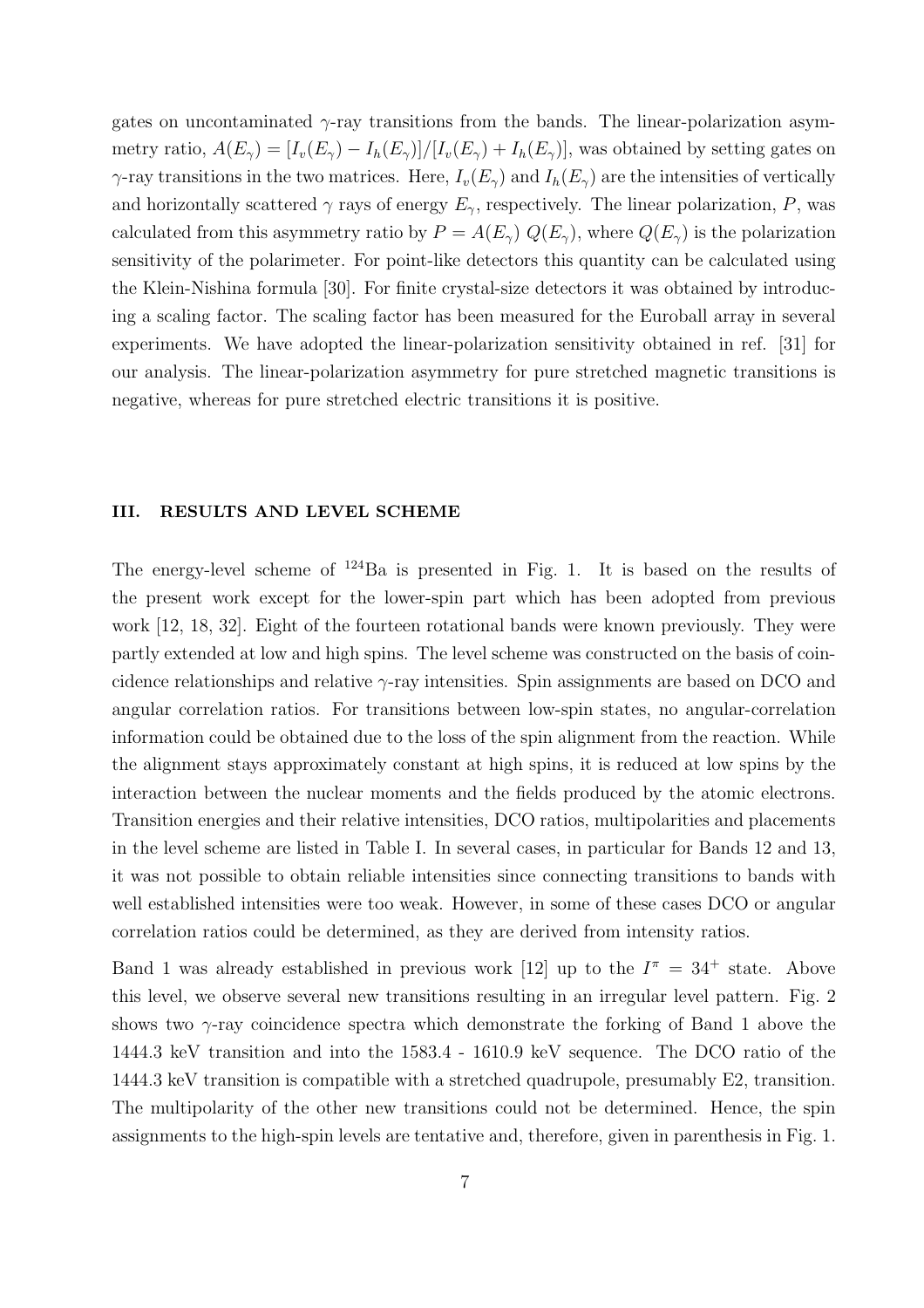gates on uncontaminated $\gamma$-ray transitions from the bands. The linear-polarization asymmetry ratio, $A(E_\gamma) = [I_v(E_\gamma) - I_h(E_\gamma)]/[I_v(E_\gamma) + I_h(E_\gamma)]$, was obtained by setting gates on $\gamma$-ray transitions in the two matrices. Here, $I_v(E_\gamma)$ and $I_h(E_\gamma)$ are the intensities of vertically and horizontally scattered $\gamma$ rays of energy $E_\gamma$, respectively. The linear polarization, $P$, was calculated from this asymmetry ratio by $P = A(E_\gamma)\ Q(E_\gamma)$, where $Q(E_\gamma)$ is the polarization sensitivity of the polarimeter. For point-like detectors this quantity can be calculated using the Klein-Nishina formula [30]. For finite crystal-size detectors it was obtained by introducing a scaling factor. The scaling factor has been measured for the Euroball array in several experiments. We have adopted the linear-polarization sensitivity obtained in ref. [31] for our analysis. The linear-polarization asymmetry for pure stretched magnetic transitions is negative, whereas for pure stretched electric transitions it is positive.

## III. RESULTS AND LEVEL SCHEME

The energy-level scheme of $^{124}$Ba is presented in Fig. 1. It is based on the results of the present work except for the lower-spin part which has been adopted from previous work [12, 18, 32]. Eight of the fourteen rotational bands were known previously. They were partly extended at low and high spins. The level scheme was constructed on the basis of coincidence relationships and relative $\gamma$-ray intensities. Spin assignments are based on DCO and angular correlation ratios. For transitions between low-spin states, no angular-correlation information could be obtained due to the loss of the spin alignment from the reaction. While the alignment stays approximately constant at high spins, it is reduced at low spins by the interaction between the nuclear moments and the fields produced by the atomic electrons. Transition energies and their relative intensities, DCO ratios, multipolarities and placements in the level scheme are listed in Table I. In several cases, in particular for Bands 12 and 13, it was not possible to obtain reliable intensities since connecting transitions to bands with well established intensities were too weak. However, in some of these cases DCO or angular correlation ratios could be determined, as they are derived from intensity ratios.

Band 1 was already established in previous work [12] up to the $I^\pi = 34^+$ state. Above this level, we observe several new transitions resulting in an irregular level pattern. Fig. 2 shows two $\gamma$-ray coincidence spectra which demonstrate the forking of Band 1 above the 1444.3 keV transition and into the 1583.4 - 1610.9 keV sequence. The DCO ratio of the 1444.3 keV transition is compatible with a stretched quadrupole, presumably E2, transition. The multipolarity of the other new transitions could not be determined. Hence, the spin assignments to the high-spin levels are tentative and, therefore, given in parenthesis in Fig. 1.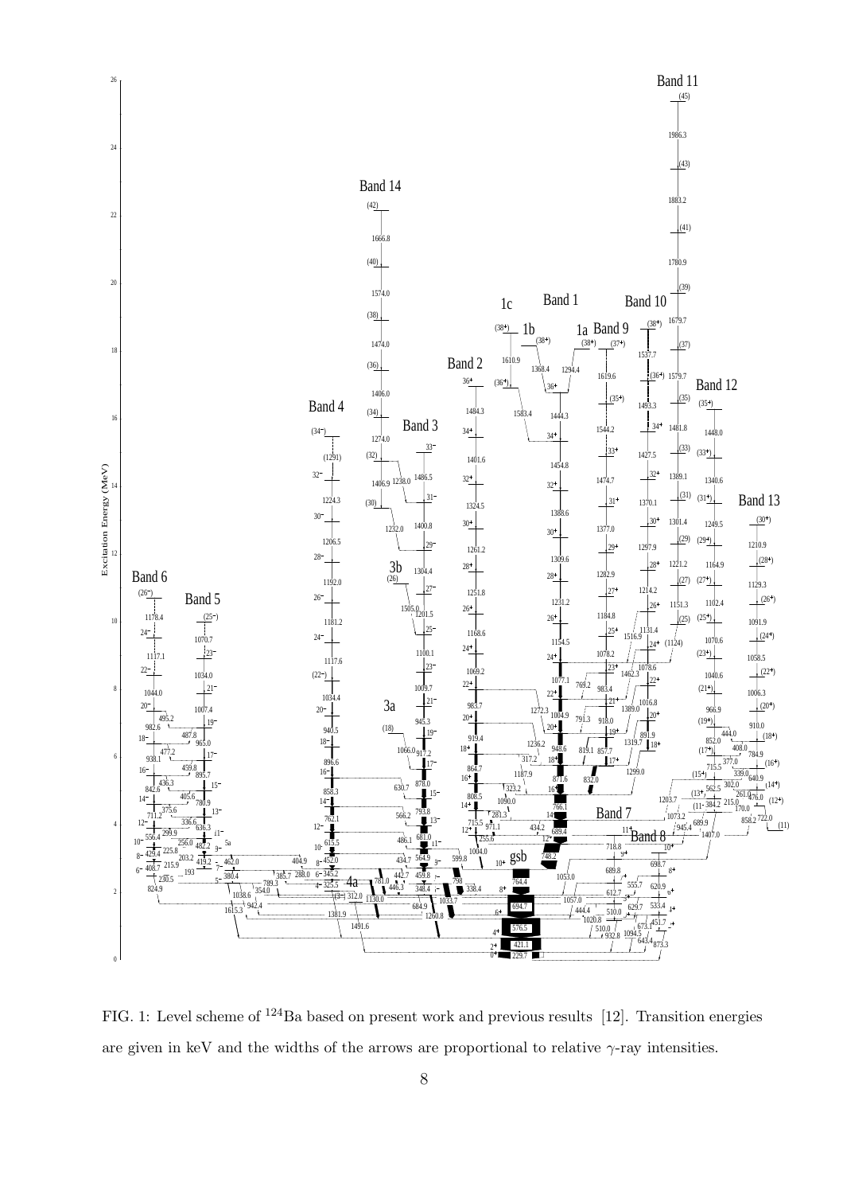FIG. 1: Level scheme of $^{124}$Ba based on present work and previous results [12]. Transition energies are given in keV and the widths of the arrows are proportional to relative $\gamma$-ray intensities.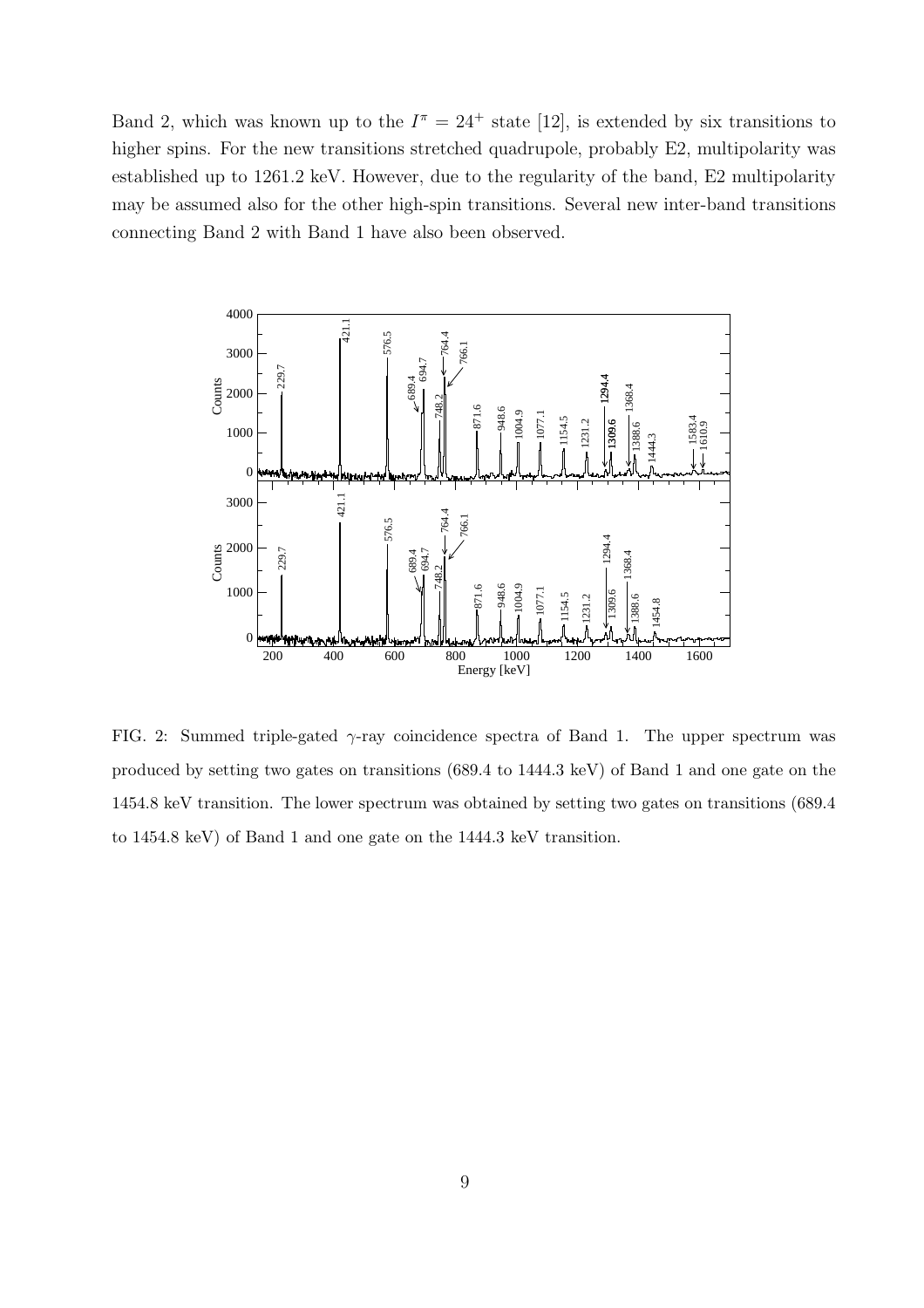Band 2, which was known up to the $I^\pi = 24^+$ state [12], is extended by six transitions to higher spins. For the new transitions stretched quadrupole, probably E2, multipolarity was established up to 1261.2 keV. However, due to the regularity of the band, E2 multipolarity may be assumed also for the other high-spin transitions. Several new inter-band transitions connecting Band 2 with Band 1 have also been observed.

FIG. 2: Summed triple-gated $\gamma$-ray coincidence spectra of Band 1. The upper spectrum was produced by setting two gates on transitions (689.4 to 1444.3 keV) of Band 1 and one gate on the 1454.8 keV transition. The lower spectrum was obtained by setting two gates on transitions (689.4 to 1454.8 keV) of Band 1 and one gate on the 1444.3 keV transition.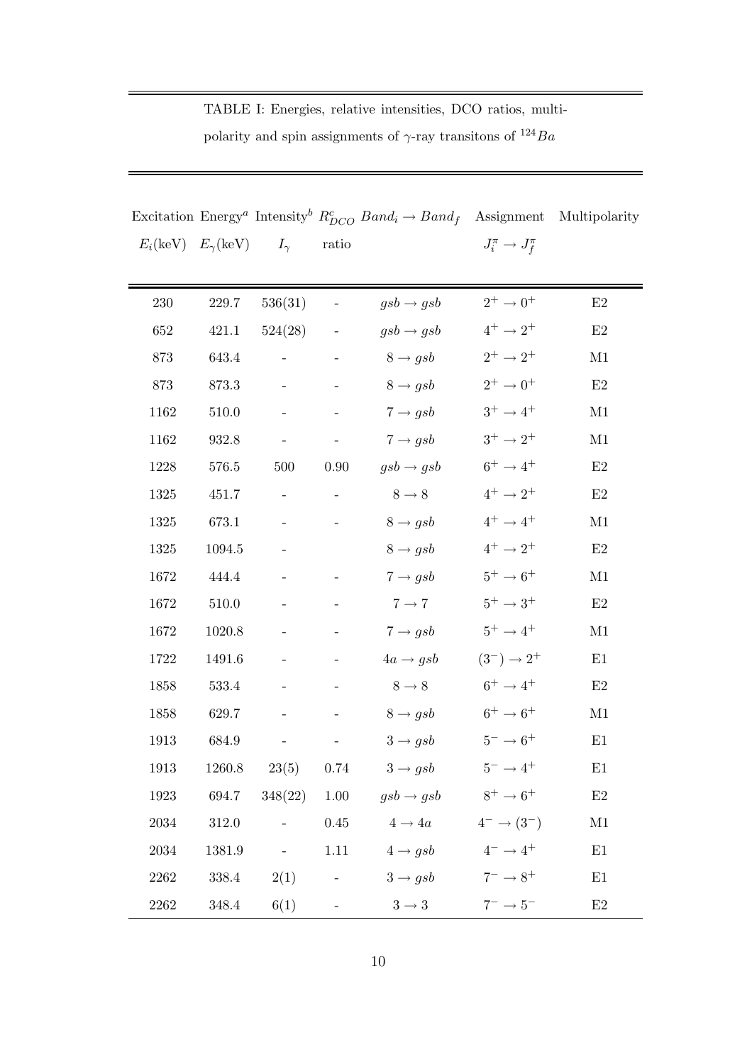TABLE I: Energies, relative intensities, DCO ratios, multipolarity and spin assignments of $\gamma$-ray transitons of $^{124}Ba$

| Excitation $E_i$(keV) | Energy[a] $E_\gamma$(keV) | Intensity[b] $I_\gamma$ | $R^c_{DCO}$ ratio | $Band_i \rightarrow Band_f$ | Assignment $J^\pi_i \rightarrow J^\pi_f$ | Multipolarity |
|---|---|---|---|---|---|---|
| 230 | 229.7 | 536(31) | - | $gsb \rightarrow gsb$ | $2^+ \rightarrow 0^+$ | E2 |
| 652 | 421.1 | 524(28) | - | $gsb \rightarrow gsb$ | $4^+ \rightarrow 2^+$ | E2 |
| 873 | 643.4 | - | - | $8 \rightarrow gsb$ | $2^+ \rightarrow 2^+$ | M1 |
| 873 | 873.3 | - | - | $8 \rightarrow gsb$ | $2^+ \rightarrow 0^+$ | E2 |
| 1162 | 510.0 | - | - | $7 \rightarrow gsb$ | $3^+ \rightarrow 4^+$ | M1 |
| 1162 | 932.8 | - | - | $7 \rightarrow gsb$ | $3^+ \rightarrow 2^+$ | M1 |
| 1228 | 576.5 | 500 | 0.90 | $gsb \rightarrow gsb$ | $6^+ \rightarrow 4^+$ | E2 |
| 1325 | 451.7 | - | - | $8 \rightarrow 8$ | $4^+ \rightarrow 2^+$ | E2 |
| 1325 | 673.1 | - | - | $8 \rightarrow gsb$ | $4^+ \rightarrow 4^+$ | M1 |
| 1325 | 1094.5 | - | | $8 \rightarrow gsb$ | $4^+ \rightarrow 2^+$ | E2 |
| 1672 | 444.4 | - | - | $7 \rightarrow gsb$ | $5^+ \rightarrow 6^+$ | M1 |
| 1672 | 510.0 | - | - | $7 \rightarrow 7$ | $5^+ \rightarrow 3^+$ | E2 |
| 1672 | 1020.8 | - | - | $7 \rightarrow gsb$ | $5^+ \rightarrow 4^+$ | M1 |
| 1722 | 1491.6 | - | - | $4a \rightarrow gsb$ | $(3^-) \rightarrow 2^+$ | E1 |
| 1858 | 533.4 | - | - | $8 \rightarrow 8$ | $6^+ \rightarrow 4^+$ | E2 |
| 1858 | 629.7 | - | - | $8 \rightarrow gsb$ | $6^+ \rightarrow 6^+$ | M1 |
| 1913 | 684.9 | - | - | $3 \rightarrow gsb$ | $5^- \rightarrow 6^+$ | E1 |
| 1913 | 1260.8 | 23(5) | 0.74 | $3 \rightarrow gsb$ | $5^- \rightarrow 4^+$ | E1 |
| 1923 | 694.7 | 348(22) | 1.00 | $gsb \rightarrow gsb$ | $8^+ \rightarrow 6^+$ | E2 |
| 2034 | 312.0 | - | 0.45 | $4 \rightarrow 4a$ | $4^- \rightarrow (3^-)$ | M1 |
| 2034 | 1381.9 | - | 1.11 | $4 \rightarrow gsb$ | $4^- \rightarrow 4^+$ | E1 |
| 2262 | 338.4 | 2(1) | - | $3 \rightarrow gsb$ | $7^- \rightarrow 8^+$ | E1 |
| 2262 | 348.4 | 6(1) | - | $3 \rightarrow 3$ | $7^- \rightarrow 5^-$ | E2 |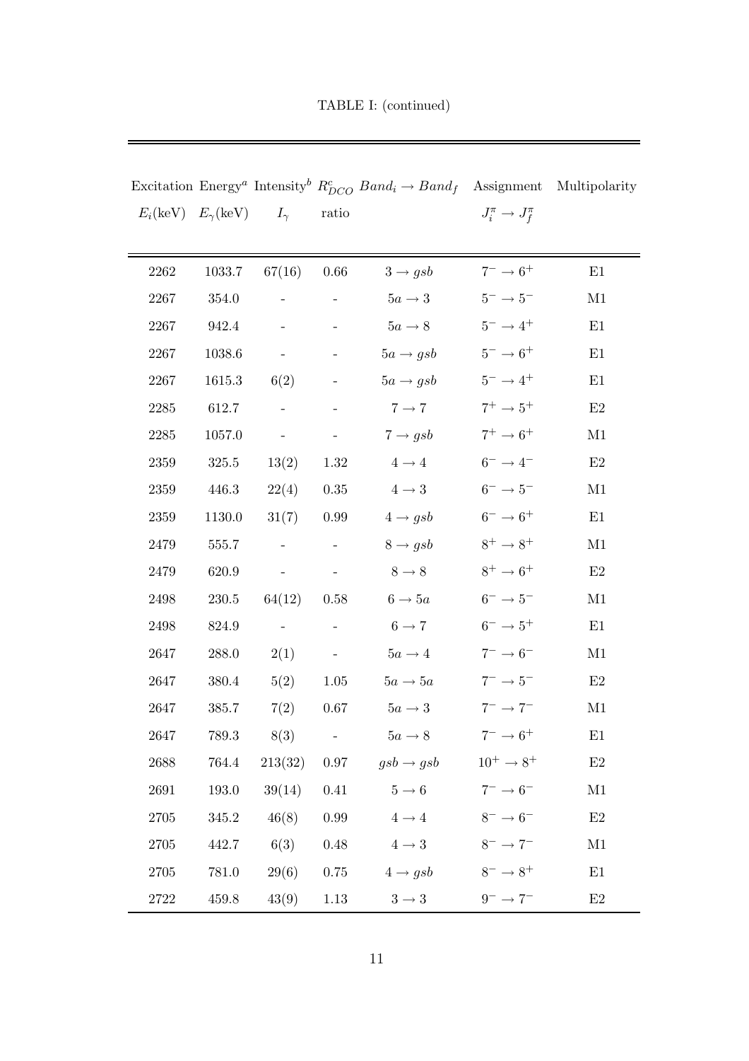TABLE I: (continued)

| Excitation $E_i$(keV) | Energy[a] $E_\gamma$(keV) | Intensity[b] $I_\gamma$ | $R^c_{DCO}$ ratio | $Band_i \rightarrow Band_f$ | Assignment $J^\pi_i \rightarrow J^\pi_f$ | Multipolarity |
|---|---|---|---|---|---|---|
| 2262 | 1033.7 | 67(16) | 0.66 | $3 \rightarrow gsb$ | $7^- \rightarrow 6^+$ | E1 |
| 2267 | 354.0 | - | - | $5a \rightarrow 3$ | $5^- \rightarrow 5^-$ | M1 |
| 2267 | 942.4 | - | - | $5a \rightarrow 8$ | $5^- \rightarrow 4^+$ | E1 |
| 2267 | 1038.6 | - | - | $5a \rightarrow gsb$ | $5^- \rightarrow 6^+$ | E1 |
| 2267 | 1615.3 | 6(2) | - | $5a \rightarrow gsb$ | $5^- \rightarrow 4^+$ | E1 |
| 2285 | 612.7 | - | - | $7 \rightarrow 7$ | $7^+ \rightarrow 5^+$ | E2 |
| 2285 | 1057.0 | - | - | $7 \rightarrow gsb$ | $7^+ \rightarrow 6^+$ | M1 |
| 2359 | 325.5 | 13(2) | 1.32 | $4 \rightarrow 4$ | $6^- \rightarrow 4^-$ | E2 |
| 2359 | 446.3 | 22(4) | 0.35 | $4 \rightarrow 3$ | $6^- \rightarrow 5^-$ | M1 |
| 2359 | 1130.0 | 31(7) | 0.99 | $4 \rightarrow gsb$ | $6^- \rightarrow 6^+$ | E1 |
| 2479 | 555.7 | - | - | $8 \rightarrow gsb$ | $8^+ \rightarrow 8^+$ | M1 |
| 2479 | 620.9 | - | - | $8 \rightarrow 8$ | $8^+ \rightarrow 6^+$ | E2 |
| 2498 | 230.5 | 64(12) | 0.58 | $6 \rightarrow 5a$ | $6^- \rightarrow 5^-$ | M1 |
| 2498 | 824.9 | - | - | $6 \rightarrow 7$ | $6^- \rightarrow 5^+$ | E1 |
| 2647 | 288.0 | 2(1) | - | $5a \rightarrow 4$ | $7^- \rightarrow 6^-$ | M1 |
| 2647 | 380.4 | 5(2) | 1.05 | $5a \rightarrow 5a$ | $7^- \rightarrow 5^-$ | E2 |
| 2647 | 385.7 | 7(2) | 0.67 | $5a \rightarrow 3$ | $7^- \rightarrow 7^-$ | M1 |
| 2647 | 789.3 | 8(3) | - | $5a \rightarrow 8$ | $7^- \rightarrow 6^+$ | E1 |
| 2688 | 764.4 | 213(32) | 0.97 | $gsb \rightarrow gsb$ | $10^+ \rightarrow 8^+$ | E2 |
| 2691 | 193.0 | 39(14) | 0.41 | $5 \rightarrow 6$ | $7^- \rightarrow 6^-$ | M1 |
| 2705 | 345.2 | 46(8) | 0.99 | $4 \rightarrow 4$ | $8^- \rightarrow 6^-$ | E2 |
| 2705 | 442.7 | 6(3) | 0.48 | $4 \rightarrow 3$ | $8^- \rightarrow 7^-$ | M1 |
| 2705 | 781.0 | 29(6) | 0.75 | $4 \rightarrow gsb$ | $8^- \rightarrow 8^+$ | E1 |
| 2722 | 459.8 | 43(9) | 1.13 | $3 \rightarrow 3$ | $9^- \rightarrow 7^-$ | E2 |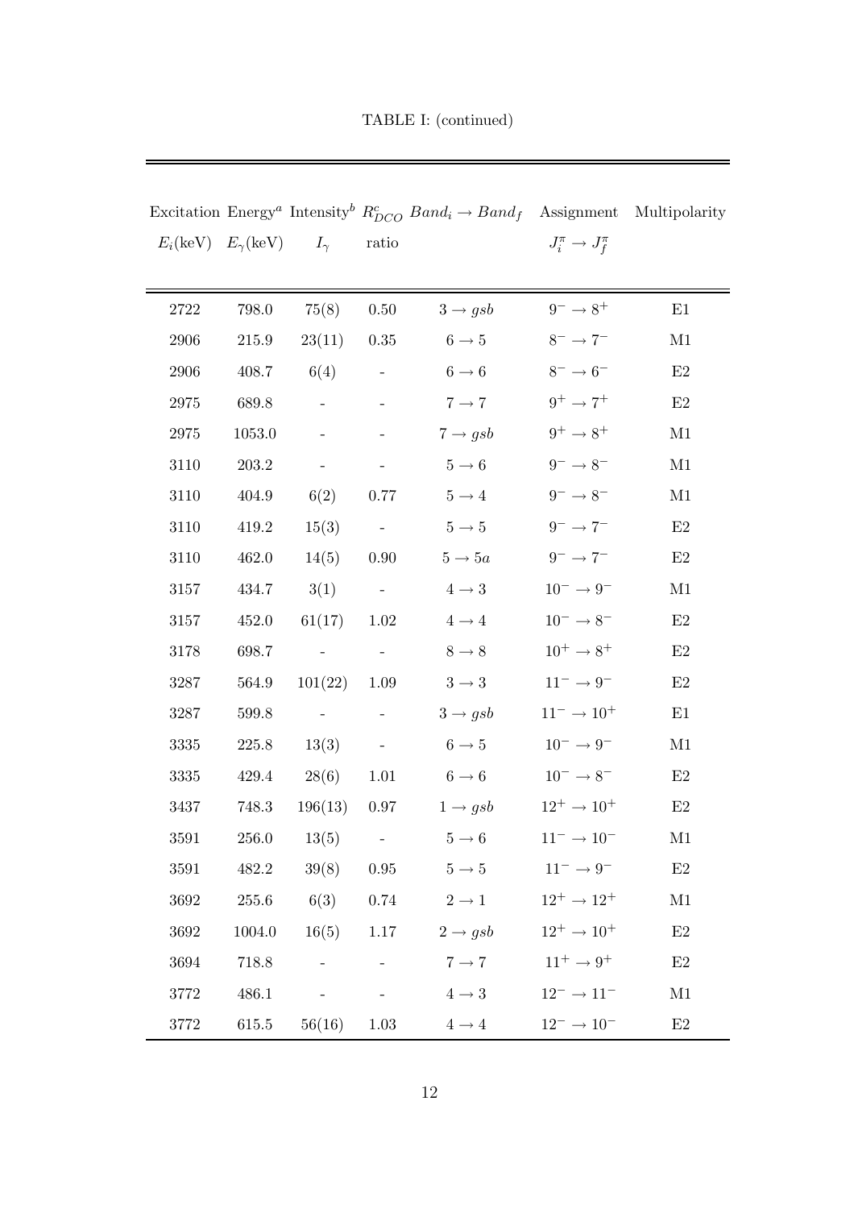TABLE I: (continued)

| Excitation $E_i$(keV) | Energy[a] $E_\gamma$(keV) | Intensity[b] $I_\gamma$ | $R^c_{DCO}$ ratio | $Band_i \rightarrow Band_f$ | Assignment $J^\pi_i \rightarrow J^\pi_f$ | Multipolarity |
|---|---|---|---|---|---|---|
| 2722 | 798.0 | 75(8) | 0.50 | $3 \rightarrow gsb$ | $9^- \rightarrow 8^+$ | E1 |
| 2906 | 215.9 | 23(11) | 0.35 | $6 \rightarrow 5$ | $8^- \rightarrow 7^-$ | M1 |
| 2906 | 408.7 | 6(4) | - | $6 \rightarrow 6$ | $8^- \rightarrow 6^-$ | E2 |
| 2975 | 689.8 | - | - | $7 \rightarrow 7$ | $9^+ \rightarrow 7^+$ | E2 |
| 2975 | 1053.0 | - | - | $7 \rightarrow gsb$ | $9^+ \rightarrow 8^+$ | M1 |
| 3110 | 203.2 | - | - | $5 \rightarrow 6$ | $9^- \rightarrow 8^-$ | M1 |
| 3110 | 404.9 | 6(2) | 0.77 | $5 \rightarrow 4$ | $9^- \rightarrow 8^-$ | M1 |
| 3110 | 419.2 | 15(3) | - | $5 \rightarrow 5$ | $9^- \rightarrow 7^-$ | E2 |
| 3110 | 462.0 | 14(5) | 0.90 | $5 \rightarrow 5a$ | $9^- \rightarrow 7^-$ | E2 |
| 3157 | 434.7 | 3(1) | - | $4 \rightarrow 3$ | $10^- \rightarrow 9^-$ | M1 |
| 3157 | 452.0 | 61(17) | 1.02 | $4 \rightarrow 4$ | $10^- \rightarrow 8^-$ | E2 |
| 3178 | 698.7 | - | - | $8 \rightarrow 8$ | $10^+ \rightarrow 8^+$ | E2 |
| 3287 | 564.9 | 101(22) | 1.09 | $3 \rightarrow 3$ | $11^- \rightarrow 9^-$ | E2 |
| 3287 | 599.8 | - | - | $3 \rightarrow gsb$ | $11^- \rightarrow 10^+$ | E1 |
| 3335 | 225.8 | 13(3) | - | $6 \rightarrow 5$ | $10^- \rightarrow 9^-$ | M1 |
| 3335 | 429.4 | 28(6) | 1.01 | $6 \rightarrow 6$ | $10^- \rightarrow 8^-$ | E2 |
| 3437 | 748.3 | 196(13) | 0.97 | $1 \rightarrow gsb$ | $12^+ \rightarrow 10^+$ | E2 |
| 3591 | 256.0 | 13(5) | - | $5 \rightarrow 6$ | $11^- \rightarrow 10^-$ | M1 |
| 3591 | 482.2 | 39(8) | 0.95 | $5 \rightarrow 5$ | $11^- \rightarrow 9^-$ | E2 |
| 3692 | 255.6 | 6(3) | 0.74 | $2 \rightarrow 1$ | $12^+ \rightarrow 12^+$ | M1 |
| 3692 | 1004.0 | 16(5) | 1.17 | $2 \rightarrow gsb$ | $12^+ \rightarrow 10^+$ | E2 |
| 3694 | 718.8 | - | - | $7 \rightarrow 7$ | $11^+ \rightarrow 9^+$ | E2 |
| 3772 | 486.1 | - | - | $4 \rightarrow 3$ | $12^- \rightarrow 11^-$ | M1 |
| 3772 | 615.5 | 56(16) | 1.03 | $4 \rightarrow 4$ | $12^- \rightarrow 10^-$ | E2 |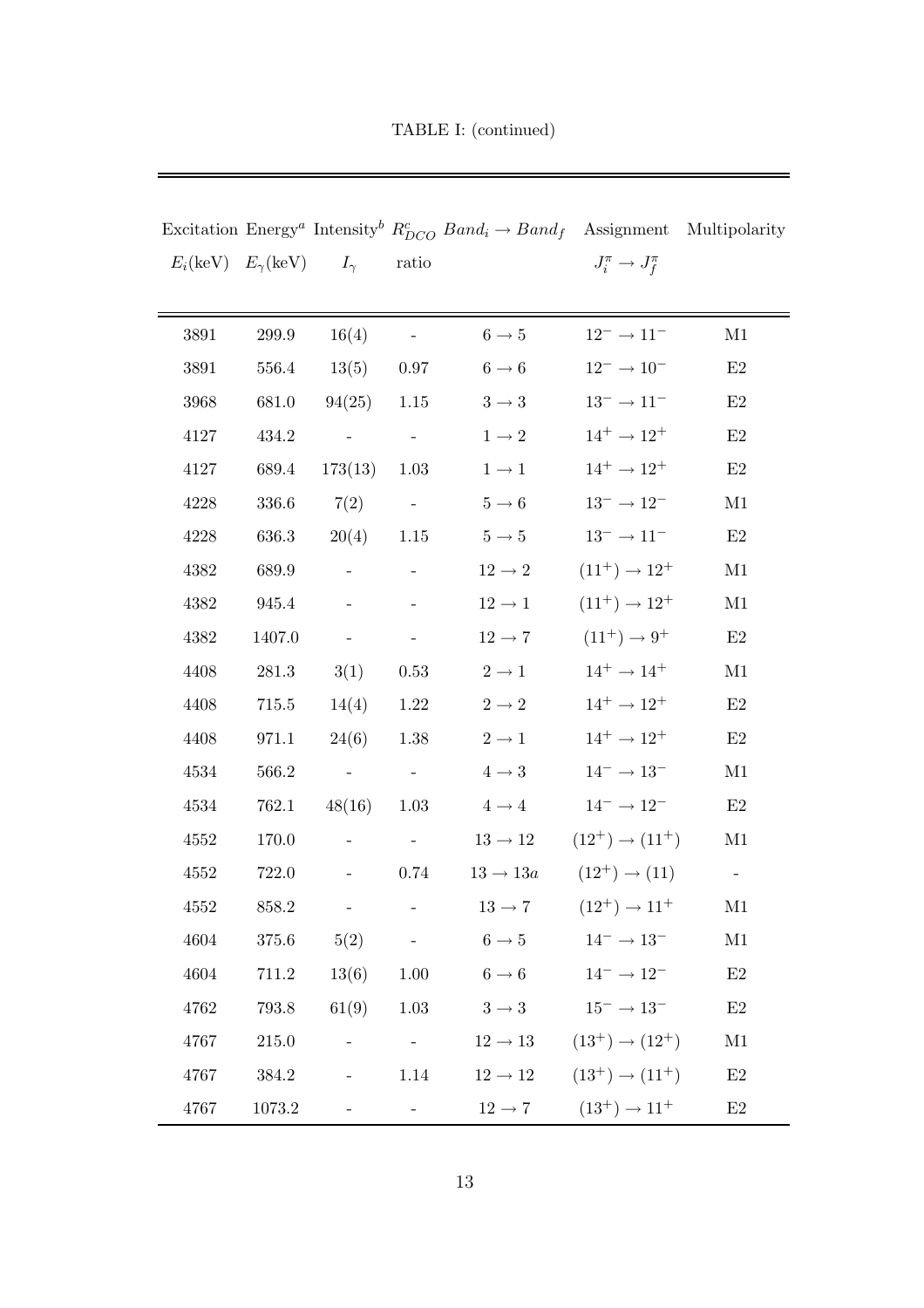TABLE I: (continued)

| Excitation $E_i$(keV) | Energy[a] $E_\gamma$(keV) | Intensity[b] $I_\gamma$ | $R^c_{DCO}$ ratio | $Band_i \rightarrow Band_f$ | Assignment $J^\pi_i \rightarrow J^\pi_f$ | Multipolarity |
|---|---|---|---|---|---|---|
| 3891 | 299.9 | 16(4) | - | $6 \rightarrow 5$ | $12^- \rightarrow 11^-$ | M1 |
| 3891 | 556.4 | 13(5) | 0.97 | $6 \rightarrow 6$ | $12^- \rightarrow 10^-$ | E2 |
| 3968 | 681.0 | 94(25) | 1.15 | $3 \rightarrow 3$ | $13^- \rightarrow 11^-$ | E2 |
| 4127 | 434.2 | - | - | $1 \rightarrow 2$ | $14^+ \rightarrow 12^+$ | E2 |
| 4127 | 689.4 | 173(13) | 1.03 | $1 \rightarrow 1$ | $14^+ \rightarrow 12^+$ | E2 |
| 4228 | 336.6 | 7(2) | - | $5 \rightarrow 6$ | $13^- \rightarrow 12^-$ | M1 |
| 4228 | 636.3 | 20(4) | 1.15 | $5 \rightarrow 5$ | $13^- \rightarrow 11^-$ | E2 |
| 4382 | 689.9 | - | - | $12 \rightarrow 2$ | $(11^+) \rightarrow 12^+$ | M1 |
| 4382 | 945.4 | - | - | $12 \rightarrow 1$ | $(11^+) \rightarrow 12^+$ | M1 |
| 4382 | 1407.0 | - | - | $12 \rightarrow 7$ | $(11^+) \rightarrow 9^+$ | E2 |
| 4408 | 281.3 | 3(1) | 0.53 | $2 \rightarrow 1$ | $14^+ \rightarrow 14^+$ | M1 |
| 4408 | 715.5 | 14(4) | 1.22 | $2 \rightarrow 2$ | $14^+ \rightarrow 12^+$ | E2 |
| 4408 | 971.1 | 24(6) | 1.38 | $2 \rightarrow 1$ | $14^+ \rightarrow 12^+$ | E2 |
| 4534 | 566.2 | - | - | $4 \rightarrow 3$ | $14^- \rightarrow 13^-$ | M1 |
| 4534 | 762.1 | 48(16) | 1.03 | $4 \rightarrow 4$ | $14^- \rightarrow 12^-$ | E2 |
| 4552 | 170.0 | - | - | $13 \rightarrow 12$ | $(12^+) \rightarrow (11^+)$ | M1 |
| 4552 | 722.0 | - | 0.74 | $13 \rightarrow 13a$ | $(12^+) \rightarrow (11)$ | - |
| 4552 | 858.2 | - | - | $13 \rightarrow 7$ | $(12^+) \rightarrow 11^+$ | M1 |
| 4604 | 375.6 | 5(2) | - | $6 \rightarrow 5$ | $14^- \rightarrow 13^-$ | M1 |
| 4604 | 711.2 | 13(6) | 1.00 | $6 \rightarrow 6$ | $14^- \rightarrow 12^-$ | E2 |
| 4762 | 793.8 | 61(9) | 1.03 | $3 \rightarrow 3$ | $15^- \rightarrow 13^-$ | E2 |
| 4767 | 215.0 | - | - | $12 \rightarrow 13$ | $(13^+) \rightarrow (12^+)$ | M1 |
| 4767 | 384.2 | - | 1.14 | $12 \rightarrow 12$ | $(13^+) \rightarrow (11^+)$ | E2 |
| 4767 | 1073.2 | - | - | $12 \rightarrow 7$ | $(13^+) \rightarrow 11^+$ | E2 |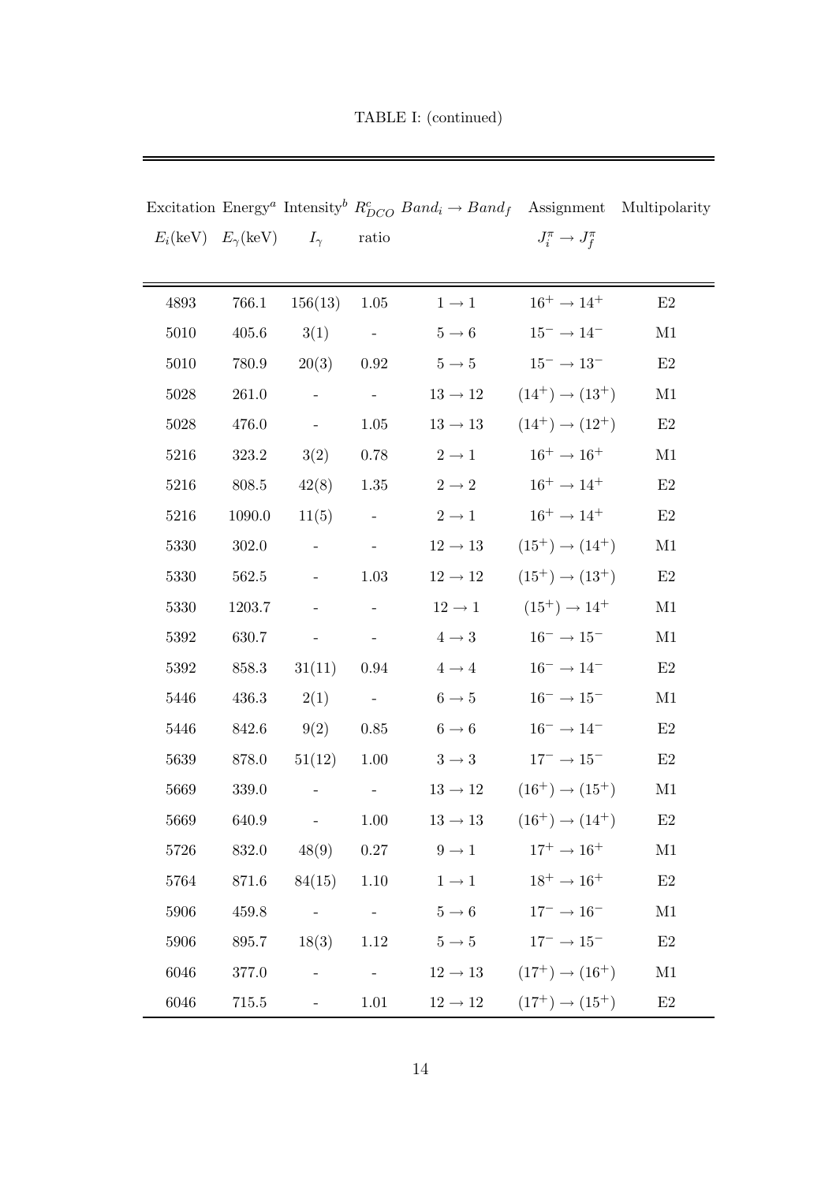TABLE I: (continued)

| Excitation $E_i$(keV) | Energy[a] $E_\gamma$(keV) | Intensity[b] $I_\gamma$ | $R^c_{DCO}$ ratio | $Band_i \rightarrow Band_f$ | Assignment $J^\pi_i \rightarrow J^\pi_f$ | Multipolarity |
|---|---|---|---|---|---|---|
| 4893 | 766.1 | 156(13) | 1.05 | $1 \rightarrow 1$ | $16^+ \rightarrow 14^+$ | E2 |
| 5010 | 405.6 | 3(1) | - | $5 \rightarrow 6$ | $15^- \rightarrow 14^-$ | M1 |
| 5010 | 780.9 | 20(3) | 0.92 | $5 \rightarrow 5$ | $15^- \rightarrow 13^-$ | E2 |
| 5028 | 261.0 | - | - | $13 \rightarrow 12$ | $(14^+) \rightarrow (13^+)$ | M1 |
| 5028 | 476.0 | - | 1.05 | $13 \rightarrow 13$ | $(14^+) \rightarrow (12^+)$ | E2 |
| 5216 | 323.2 | 3(2) | 0.78 | $2 \rightarrow 1$ | $16^+ \rightarrow 16^+$ | M1 |
| 5216 | 808.5 | 42(8) | 1.35 | $2 \rightarrow 2$ | $16^+ \rightarrow 14^+$ | E2 |
| 5216 | 1090.0 | 11(5) | - | $2 \rightarrow 1$ | $16^+ \rightarrow 14^+$ | E2 |
| 5330 | 302.0 | - | - | $12 \rightarrow 13$ | $(15^+) \rightarrow (14^+)$ | M1 |
| 5330 | 562.5 | - | 1.03 | $12 \rightarrow 12$ | $(15^+) \rightarrow (13^+)$ | E2 |
| 5330 | 1203.7 | - | - | $12 \rightarrow 1$ | $(15^+) \rightarrow 14^+$ | M1 |
| 5392 | 630.7 | - | - | $4 \rightarrow 3$ | $16^- \rightarrow 15^-$ | M1 |
| 5392 | 858.3 | 31(11) | 0.94 | $4 \rightarrow 4$ | $16^- \rightarrow 14^-$ | E2 |
| 5446 | 436.3 | 2(1) | - | $6 \rightarrow 5$ | $16^- \rightarrow 15^-$ | M1 |
| 5446 | 842.6 | 9(2) | 0.85 | $6 \rightarrow 6$ | $16^- \rightarrow 14^-$ | E2 |
| 5639 | 878.0 | 51(12) | 1.00 | $3 \rightarrow 3$ | $17^- \rightarrow 15^-$ | E2 |
| 5669 | 339.0 | - | - | $13 \rightarrow 12$ | $(16^+) \rightarrow (15^+)$ | M1 |
| 5669 | 640.9 | - | 1.00 | $13 \rightarrow 13$ | $(16^+) \rightarrow (14^+)$ | E2 |
| 5726 | 832.0 | 48(9) | 0.27 | $9 \rightarrow 1$ | $17^+ \rightarrow 16^+$ | M1 |
| 5764 | 871.6 | 84(15) | 1.10 | $1 \rightarrow 1$ | $18^+ \rightarrow 16^+$ | E2 |
| 5906 | 459.8 | - | - | $5 \rightarrow 6$ | $17^- \rightarrow 16^-$ | M1 |
| 5906 | 895.7 | 18(3) | 1.12 | $5 \rightarrow 5$ | $17^- \rightarrow 15^-$ | E2 |
| 6046 | 377.0 | - | - | $12 \rightarrow 13$ | $(17^+) \rightarrow (16^+)$ | M1 |
| 6046 | 715.5 | - | 1.01 | $12 \rightarrow 12$ | $(17^+) \rightarrow (15^+)$ | E2 |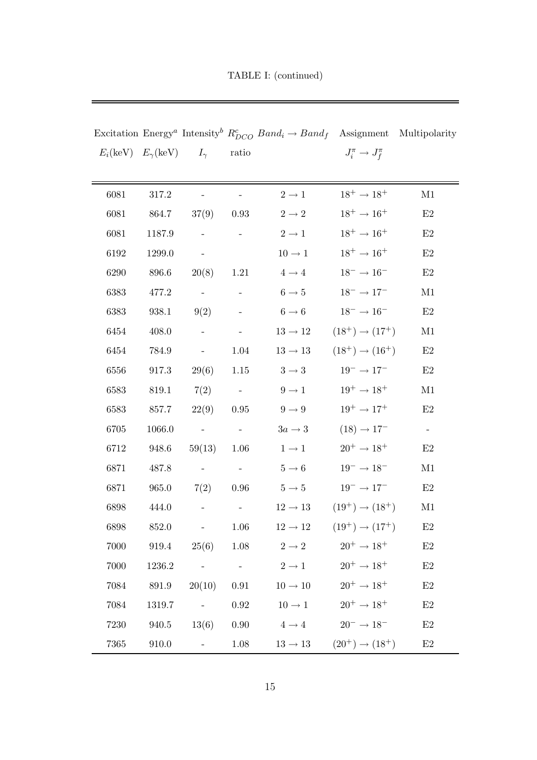TABLE I: (continued)

| Excitation $E_i$(keV) | Energy[a] $E_\gamma$(keV) | Intensity[b] $I_\gamma$ | $R^c_{DCO}$ ratio | $Band_i \rightarrow Band_f$ | Assignment $J^\pi_i \rightarrow J^\pi_f$ | Multipolarity |
|---|---|---|---|---|---|---|
| 6081 | 317.2 | - | - | $2 \rightarrow 1$ | $18^+ \rightarrow 18^+$ | M1 |
| 6081 | 864.7 | 37(9) | 0.93 | $2 \rightarrow 2$ | $18^+ \rightarrow 16^+$ | E2 |
| 6081 | 1187.9 | - | - | $2 \rightarrow 1$ | $18^+ \rightarrow 16^+$ | E2 |
| 6192 | 1299.0 | - | | $10 \rightarrow 1$ | $18^+ \rightarrow 16^+$ | E2 |
| 6290 | 896.6 | 20(8) | 1.21 | $4 \rightarrow 4$ | $18^- \rightarrow 16^-$ | E2 |
| 6383 | 477.2 | - | - | $6 \rightarrow 5$ | $18^- \rightarrow 17^-$ | M1 |
| 6383 | 938.1 | 9(2) | - | $6 \rightarrow 6$ | $18^- \rightarrow 16^-$ | E2 |
| 6454 | 408.0 | - | - | $13 \rightarrow 12$ | $(18^+) \rightarrow (17^+)$ | M1 |
| 6454 | 784.9 | - | 1.04 | $13 \rightarrow 13$ | $(18^+) \rightarrow (16^+)$ | E2 |
| 6556 | 917.3 | 29(6) | 1.15 | $3 \rightarrow 3$ | $19^- \rightarrow 17^-$ | E2 |
| 6583 | 819.1 | 7(2) | - | $9 \rightarrow 1$ | $19^+ \rightarrow 18^+$ | M1 |
| 6583 | 857.7 | 22(9) | 0.95 | $9 \rightarrow 9$ | $19^+ \rightarrow 17^+$ | E2 |
| 6705 | 1066.0 | - | - | $3a \rightarrow 3$ | $(18) \rightarrow 17^-$ | - |
| 6712 | 948.6 | 59(13) | 1.06 | $1 \rightarrow 1$ | $20^+ \rightarrow 18^+$ | E2 |
| 6871 | 487.8 | - | - | $5 \rightarrow 6$ | $19^- \rightarrow 18^-$ | M1 |
| 6871 | 965.0 | 7(2) | 0.96 | $5 \rightarrow 5$ | $19^- \rightarrow 17^-$ | E2 |
| 6898 | 444.0 | - | - | $12 \rightarrow 13$ | $(19^+) \rightarrow (18^+)$ | M1 |
| 6898 | 852.0 | - | 1.06 | $12 \rightarrow 12$ | $(19^+) \rightarrow (17^+)$ | E2 |
| 7000 | 919.4 | 25(6) | 1.08 | $2 \rightarrow 2$ | $20^+ \rightarrow 18^+$ | E2 |
| 7000 | 1236.2 | - | - | $2 \rightarrow 1$ | $20^+ \rightarrow 18^+$ | E2 |
| 7084 | 891.9 | 20(10) | 0.91 | $10 \rightarrow 10$ | $20^+ \rightarrow 18^+$ | E2 |
| 7084 | 1319.7 | - | 0.92 | $10 \rightarrow 1$ | $20^+ \rightarrow 18^+$ | E2 |
| 7230 | 940.5 | 13(6) | 0.90 | $4 \rightarrow 4$ | $20^- \rightarrow 18^-$ | E2 |
| 7365 | 910.0 | - | 1.08 | $13 \rightarrow 13$ | $(20^+) \rightarrow (18^+)$ | E2 |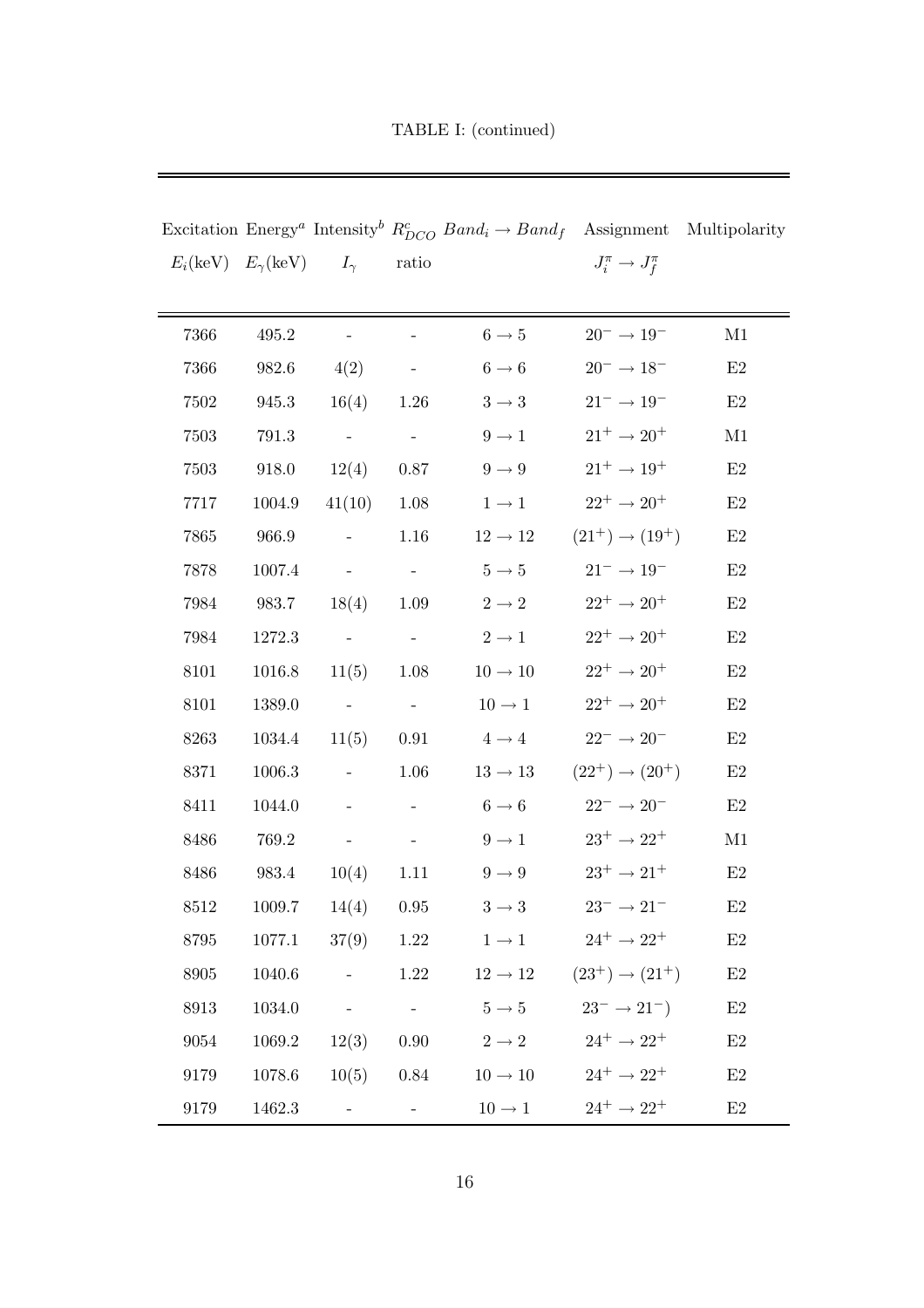TABLE I: (continued)

| Excitation $E_i$(keV) | Energy[a] $E_\gamma$(keV) | Intensity[b] $I_\gamma$ | $R^c_{DCO}$ ratio | $Band_i \rightarrow Band_f$ | Assignment $J^\pi_i \rightarrow J^\pi_f$ | Multipolarity |
|---|---|---|---|---|---|---|
| 7366 | 495.2 | - | - | $6 \rightarrow 5$ | $20^- \rightarrow 19^-$ | M1 |
| 7366 | 982.6 | 4(2) | - | $6 \rightarrow 6$ | $20^- \rightarrow 18^-$ | E2 |
| 7502 | 945.3 | 16(4) | 1.26 | $3 \rightarrow 3$ | $21^- \rightarrow 19^-$ | E2 |
| 7503 | 791.3 | - | - | $9 \rightarrow 1$ | $21^+ \rightarrow 20^+$ | M1 |
| 7503 | 918.0 | 12(4) | 0.87 | $9 \rightarrow 9$ | $21^+ \rightarrow 19^+$ | E2 |
| 7717 | 1004.9 | 41(10) | 1.08 | $1 \rightarrow 1$ | $22^+ \rightarrow 20^+$ | E2 |
| 7865 | 966.9 | - | 1.16 | $12 \rightarrow 12$ | $(21^+) \rightarrow (19^+)$ | E2 |
| 7878 | 1007.4 | - | - | $5 \rightarrow 5$ | $21^- \rightarrow 19^-$ | E2 |
| 7984 | 983.7 | 18(4) | 1.09 | $2 \rightarrow 2$ | $22^+ \rightarrow 20^+$ | E2 |
| 7984 | 1272.3 | - | - | $2 \rightarrow 1$ | $22^+ \rightarrow 20^+$ | E2 |
| 8101 | 1016.8 | 11(5) | 1.08 | $10 \rightarrow 10$ | $22^+ \rightarrow 20^+$ | E2 |
| 8101 | 1389.0 | - | - | $10 \rightarrow 1$ | $22^+ \rightarrow 20^+$ | E2 |
| 8263 | 1034.4 | 11(5) | 0.91 | $4 \rightarrow 4$ | $22^- \rightarrow 20^-$ | E2 |
| 8371 | 1006.3 | - | 1.06 | $13 \rightarrow 13$ | $(22^+) \rightarrow (20^+)$ | E2 |
| 8411 | 1044.0 | - | - | $6 \rightarrow 6$ | $22^- \rightarrow 20^-$ | E2 |
| 8486 | 769.2 | - | - | $9 \rightarrow 1$ | $23^+ \rightarrow 22^+$ | M1 |
| 8486 | 983.4 | 10(4) | 1.11 | $9 \rightarrow 9$ | $23^+ \rightarrow 21^+$ | E2 |
| 8512 | 1009.7 | 14(4) | 0.95 | $3 \rightarrow 3$ | $23^- \rightarrow 21^-$ | E2 |
| 8795 | 1077.1 | 37(9) | 1.22 | $1 \rightarrow 1$ | $24^+ \rightarrow 22^+$ | E2 |
| 8905 | 1040.6 | - | 1.22 | $12 \rightarrow 12$ | $(23^+) \rightarrow (21^+)$ | E2 |
| 8913 | 1034.0 | - | - | $5 \rightarrow 5$ | $23^- \rightarrow 21^-)$ | E2 |
| 9054 | 1069.2 | 12(3) | 0.90 | $2 \rightarrow 2$ | $24^+ \rightarrow 22^+$ | E2 |
| 9179 | 1078.6 | 10(5) | 0.84 | $10 \rightarrow 10$ | $24^+ \rightarrow 22^+$ | E2 |
| 9179 | 1462.3 | - | - | $10 \rightarrow 1$ | $24^+ \rightarrow 22^+$ | E2 |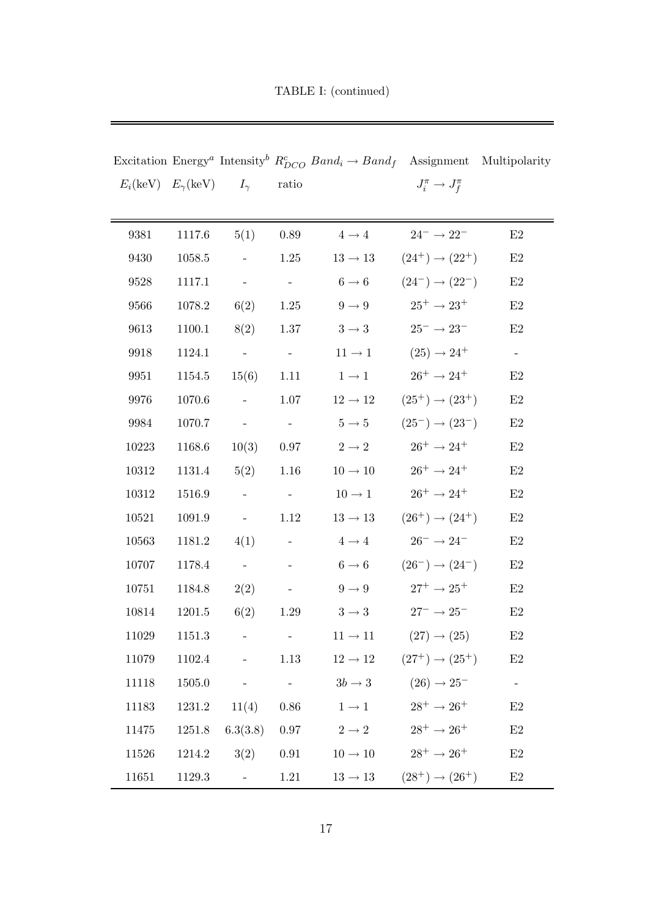TABLE I: (continued)

| Excitation $E_i$(keV) | Energy[a] $E_\gamma$(keV) | Intensity[b] $I_\gamma$ | $R^c_{DCO}$ ratio | $Band_i \rightarrow Band_f$ | Assignment $J_i^\pi \rightarrow J_f^\pi$ | Multipolarity |
|---|---|---|---|---|---|---|
| 9381 | 1117.6 | 5(1) | 0.89 | $4 \rightarrow 4$ | $24^- \rightarrow 22^-$ | E2 |
| 9430 | 1058.5 | - | 1.25 | $13 \rightarrow 13$ | $(24^+) \rightarrow (22^+)$ | E2 |
| 9528 | 1117.1 | - | - | $6 \rightarrow 6$ | $(24^-) \rightarrow (22^-)$ | E2 |
| 9566 | 1078.2 | 6(2) | 1.25 | $9 \rightarrow 9$ | $25^+ \rightarrow 23^+$ | E2 |
| 9613 | 1100.1 | 8(2) | 1.37 | $3 \rightarrow 3$ | $25^- \rightarrow 23^-$ | E2 |
| 9918 | 1124.1 | - | - | $11 \rightarrow 1$ | $(25) \rightarrow 24^+$ | - |
| 9951 | 1154.5 | 15(6) | 1.11 | $1 \rightarrow 1$ | $26^+ \rightarrow 24^+$ | E2 |
| 9976 | 1070.6 | - | 1.07 | $12 \rightarrow 12$ | $(25^+) \rightarrow (23^+)$ | E2 |
| 9984 | 1070.7 | - | - | $5 \rightarrow 5$ | $(25^-) \rightarrow (23^-)$ | E2 |
| 10223 | 1168.6 | 10(3) | 0.97 | $2 \rightarrow 2$ | $26^+ \rightarrow 24^+$ | E2 |
| 10312 | 1131.4 | 5(2) | 1.16 | $10 \rightarrow 10$ | $26^+ \rightarrow 24^+$ | E2 |
| 10312 | 1516.9 | - | - | $10 \rightarrow 1$ | $26^+ \rightarrow 24^+$ | E2 |
| 10521 | 1091.9 | - | 1.12 | $13 \rightarrow 13$ | $(26^+) \rightarrow (24^+)$ | E2 |
| 10563 | 1181.2 | 4(1) | - | $4 \rightarrow 4$ | $26^- \rightarrow 24^-$ | E2 |
| 10707 | 1178.4 | - | - | $6 \rightarrow 6$ | $(26^-) \rightarrow (24^-)$ | E2 |
| 10751 | 1184.8 | 2(2) | - | $9 \rightarrow 9$ | $27^+ \rightarrow 25^+$ | E2 |
| 10814 | 1201.5 | 6(2) | 1.29 | $3 \rightarrow 3$ | $27^- \rightarrow 25^-$ | E2 |
| 11029 | 1151.3 | - | - | $11 \rightarrow 11$ | $(27) \rightarrow (25)$ | E2 |
| 11079 | 1102.4 | - | 1.13 | $12 \rightarrow 12$ | $(27^+) \rightarrow (25^+)$ | E2 |
| 11118 | 1505.0 | - | - | $3b \rightarrow 3$ | $(26) \rightarrow 25^-$ | - |
| 11183 | 1231.2 | 11(4) | 0.86 | $1 \rightarrow 1$ | $28^+ \rightarrow 26^+$ | E2 |
| 11475 | 1251.8 | 6.3(3.8) | 0.97 | $2 \rightarrow 2$ | $28^+ \rightarrow 26^+$ | E2 |
| 11526 | 1214.2 | 3(2) | 0.91 | $10 \rightarrow 10$ | $28^+ \rightarrow 26^+$ | E2 |
| 11651 | 1129.3 | - | 1.21 | $13 \rightarrow 13$ | $(28^+) \rightarrow (26^+)$ | E2 |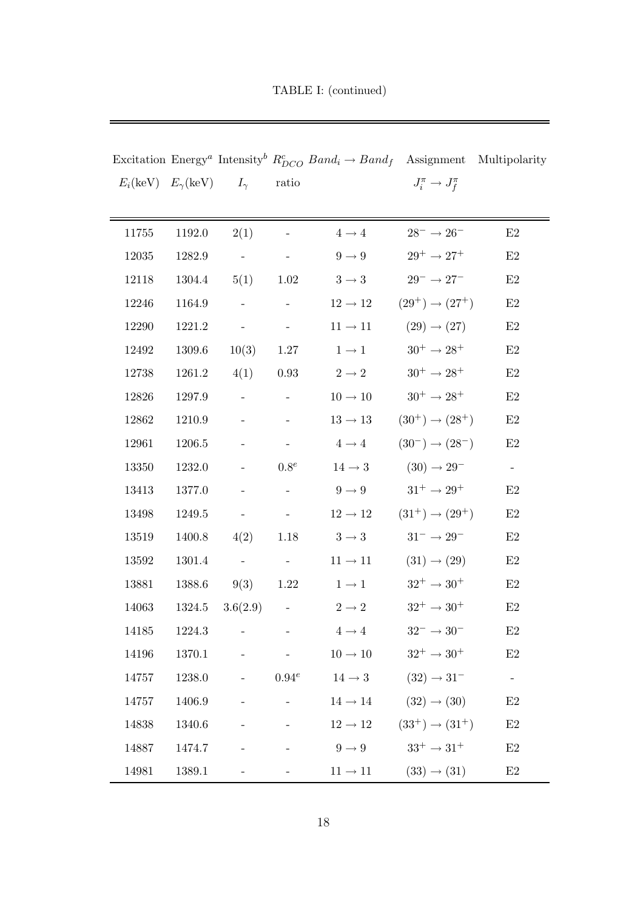TABLE I: (continued)

| Excitation $E_i$(keV) | Energy[a] $E_\gamma$(keV) | Intensity[b] $I_\gamma$ | $R^c_{DCO}$ ratio | $Band_i \rightarrow Band_f$ | Assignment $J^\pi_i \rightarrow J^\pi_f$ | Multipolarity |
|---|---|---|---|---|---|---|
| 11755 | 1192.0 | 2(1) | - | $4 \rightarrow 4$ | $28^- \rightarrow 26^-$ | E2 |
| 12035 | 1282.9 | - | - | $9 \rightarrow 9$ | $29^+ \rightarrow 27^+$ | E2 |
| 12118 | 1304.4 | 5(1) | 1.02 | $3 \rightarrow 3$ | $29^- \rightarrow 27^-$ | E2 |
| 12246 | 1164.9 | - | - | $12 \rightarrow 12$ | $(29^+) \rightarrow (27^+)$ | E2 |
| 12290 | 1221.2 | - | - | $11 \rightarrow 11$ | $(29) \rightarrow (27)$ | E2 |
| 12492 | 1309.6 | 10(3) | 1.27 | $1 \rightarrow 1$ | $30^+ \rightarrow 28^+$ | E2 |
| 12738 | 1261.2 | 4(1) | 0.93 | $2 \rightarrow 2$ | $30^+ \rightarrow 28^+$ | E2 |
| 12826 | 1297.9 | - | - | $10 \rightarrow 10$ | $30^+ \rightarrow 28^+$ | E2 |
| 12862 | 1210.9 | - | - | $13 \rightarrow 13$ | $(30^+) \rightarrow (28^+)$ | E2 |
| 12961 | 1206.5 | - | - | $4 \rightarrow 4$ | $(30^-) \rightarrow (28^-)$ | E2 |
| 13350 | 1232.0 | - | $0.8^e$ | $14 \rightarrow 3$ | $(30) \rightarrow 29^-$ | - |
| 13413 | 1377.0 | - | - | $9 \rightarrow 9$ | $31^+ \rightarrow 29^+$ | E2 |
| 13498 | 1249.5 | - | - | $12 \rightarrow 12$ | $(31^+) \rightarrow (29^+)$ | E2 |
| 13519 | 1400.8 | 4(2) | 1.18 | $3 \rightarrow 3$ | $31^- \rightarrow 29^-$ | E2 |
| 13592 | 1301.4 | - | - | $11 \rightarrow 11$ | $(31) \rightarrow (29)$ | E2 |
| 13881 | 1388.6 | 9(3) | 1.22 | $1 \rightarrow 1$ | $32^+ \rightarrow 30^+$ | E2 |
| 14063 | 1324.5 | 3.6(2.9) | - | $2 \rightarrow 2$ | $32^+ \rightarrow 30^+$ | E2 |
| 14185 | 1224.3 | - | - | $4 \rightarrow 4$ | $32^- \rightarrow 30^-$ | E2 |
| 14196 | 1370.1 | - | - | $10 \rightarrow 10$ | $32^+ \rightarrow 30^+$ | E2 |
| 14757 | 1238.0 | - | $0.94^e$ | $14 \rightarrow 3$ | $(32) \rightarrow 31^-$ | - |
| 14757 | 1406.9 | - | - | $14 \rightarrow 14$ | $(32) \rightarrow (30)$ | E2 |
| 14838 | 1340.6 | - | - | $12 \rightarrow 12$ | $(33^+) \rightarrow (31^+)$ | E2 |
| 14887 | 1474.7 | - | - | $9 \rightarrow 9$ | $33^+ \rightarrow 31^+$ | E2 |
| 14981 | 1389.1 | - | - | $11 \rightarrow 11$ | $(33) \rightarrow (31)$ | E2 |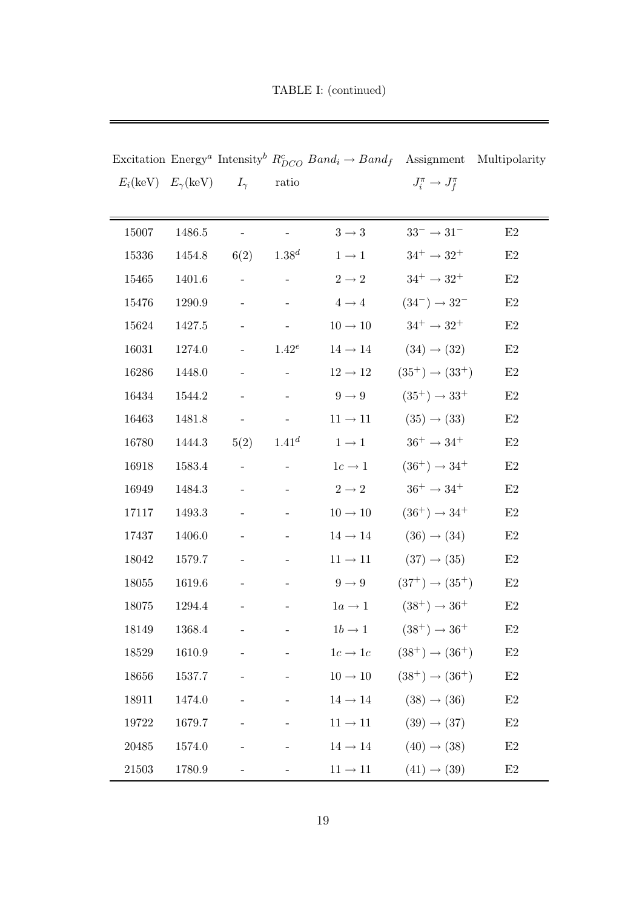TABLE I: (continued)

| Excitation $E_i$(keV) | Energy[a] $E_\gamma$(keV) | Intensity[b] $I_\gamma$ | $R^c_{DCO}$ ratio | $Band_i \rightarrow Band_f$ | Assignment $J^\pi_i \rightarrow J^\pi_f$ | Multipolarity |
|---|---|---|---|---|---|---|
| 15007 | 1486.5 | - | - | $3 \rightarrow 3$ | $33^- \rightarrow 31^-$ | E2 |
| 15336 | 1454.8 | 6(2) | $1.38^d$ | $1 \rightarrow 1$ | $34^+ \rightarrow 32^+$ | E2 |
| 15465 | 1401.6 | - | - | $2 \rightarrow 2$ | $34^+ \rightarrow 32^+$ | E2 |
| 15476 | 1290.9 | - | - | $4 \rightarrow 4$ | $(34^-) \rightarrow 32^-$ | E2 |
| 15624 | 1427.5 | - | - | $10 \rightarrow 10$ | $34^+ \rightarrow 32^+$ | E2 |
| 16031 | 1274.0 | - | $1.42^e$ | $14 \rightarrow 14$ | $(34) \rightarrow (32)$ | E2 |
| 16286 | 1448.0 | - | - | $12 \rightarrow 12$ | $(35^+) \rightarrow (33^+)$ | E2 |
| 16434 | 1544.2 | - | - | $9 \rightarrow 9$ | $(35^+) \rightarrow 33^+$ | E2 |
| 16463 | 1481.8 | - | - | $11 \rightarrow 11$ | $(35) \rightarrow (33)$ | E2 |
| 16780 | 1444.3 | 5(2) | $1.41^d$ | $1 \rightarrow 1$ | $36^+ \rightarrow 34^+$ | E2 |
| 16918 | 1583.4 | - | - | $1c \rightarrow 1$ | $(36^+) \rightarrow 34^+$ | E2 |
| 16949 | 1484.3 | - | - | $2 \rightarrow 2$ | $36^+ \rightarrow 34^+$ | E2 |
| 17117 | 1493.3 | - | - | $10 \rightarrow 10$ | $(36^+) \rightarrow 34^+$ | E2 |
| 17437 | 1406.0 | - | - | $14 \rightarrow 14$ | $(36) \rightarrow (34)$ | E2 |
| 18042 | 1579.7 | - | - | $11 \rightarrow 11$ | $(37) \rightarrow (35)$ | E2 |
| 18055 | 1619.6 | - | - | $9 \rightarrow 9$ | $(37^+) \rightarrow (35^+)$ | E2 |
| 18075 | 1294.4 | - | - | $1a \rightarrow 1$ | $(38^+) \rightarrow 36^+$ | E2 |
| 18149 | 1368.4 | - | - | $1b \rightarrow 1$ | $(38^+) \rightarrow 36^+$ | E2 |
| 18529 | 1610.9 | - | - | $1c \rightarrow 1c$ | $(38^+) \rightarrow (36^+)$ | E2 |
| 18656 | 1537.7 | - | - | $10 \rightarrow 10$ | $(38^+) \rightarrow (36^+)$ | E2 |
| 18911 | 1474.0 | - | - | $14 \rightarrow 14$ | $(38) \rightarrow (36)$ | E2 |
| 19722 | 1679.7 | - | - | $11 \rightarrow 11$ | $(39) \rightarrow (37)$ | E2 |
| 20485 | 1574.0 | - | - | $14 \rightarrow 14$ | $(40) \rightarrow (38)$ | E2 |
| 21503 | 1780.9 | - | - | $11 \rightarrow 11$ | $(41) \rightarrow (39)$ | E2 |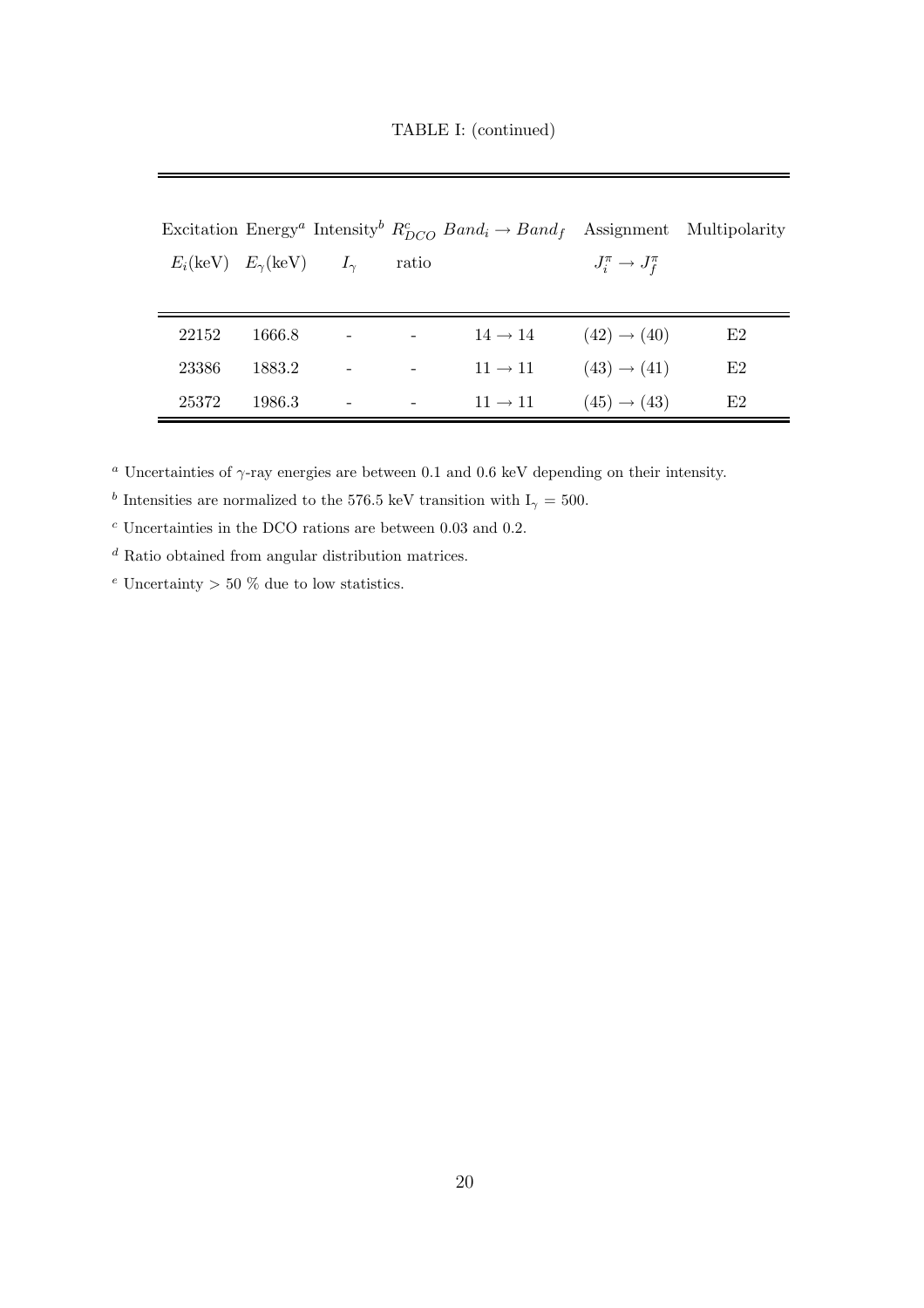TABLE I: (continued)

| Excitation $E_i$(keV) | Energy[a] $E_\gamma$(keV) | Intensity[b] $I_\gamma$ | $R^c_{DCO}$ ratio | $Band_i \rightarrow Band_f$ | Assignment $J^\pi_i \rightarrow J^\pi_f$ | Multipolarity |
|---|---|---|---|---|---|---|
| 22152 | 1666.8 | - | - | $14 \rightarrow 14$ | $(42) \rightarrow (40)$ | E2 |
| 23386 | 1883.2 | - | - | $11 \rightarrow 11$ | $(43) \rightarrow (41)$ | E2 |
| 25372 | 1986.3 | - | - | $11 \rightarrow 11$ | $(45) \rightarrow (43)$ | E2 |

[a] Uncertainties of $\gamma$-ray energies are between 0.1 and 0.6 keV depending on their intensity.

[b] Intensities are normalized to the 576.5 keV transition with $I_\gamma = 500$.

[c] Uncertainties in the DCO rations are between 0.03 and 0.2.

[d] Ratio obtained from angular distribution matrices.

[e] Uncertainty > 50 % due to low statistics.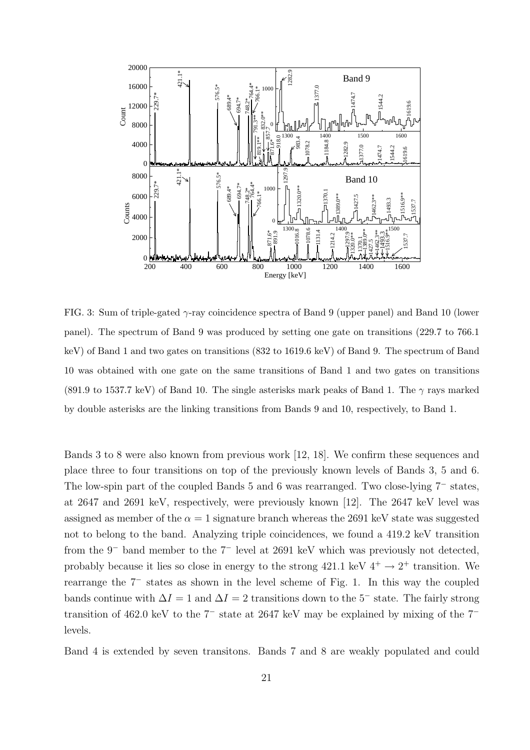FIG. 3: Sum of triple-gated $\gamma$-ray coincidence spectra of Band 9 (upper panel) and Band 10 (lower panel). The spectrum of Band 9 was produced by setting one gate on transitions (229.7 to 766.1 keV) of Band 1 and two gates on transitions (832 to 1619.6 keV) of Band 9. The spectrum of Band 10 was obtained with one gate on the same transitions of Band 1 and two gates on transitions (891.9 to 1537.7 keV) of Band 10. The single asterisks mark peaks of Band 1. The $\gamma$ rays marked by double asterisks are the linking transitions from Bands 9 and 10, respectively, to Band 1.

Bands 3 to 8 were also known from previous work [12, 18]. We confirm these sequences and place three to four transitions on top of the previously known levels of Bands 3, 5 and 6. The low-spin part of the coupled Bands 5 and 6 was rearranged. Two close-lying $7^-$ states, at 2647 and 2691 keV, respectively, were previously known [12]. The 2647 keV level was assigned as member of the $\alpha = 1$ signature branch whereas the 2691 keV state was suggested not to belong to the band. Analyzing triple coincidences, we found a 419.2 keV transition from the $9^-$ band member to the $7^-$ level at 2691 keV which was previously not detected, probably because it lies so close in energy to the strong 421.1 keV $4^+ \to 2^+$ transition. We rearrange the $7^-$ states as shown in the level scheme of Fig. 1. In this way the coupled bands continue with $\Delta I = 1$ and $\Delta I = 2$ transitions down to the $5^-$ state. The fairly strong transition of 462.0 keV to the $7^-$ state at 2647 keV may be explained by mixing of the $7^-$ levels.

Band 4 is extended by seven transitons. Bands 7 and 8 are weakly populated and could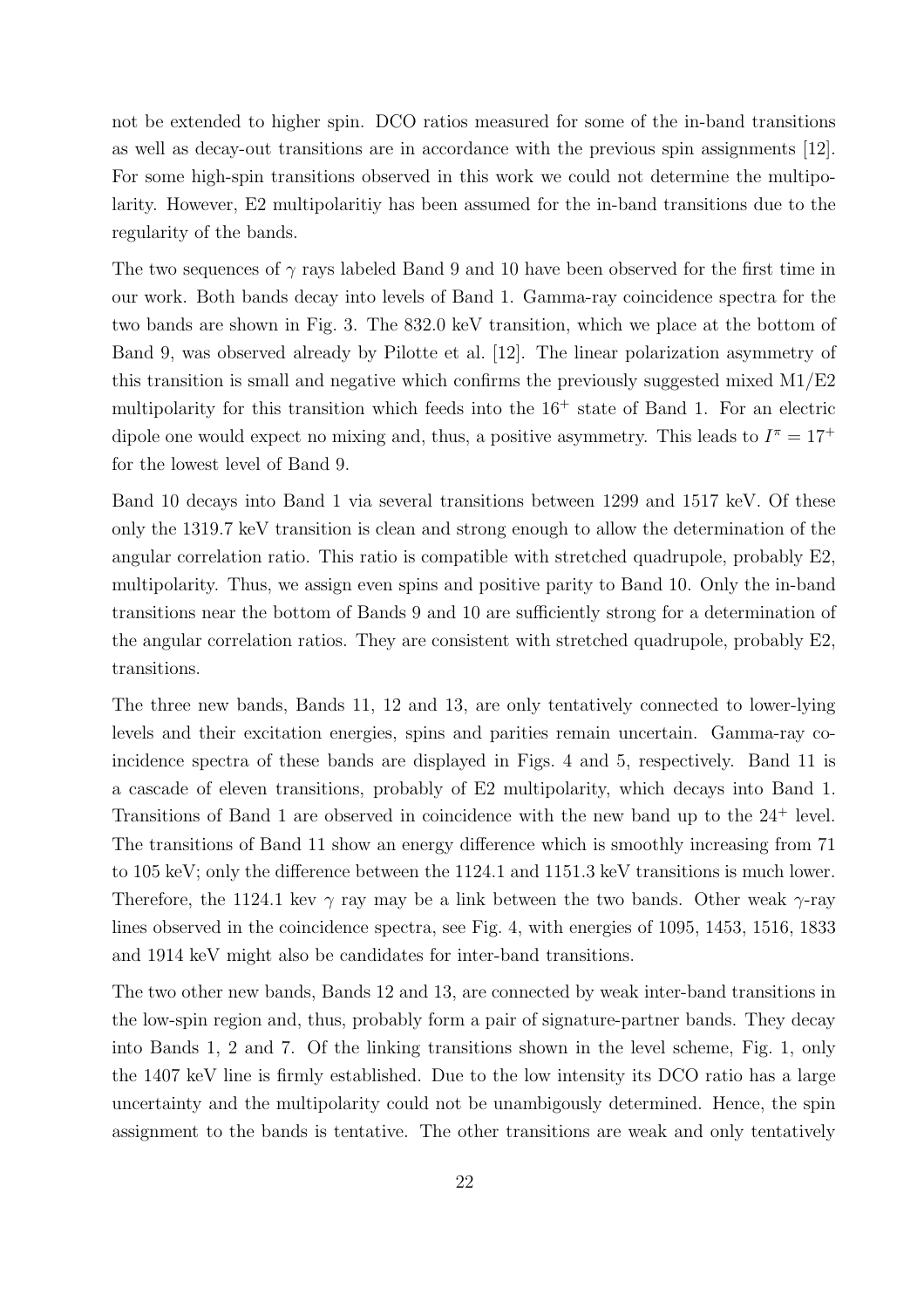not be extended to higher spin. DCO ratios measured for some of the in-band transitions as well as decay-out transitions are in accordance with the previous spin assignments [12]. For some high-spin transitions observed in this work we could not determine the multipolarity. However, E2 multipolaritiy has been assumed for the in-band transitions due to the regularity of the bands.

The two sequences of $\gamma$ rays labeled Band 9 and 10 have been observed for the first time in our work. Both bands decay into levels of Band 1. Gamma-ray coincidence spectra for the two bands are shown in Fig. 3. The 832.0 keV transition, which we place at the bottom of Band 9, was observed already by Pilotte et al. [12]. The linear polarization asymmetry of this transition is small and negative which confirms the previously suggested mixed M1/E2 multipolarity for this transition which feeds into the $16^+$ state of Band 1. For an electric dipole one would expect no mixing and, thus, a positive asymmetry. This leads to $I^\pi = 17^+$ for the lowest level of Band 9.

Band 10 decays into Band 1 via several transitions between 1299 and 1517 keV. Of these only the 1319.7 keV transition is clean and strong enough to allow the determination of the angular correlation ratio. This ratio is compatible with stretched quadrupole, probably E2, multipolarity. Thus, we assign even spins and positive parity to Band 10. Only the in-band transitions near the bottom of Bands 9 and 10 are sufficiently strong for a determination of the angular correlation ratios. They are consistent with stretched quadrupole, probably E2, transitions.

The three new bands, Bands 11, 12 and 13, are only tentatively connected to lower-lying levels and their excitation energies, spins and parities remain uncertain. Gamma-ray coincidence spectra of these bands are displayed in Figs. 4 and 5, respectively. Band 11 is a cascade of eleven transitions, probably of E2 multipolarity, which decays into Band 1. Transitions of Band 1 are observed in coincidence with the new band up to the $24^+$ level. The transitions of Band 11 show an energy difference which is smoothly increasing from 71 to 105 keV; only the difference between the 1124.1 and 1151.3 keV transitions is much lower. Therefore, the 1124.1 kev $\gamma$ ray may be a link between the two bands. Other weak $\gamma$-ray lines observed in the coincidence spectra, see Fig. 4, with energies of 1095, 1453, 1516, 1833 and 1914 keV might also be candidates for inter-band transitions.

The two other new bands, Bands 12 and 13, are connected by weak inter-band transitions in the low-spin region and, thus, probably form a pair of signature-partner bands. They decay into Bands 1, 2 and 7. Of the linking transitions shown in the level scheme, Fig. 1, only the 1407 keV line is firmly established. Due to the low intensity its DCO ratio has a large uncertainty and the multipolarity could not be unambigously determined. Hence, the spin assignment to the bands is tentative. The other transitions are weak and only tentatively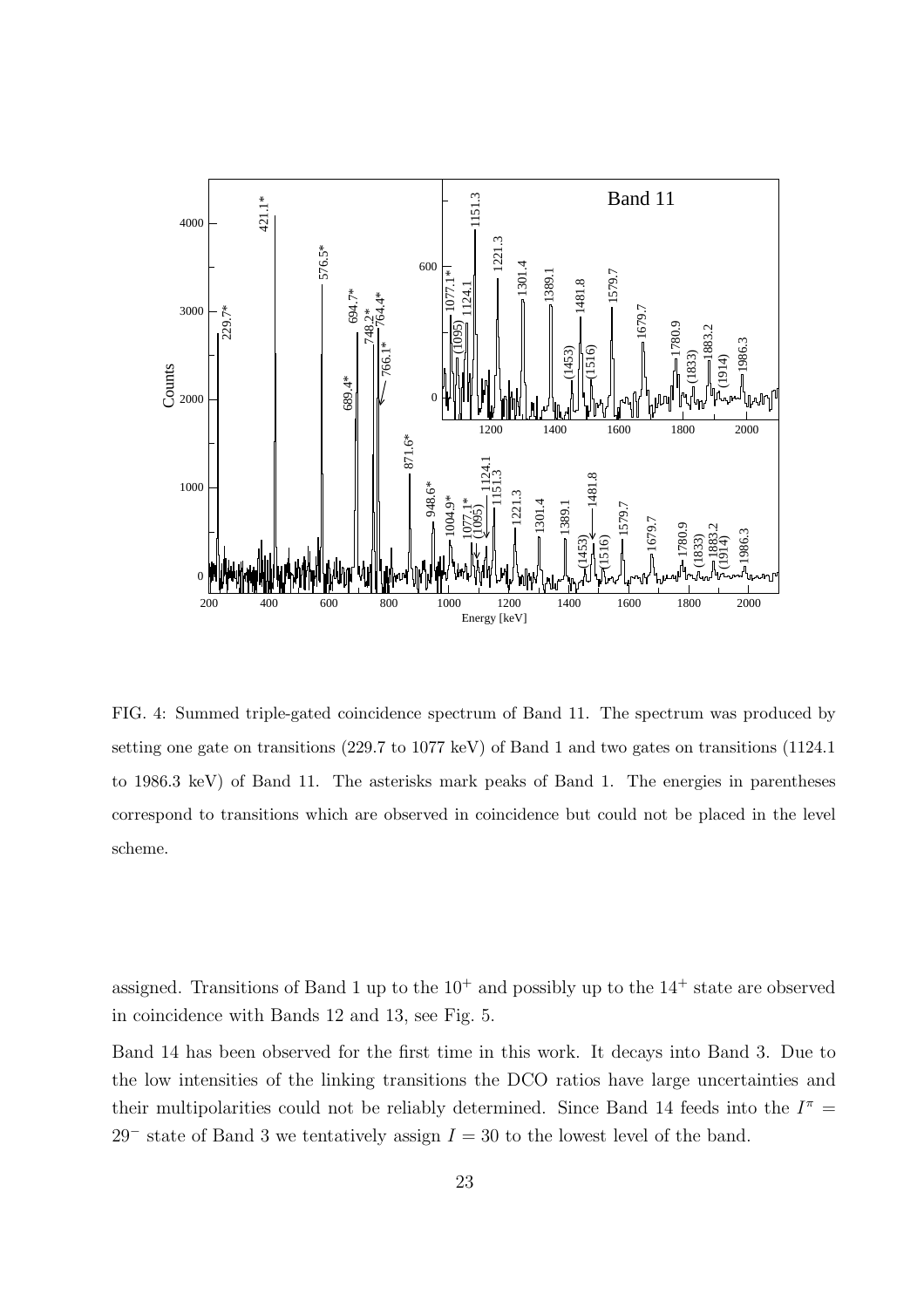FIG. 4: Summed triple-gated coincidence spectrum of Band 11. The spectrum was produced by setting one gate on transitions (229.7 to 1077 keV) of Band 1 and two gates on transitions (1124.1 to 1986.3 keV) of Band 11. The asterisks mark peaks of Band 1. The energies in parentheses correspond to transitions which are observed in coincidence but could not be placed in the level scheme.

assigned. Transitions of Band 1 up to the $10^+$ and possibly up to the $14^+$ state are observed in coincidence with Bands 12 and 13, see Fig. 5.

Band 14 has been observed for the first time in this work. It decays into Band 3. Due to the low intensities of the linking transitions the DCO ratios have large uncertainties and their multipolarities could not be reliably determined. Since Band 14 feeds into the $I^\pi = 29^-$ state of Band 3 we tentatively assign $I = 30$ to the lowest level of the band.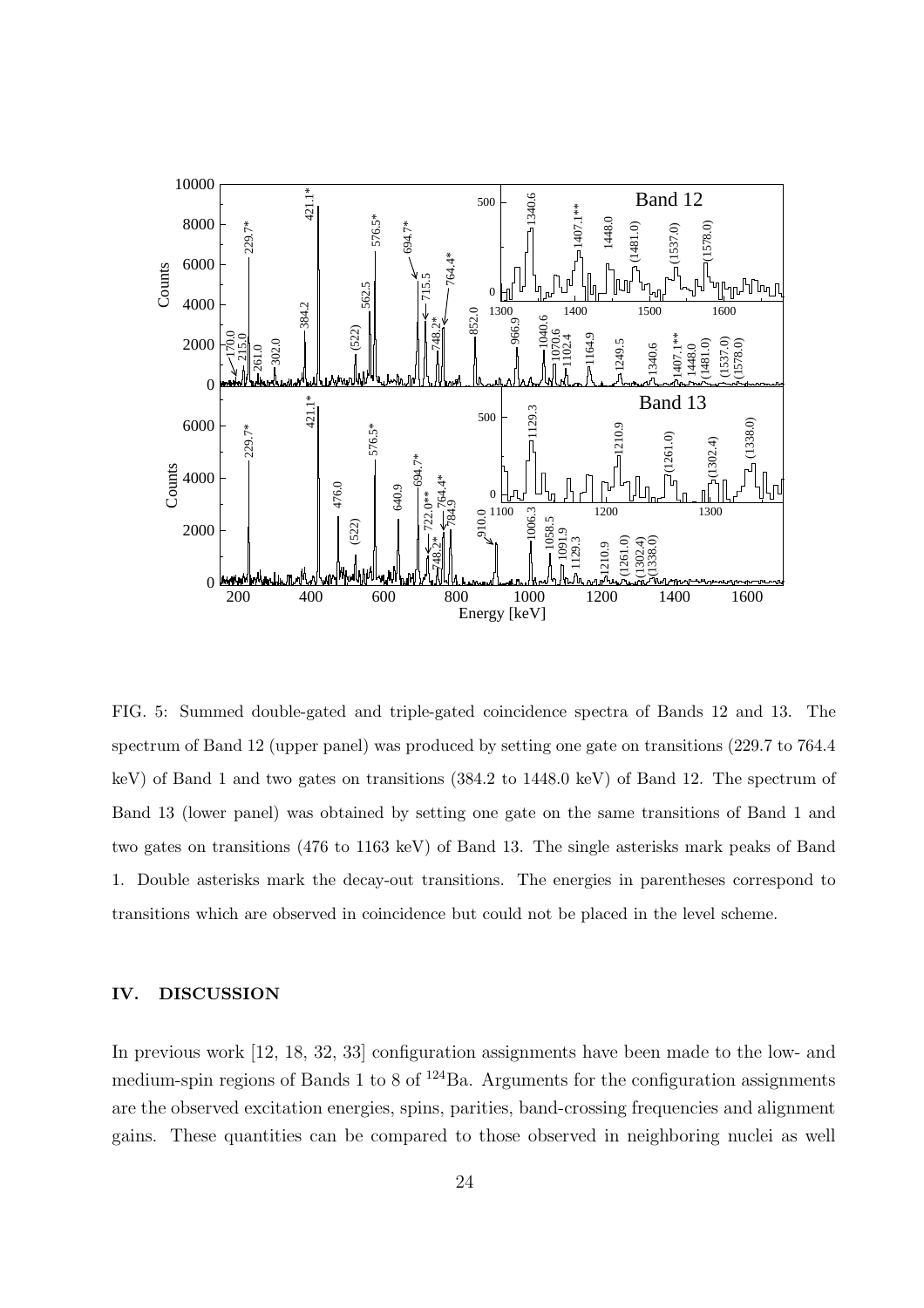FIG. 5: Summed double-gated and triple-gated coincidence spectra of Bands 12 and 13. The spectrum of Band 12 (upper panel) was produced by setting one gate on transitions (229.7 to 764.4 keV) of Band 1 and two gates on transitions (384.2 to 1448.0 keV) of Band 12. The spectrum of Band 13 (lower panel) was obtained by setting one gate on the same transitions of Band 1 and two gates on transitions (476 to 1163 keV) of Band 13. The single asterisks mark peaks of Band 1. Double asterisks mark the decay-out transitions. The energies in parentheses correspond to transitions which are observed in coincidence but could not be placed in the level scheme.

## IV. DISCUSSION

In previous work [12, 18, 32, 33] configuration assignments have been made to the low- and medium-spin regions of Bands 1 to 8 of $^{124}$Ba. Arguments for the configuration assignments are the observed excitation energies, spins, parities, band-crossing frequencies and alignment gains. These quantities can be compared to those observed in neighboring nuclei as well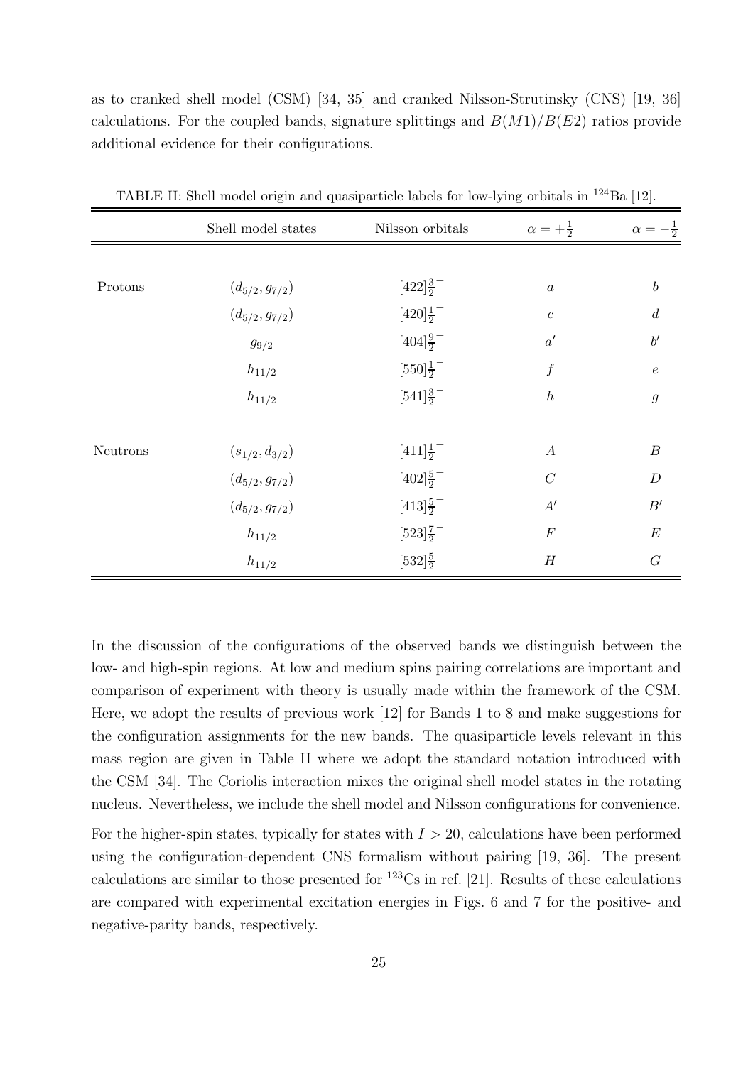as to cranked shell model (CSM) [34, 35] and cranked Nilsson-Strutinsky (CNS) [19, 36] calculations. For the coupled bands, signature splittings and $B(M1)/B(E2)$ ratios provide additional evidence for their configurations.

TABLE II: Shell model origin and quasiparticle labels for low-lying orbitals in $^{124}$Ba [12].

| | Shell model states | Nilsson orbitals | $\alpha = +\frac{1}{2}$ | $\alpha = -\frac{1}{2}$ |
|---|---|---|---|---|
| Protons | $(d_{5/2}, g_{7/2})$ | $[422]\frac{3}{2}^+$ | $a$ | $b$ |
| | $(d_{5/2}, g_{7/2})$ | $[420]\frac{1}{2}^+$ | $c$ | $d$ |
| | $g_{9/2}$ | $[404]\frac{9}{2}^+$ | $a'$ | $b'$ |
| | $h_{11/2}$ | $[550]\frac{1}{2}^-$ | $f$ | $e$ |
| | $h_{11/2}$ | $[541]\frac{3}{2}^-$ | $h$ | $g$ |
| Neutrons | $(s_{1/2}, d_{3/2})$ | $[411]\frac{1}{2}^+$ | $A$ | $B$ |
| | $(d_{5/2}, g_{7/2})$ | $[402]\frac{5}{2}^+$ | $C$ | $D$ |
| | $(d_{5/2}, g_{7/2})$ | $[413]\frac{5}{2}^+$ | $A'$ | $B'$ |
| | $h_{11/2}$ | $[523]\frac{7}{2}^-$ | $F$ | $E$ |
| | $h_{11/2}$ | $[532]\frac{5}{2}^-$ | $H$ | $G$ |

In the discussion of the configurations of the observed bands we distinguish between the low- and high-spin regions. At low and medium spins pairing correlations are important and comparison of experiment with theory is usually made within the framework of the CSM. Here, we adopt the results of previous work [12] for Bands 1 to 8 and make suggestions for the configuration assignments for the new bands. The quasiparticle levels relevant in this mass region are given in Table II where we adopt the standard notation introduced with the CSM [34]. The Coriolis interaction mixes the original shell model states in the rotating nucleus. Nevertheless, we include the shell model and Nilsson configurations for convenience.

For the higher-spin states, typically for states with $I > 20$, calculations have been performed using the configuration-dependent CNS formalism without pairing [19, 36]. The present calculations are similar to those presented for $^{123}$Cs in ref. [21]. Results of these calculations are compared with experimental excitation energies in Figs. 6 and 7 for the positive- and negative-parity bands, respectively.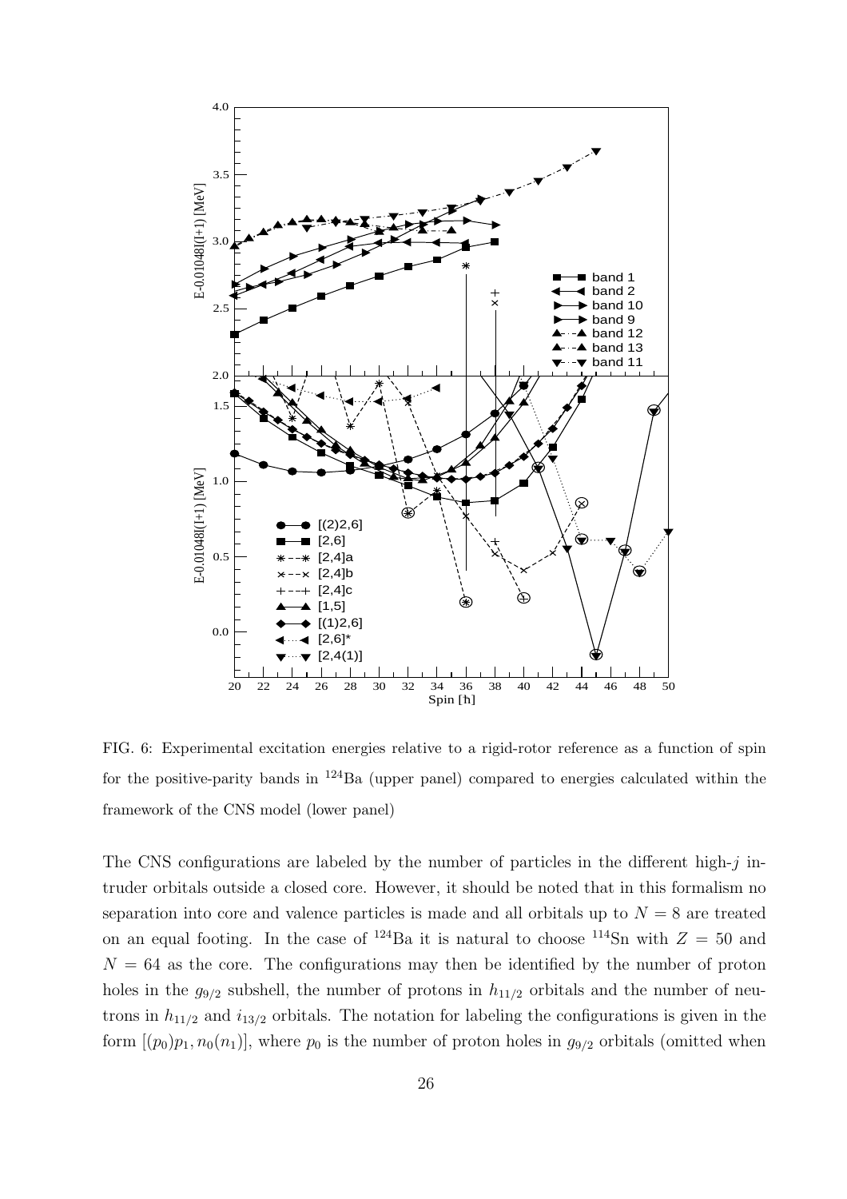FIG. 6: Experimental excitation energies relative to a rigid-rotor reference as a function of spin for the positive-parity bands in $^{124}$Ba (upper panel) compared to energies calculated within the framework of the CNS model (lower panel)

The CNS configurations are labeled by the number of particles in the different high-$j$ intruder orbitals outside a closed core. However, it should be noted that in this formalism no separation into core and valence particles is made and all orbitals up to $N = 8$ are treated on an equal footing. In the case of $^{124}$Ba it is natural to choose $^{114}$Sn with $Z = 50$ and $N = 64$ as the core. The configurations may then be identified by the number of proton holes in the $g_{9/2}$ subshell, the number of protons in $h_{11/2}$ orbitals and the number of neutrons in $h_{11/2}$ and $i_{13/2}$ orbitals. The notation for labeling the configurations is given in the form $[(p_0)p_1, n_0(n_1)]$, where $p_0$ is the number of proton holes in $g_{9/2}$ orbitals (omitted when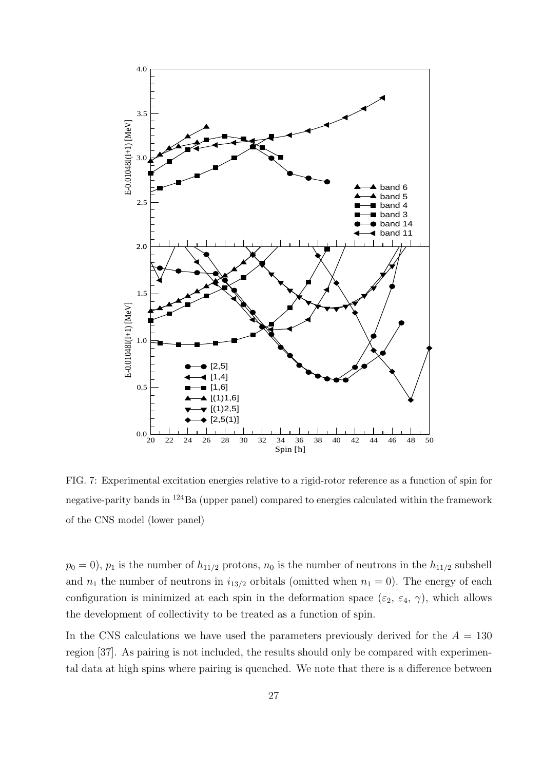FIG. 7: Experimental excitation energies relative to a rigid-rotor reference as a function of spin for negative-parity bands in $^{124}$Ba (upper panel) compared to energies calculated within the framework of the CNS model (lower panel)

$p_0 = 0$), $p_1$ is the number of $h_{11/2}$ protons, $n_0$ is the number of neutrons in the $h_{11/2}$ subshell and $n_1$ the number of neutrons in $i_{13/2}$ orbitals (omitted when $n_1 = 0$). The energy of each configuration is minimized at each spin in the deformation space ($\varepsilon_2$, $\varepsilon_4$, $\gamma$), which allows the development of collectivity to be treated as a function of spin.

In the CNS calculations we have used the parameters previously derived for the $A = 130$ region [37]. As pairing is not included, the results should only be compared with experimental data at high spins where pairing is quenched. We note that there is a difference between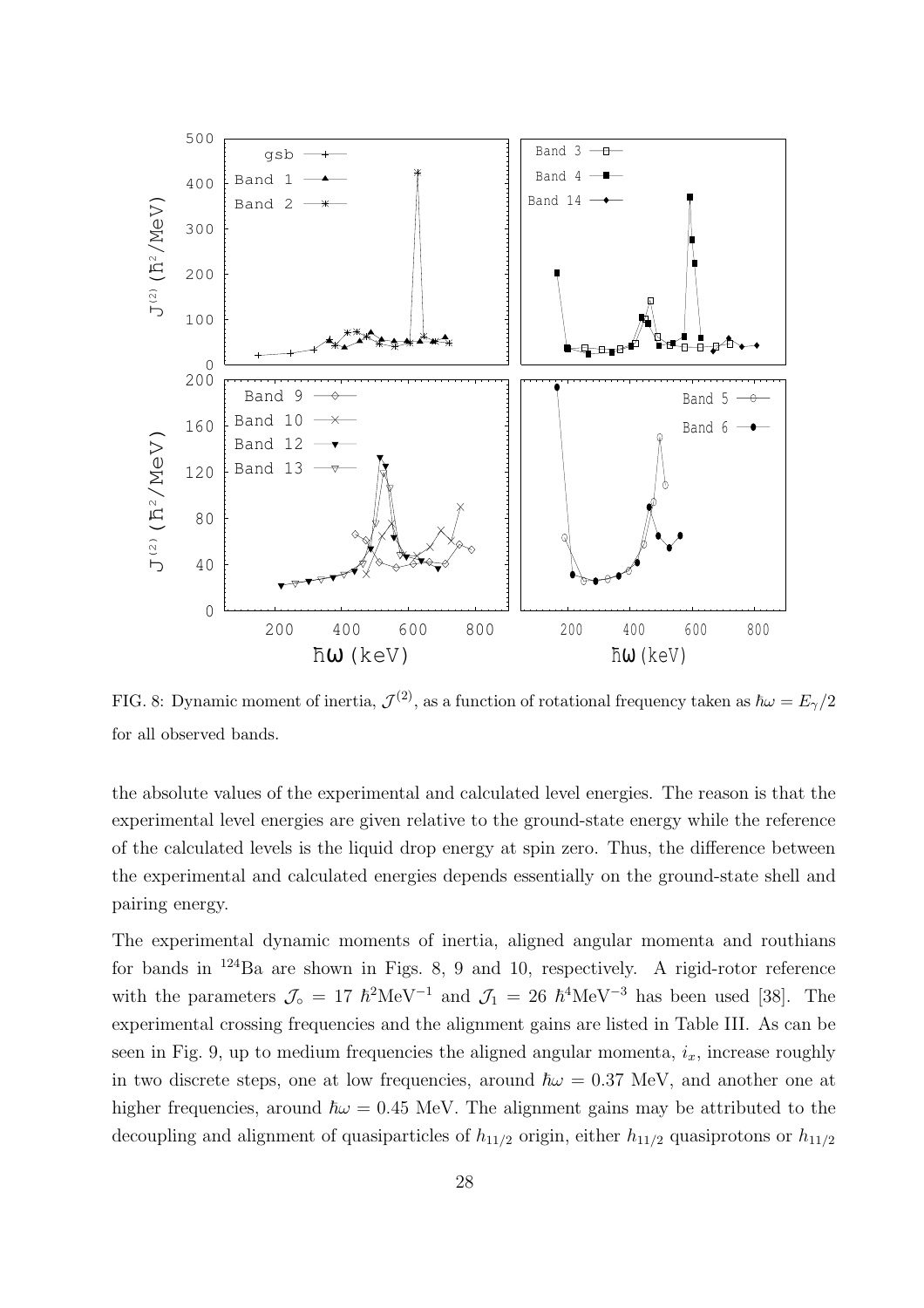FIG. 8: Dynamic moment of inertia, $\mathcal{J}^{(2)}$, as a function of rotational frequency taken as $\hbar\omega = E_\gamma/2$ for all observed bands.

the absolute values of the experimental and calculated level energies. The reason is that the experimental level energies are given relative to the ground-state energy while the reference of the calculated levels is the liquid drop energy at spin zero. Thus, the difference between the experimental and calculated energies depends essentially on the ground-state shell and pairing energy.

The experimental dynamic moments of inertia, aligned angular momenta and routhians for bands in $^{124}$Ba are shown in Figs. 8, 9 and 10, respectively. A rigid-rotor reference with the parameters $\mathcal{J}_\circ = 17\ \hbar^2\text{MeV}^{-1}$ and $\mathcal{J}_1 = 26\ \hbar^4\text{MeV}^{-3}$ has been used [38]. The experimental crossing frequencies and the alignment gains are listed in Table III. As can be seen in Fig. 9, up to medium frequencies the aligned angular momenta, $i_x$, increase roughly in two discrete steps, one at low frequencies, around $\hbar\omega = 0.37$ MeV, and another one at higher frequencies, around $\hbar\omega = 0.45$ MeV. The alignment gains may be attributed to the decoupling and alignment of quasiparticles of $h_{11/2}$ origin, either $h_{11/2}$ quasiprotons or $h_{11/2}$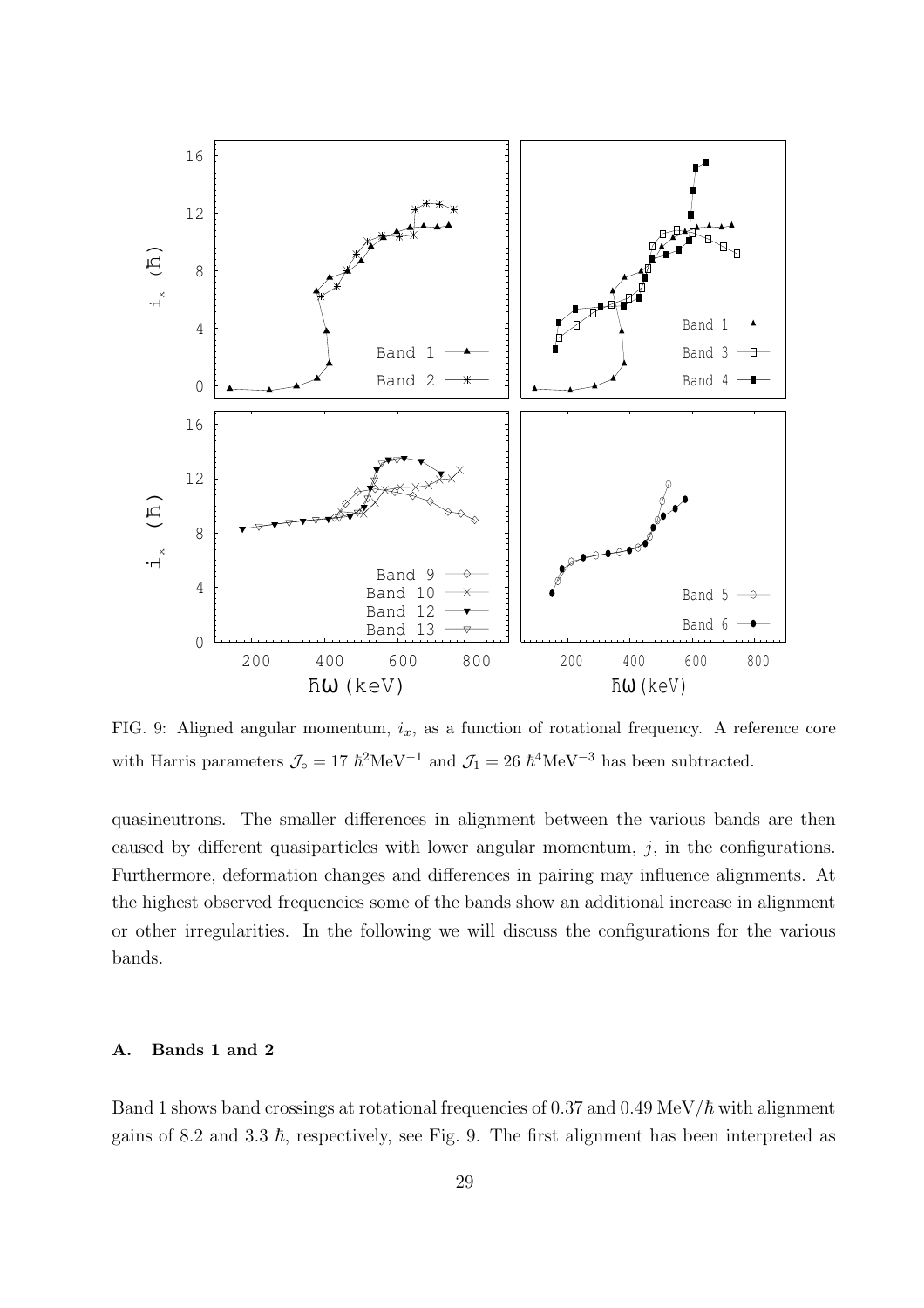FIG. 9: Aligned angular momentum, $i_x$, as a function of rotational frequency. A reference core with Harris parameters $\mathcal{J}_\circ = 17\ \hbar^2\mathrm{MeV}^{-1}$ and $\mathcal{J}_1 = 26\ \hbar^4\mathrm{MeV}^{-3}$ has been subtracted.

quasineutrons. The smaller differences in alignment between the various bands are then caused by different quasiparticles with lower angular momentum, $j$, in the configurations. Furthermore, deformation changes and differences in pairing may influence alignments. At the highest observed frequencies some of the bands show an additional increase in alignment or other irregularities. In the following we will discuss the configurations for the various bands.

### A. Bands 1 and 2

Band 1 shows band crossings at rotational frequencies of 0.37 and 0.49 MeV/$\hbar$ with alignment gains of 8.2 and 3.3 $\hbar$, respectively, see Fig. 9. The first alignment has been interpreted as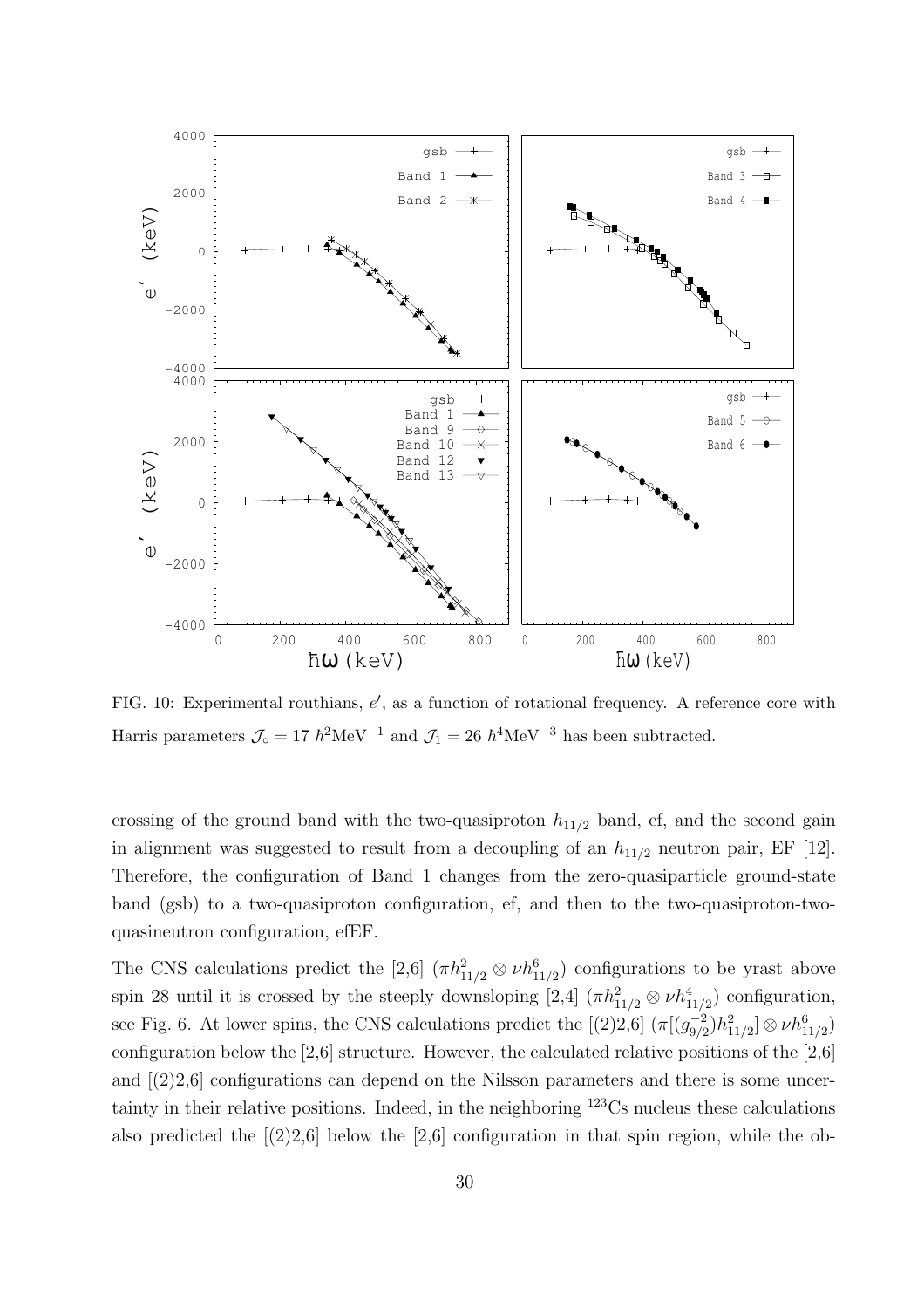FIG. 10: Experimental routhians, $e'$, as a function of rotational frequency. A reference core with Harris parameters $\mathcal{J}_\circ = 17\ \hbar^2\text{MeV}^{-1}$ and $\mathcal{J}_1 = 26\ \hbar^4\text{MeV}^{-3}$ has been subtracted.

crossing of the ground band with the two-quasiproton $h_{11/2}$ band, ef, and the second gain in alignment was suggested to result from a decoupling of an $h_{11/2}$ neutron pair, EF [12]. Therefore, the configuration of Band 1 changes from the zero-quasiparticle ground-state band (gsb) to a two-quasiproton configuration, ef, and then to the two-quasiproton-two-quasineutron configuration, efEF.

The CNS calculations predict the [2,6] ($\pi h^2_{11/2} \otimes \nu h^6_{11/2}$) configurations to be yrast above spin 28 until it is crossed by the steeply downsloping [2,4] ($\pi h^2_{11/2} \otimes \nu h^4_{11/2}$) configuration, see Fig. 6. At lower spins, the CNS calculations predict the [(2)2,6] ($\pi[(g^{-2}_{9/2})h^2_{11/2}] \otimes \nu h^6_{11/2}$) configuration below the [2,6] structure. However, the calculated relative positions of the [2,6] and [(2)2,6] configurations can depend on the Nilsson parameters and there is some uncertainty in their relative positions. Indeed, in the neighboring $^{123}$Cs nucleus these calculations also predicted the [(2)2,6] below the [2,6] configuration in that spin region, while the ob-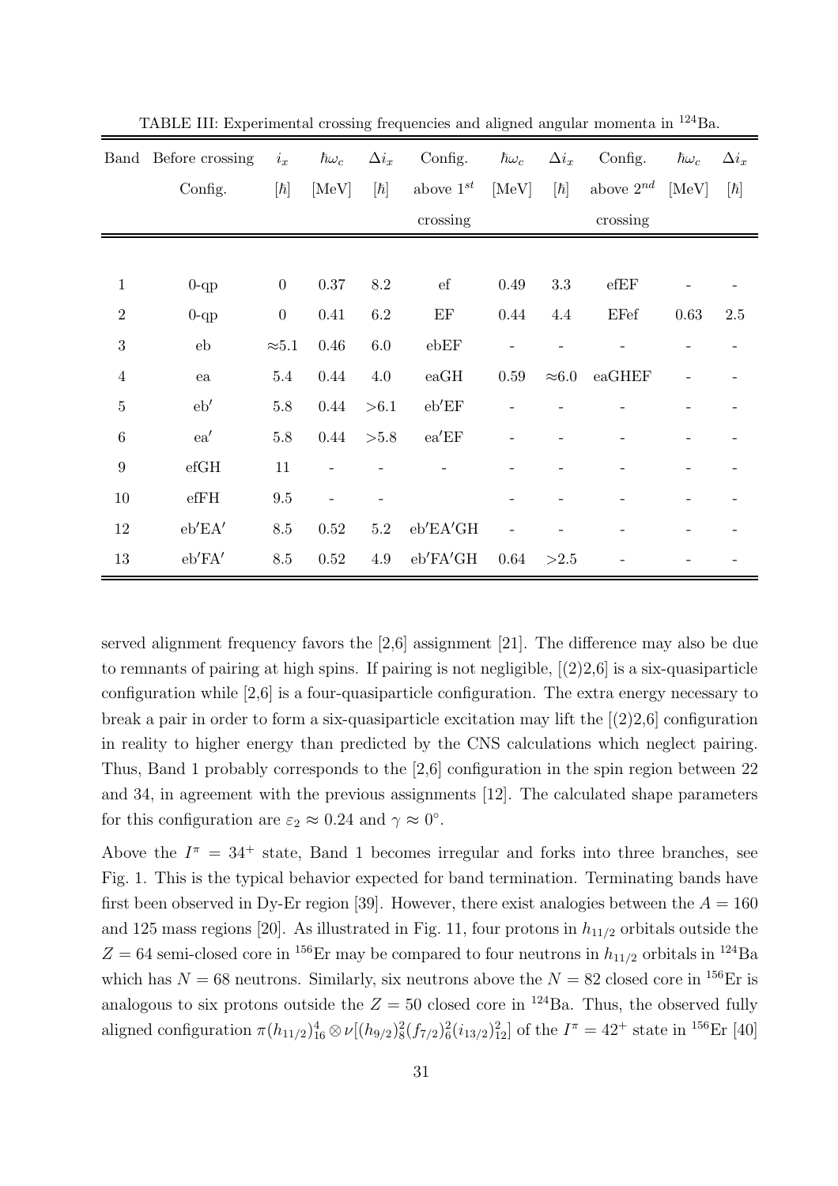TABLE III: Experimental crossing frequencies and aligned angular momenta in $^{124}$Ba.

| Band | Before crossing Config. | $i_x$ [$\hbar$] | $\hbar\omega_c$ [MeV] | $\Delta i_x$ [$\hbar$] | Config. above $1^{st}$ crossing | $\hbar\omega_c$ [MeV] | $\Delta i_x$ [$\hbar$] | Config. above $2^{nd}$ crossing | $\hbar\omega_c$ [MeV] | $\Delta i_x$ [$\hbar$] |
|---|---|---|---|---|---|---|---|---|---|---|
| 1 | 0-qp | 0 | 0.37 | 8.2 | ef | 0.49 | 3.3 | efEF | - | - |
| 2 | 0-qp | 0 | 0.41 | 6.2 | EF | 0.44 | 4.4 | EFef | 0.63 | 2.5 |
| 3 | eb | ≈5.1 | 0.46 | 6.0 | ebEF | - | - | - | - | - |
| 4 | ea | 5.4 | 0.44 | 4.0 | eaGH | 0.59 | ≈6.0 | eaGHEF | - | - |
| 5 | eb′ | 5.8 | 0.44 | >6.1 | eb′EF | - | - | - | - | - |
| 6 | ea′ | 5.8 | 0.44 | >5.8 | ea′EF | - | - | - | - | - |
| 9 | efGH | 11 | - | - | - | - | - | - | - | - |
| 10 | efFH | 9.5 | - | - | | - | - | - | - | - |
| 12 | eb′EA′ | 8.5 | 0.52 | 5.2 | eb′EA′GH | - | - | - | - | - |
| 13 | eb′FA′ | 8.5 | 0.52 | 4.9 | eb′FA′GH | 0.64 | >2.5 | - | - | - |

served alignment frequency favors the [2,6] assignment [21]. The difference may also be due to remnants of pairing at high spins. If pairing is not negligible, [(2)2,6] is a six-quasiparticle configuration while [2,6] is a four-quasiparticle configuration. The extra energy necessary to break a pair in order to form a six-quasiparticle excitation may lift the [(2)2,6] configuration in reality to higher energy than predicted by the CNS calculations which neglect pairing. Thus, Band 1 probably corresponds to the [2,6] configuration in the spin region between 22 and 34, in agreement with the previous assignments [12]. The calculated shape parameters for this configuration are $\varepsilon_2 \approx 0.24$ and $\gamma \approx 0^\circ$.

Above the $I^\pi = 34^+$ state, Band 1 becomes irregular and forks into three branches, see Fig. 1. This is the typical behavior expected for band termination. Terminating bands have first been observed in Dy-Er region [39]. However, there exist analogies between the $A = 160$ and 125 mass regions [20]. As illustrated in Fig. 11, four protons in $h_{11/2}$ orbitals outside the $Z = 64$ semi-closed core in $^{156}$Er may be compared to four neutrons in $h_{11/2}$ orbitals in $^{124}$Ba which has $N = 68$ neutrons. Similarly, six neutrons above the $N = 82$ closed core in $^{156}$Er is analogous to six protons outside the $Z = 50$ closed core in $^{124}$Ba. Thus, the observed fully aligned configuration $\pi(h_{11/2})^4_{16} \otimes \nu[(h_{9/2})^2_8(f_{7/2})^2_6(i_{13/2})^2_{12}]$ of the $I^\pi = 42^+$ state in $^{156}$Er [40]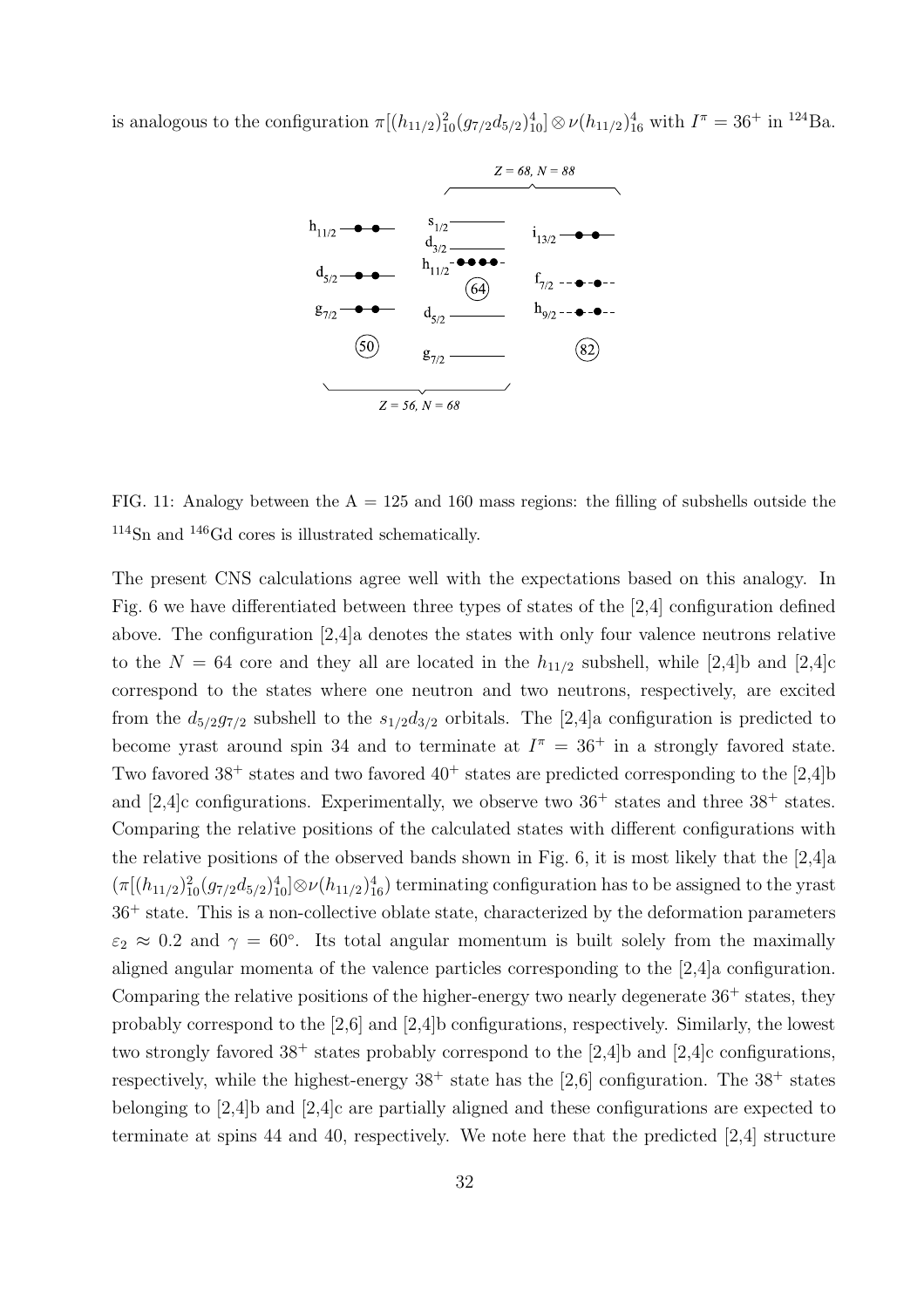is analogous to the configuration $\pi[(h_{11/2})^2_{10}(g_{7/2}d_{5/2})^4_{10}] \otimes \nu(h_{11/2})^4_{16}$ with $I^\pi = 36^+$ in $^{124}$Ba.

FIG. 11: Analogy between the A = 125 and 160 mass regions: the filling of subshells outside the $^{114}$Sn and $^{146}$Gd cores is illustrated schematically.

The present CNS calculations agree well with the expectations based on this analogy. In Fig. 6 we have differentiated between three types of states of the [2,4] configuration defined above. The configuration [2,4]a denotes the states with only four valence neutrons relative to the $N = 64$ core and they all are located in the $h_{11/2}$ subshell, while [2,4]b and [2,4]c correspond to the states where one neutron and two neutrons, respectively, are excited from the $d_{5/2}g_{7/2}$ subshell to the $s_{1/2}d_{3/2}$ orbitals. The [2,4]a configuration is predicted to become yrast around spin 34 and to terminate at $I^\pi = 36^+$ in a strongly favored state. Two favored $38^+$ states and two favored $40^+$ states are predicted corresponding to the [2,4]b and [2,4]c configurations. Experimentally, we observe two $36^+$ states and three $38^+$ states. Comparing the relative positions of the calculated states with different configurations with the relative positions of the observed bands shown in Fig. 6, it is most likely that the [2,4]a ($\pi[(h_{11/2})^2_{10}(g_{7/2}d_{5/2})^4_{10}] \otimes \nu(h_{11/2})^4_{16}$) terminating configuration has to be assigned to the yrast $36^+$ state. This is a non-collective oblate state, characterized by the deformation parameters $\varepsilon_2 \approx 0.2$ and $\gamma = 60^\circ$. Its total angular momentum is built solely from the maximally aligned angular momenta of the valence particles corresponding to the [2,4]a configuration. Comparing the relative positions of the higher-energy two nearly degenerate $36^+$ states, they probably correspond to the [2,6] and [2,4]b configurations, respectively. Similarly, the lowest two strongly favored $38^+$ states probably correspond to the [2,4]b and [2,4]c configurations, respectively, while the highest-energy $38^+$ state has the [2,6] configuration. The $38^+$ states belonging to [2,4]b and [2,4]c are partially aligned and these configurations are expected to terminate at spins 44 and 40, respectively. We note here that the predicted [2,4] structure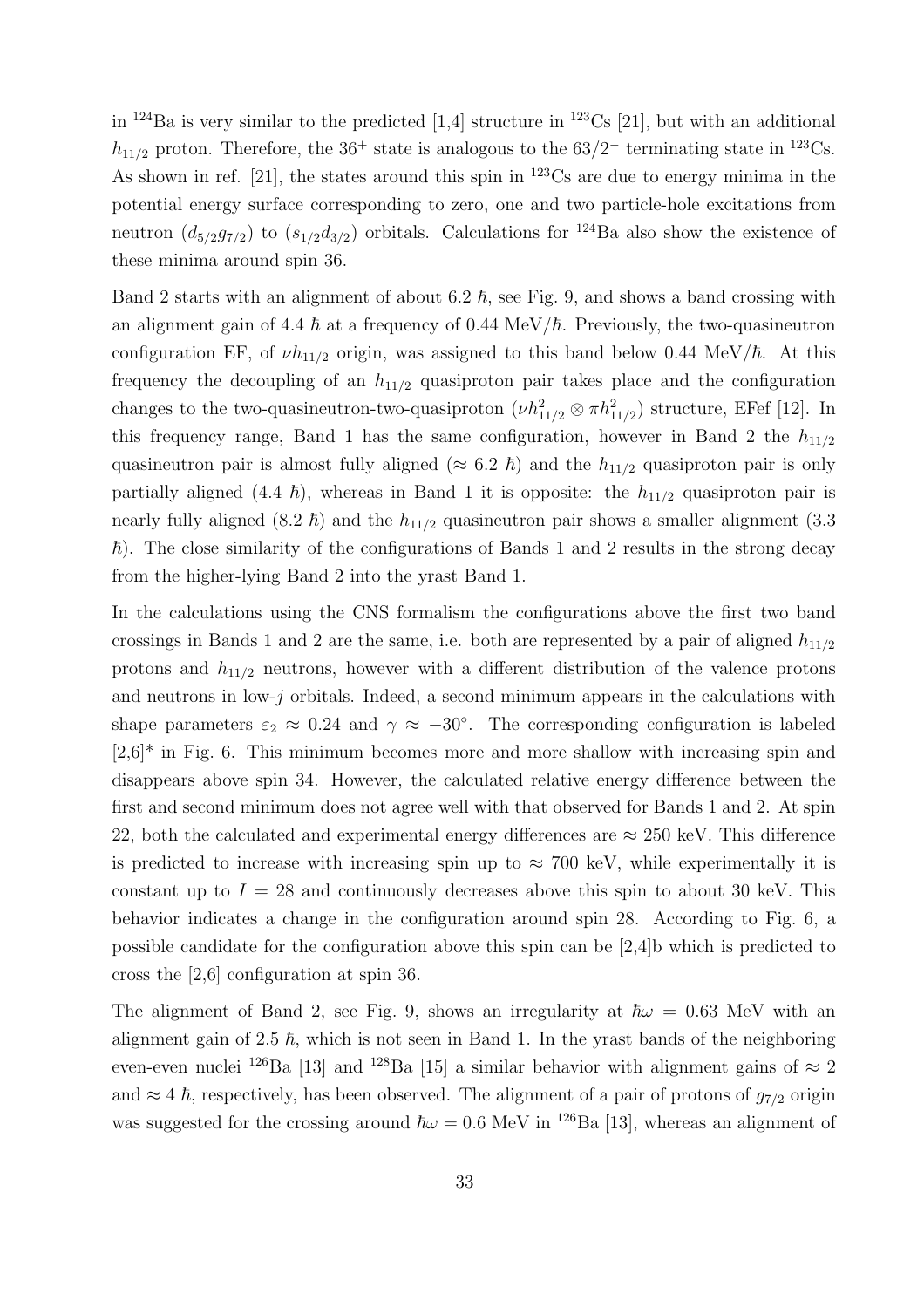in $^{124}$Ba is very similar to the predicted [1,4] structure in $^{123}$Cs [21], but with an additional $h_{11/2}$ proton. Therefore, the $36^+$ state is analogous to the $63/2^-$ terminating state in $^{123}$Cs. As shown in ref. [21], the states around this spin in $^{123}$Cs are due to energy minima in the potential energy surface corresponding to zero, one and two particle-hole excitations from neutron $(d_{5/2}g_{7/2})$ to $(s_{1/2}d_{3/2})$ orbitals. Calculations for $^{124}$Ba also show the existence of these minima around spin 36.

Band 2 starts with an alignment of about 6.2 $\hbar$, see Fig. 9, and shows a band crossing with an alignment gain of 4.4 $\hbar$ at a frequency of 0.44 MeV/$\hbar$. Previously, the two-quasineutron configuration EF, of $\nu h_{11/2}$ origin, was assigned to this band below 0.44 MeV/$\hbar$. At this frequency the decoupling of an $h_{11/2}$ quasiproton pair takes place and the configuration changes to the two-quasineutron-two-quasiproton $(\nu h^2_{11/2} \otimes \pi h^2_{11/2})$ structure, EFef [12]. In this frequency range, Band 1 has the same configuration, however in Band 2 the $h_{11/2}$ quasineutron pair is almost fully aligned ($\approx 6.2$ $\hbar$) and the $h_{11/2}$ quasiproton pair is only partially aligned (4.4 $\hbar$), whereas in Band 1 it is opposite: the $h_{11/2}$ quasiproton pair is nearly fully aligned (8.2 $\hbar$) and the $h_{11/2}$ quasineutron pair shows a smaller alignment (3.3 $\hbar$). The close similarity of the configurations of Bands 1 and 2 results in the strong decay from the higher-lying Band 2 into the yrast Band 1.

In the calculations using the CNS formalism the configurations above the first two band crossings in Bands 1 and 2 are the same, i.e. both are represented by a pair of aligned $h_{11/2}$ protons and $h_{11/2}$ neutrons, however with a different distribution of the valence protons and neutrons in low-$j$ orbitals. Indeed, a second minimum appears in the calculations with shape parameters $\varepsilon_2 \approx 0.24$ and $\gamma \approx -30^\circ$. The corresponding configuration is labeled [2,6]* in Fig. 6. This minimum becomes more and more shallow with increasing spin and disappears above spin 34. However, the calculated relative energy difference between the first and second minimum does not agree well with that observed for Bands 1 and 2. At spin 22, both the calculated and experimental energy differences are $\approx 250$ keV. This difference is predicted to increase with increasing spin up to $\approx 700$ keV, while experimentally it is constant up to $I = 28$ and continuously decreases above this spin to about 30 keV. This behavior indicates a change in the configuration around spin 28. According to Fig. 6, a possible candidate for the configuration above this spin can be [2,4]b which is predicted to cross the [2,6] configuration at spin 36.

The alignment of Band 2, see Fig. 9, shows an irregularity at $\hbar\omega = 0.63$ MeV with an alignment gain of 2.5 $\hbar$, which is not seen in Band 1. In the yrast bands of the neighboring even-even nuclei $^{126}$Ba [13] and $^{128}$Ba [15] a similar behavior with alignment gains of $\approx 2$ and $\approx 4$ $\hbar$, respectively, has been observed. The alignment of a pair of protons of $g_{7/2}$ origin was suggested for the crossing around $\hbar\omega = 0.6$ MeV in $^{126}$Ba [13], whereas an alignment of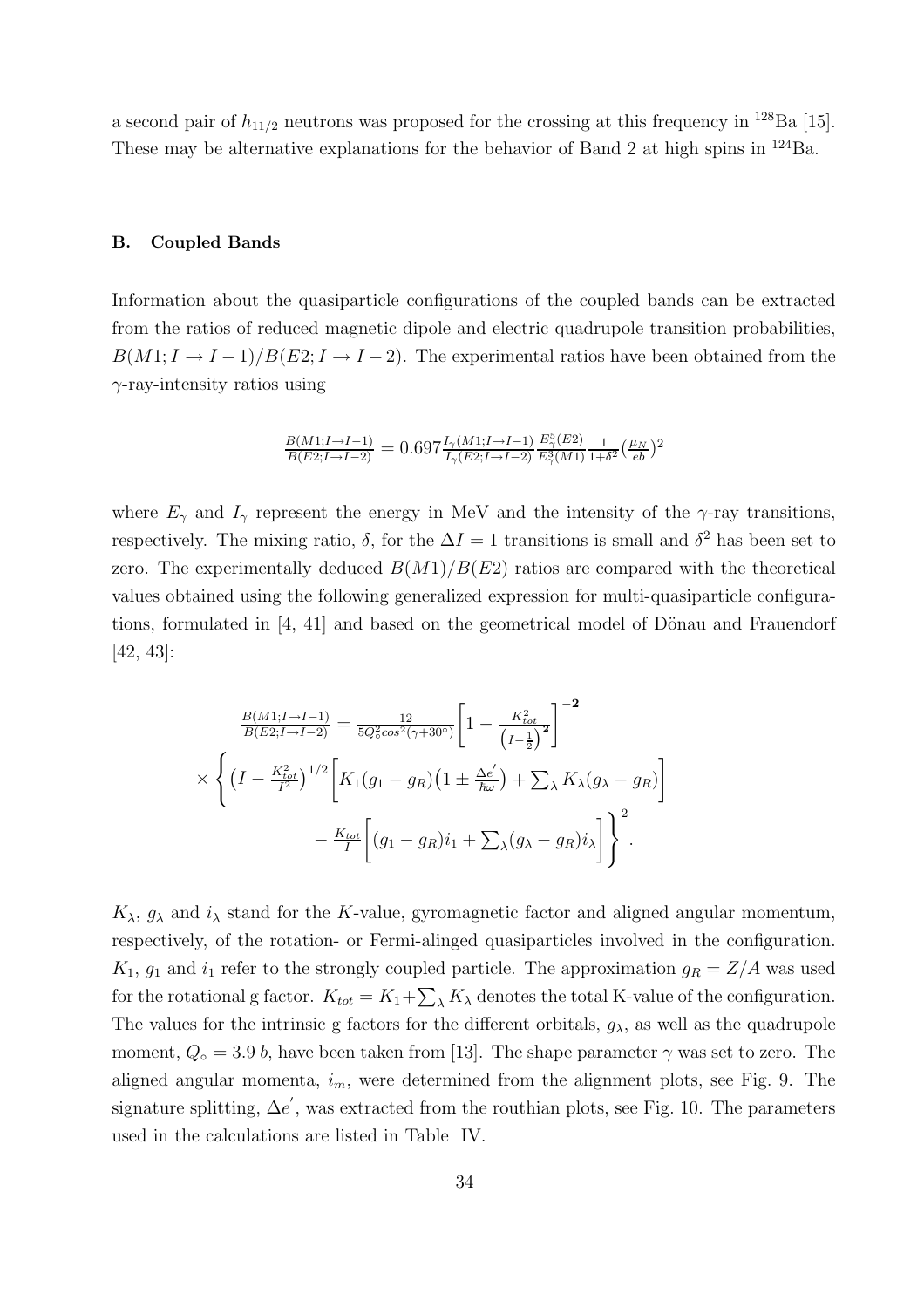a second pair of $h_{11/2}$ neutrons was proposed for the crossing at this frequency in $^{128}$Ba [15]. These may be alternative explanations for the behavior of Band 2 at high spins in $^{124}$Ba.

### B. Coupled Bands

Information about the quasiparticle configurations of the coupled bands can be extracted from the ratios of reduced magnetic dipole and electric quadrupole transition probabilities, $B(M1; I \rightarrow I-1)/B(E2; I \rightarrow I-2)$. The experimental ratios have been obtained from the $\gamma$-ray-intensity ratios using

$$\frac{B(M1;I\rightarrow I-1)}{B(E2;I\rightarrow I-2)} = 0.697 \frac{I_\gamma(M1;I\rightarrow I-1)}{I_\gamma(E2;I\rightarrow I-2)} \frac{E_\gamma^5(E2)}{E_\gamma^3(M1)} \frac{1}{1+\delta^2} (\frac{\mu_N}{eb})^2$$

where $E_\gamma$ and $I_\gamma$ represent the energy in MeV and the intensity of the $\gamma$-ray transitions, respectively. The mixing ratio, $\delta$, for the $\Delta I = 1$ transitions is small and $\delta^2$ has been set to zero. The experimentally deduced $B(M1)/B(E2)$ ratios are compared with the theoretical values obtained using the following generalized expression for multi-quasiparticle configurations, formulated in [4, 41] and based on the geometrical model of Dönau and Frauendorf [42, 43]:

$$\frac{B(M1;I\rightarrow I-1)}{B(E2;I\rightarrow I-2)} = \frac{12}{5Q_\circ^2 cos^2(\gamma+30^\circ)} \left[1 - \frac{K_{tot}^2}{\left(I-\frac{1}{2}\right)^2}\right]^{-2}$$
$$\times \left\{ \left(I - \frac{K_{tot}^2}{I^2}\right)^{1/2} \left[K_1(g_1 - g_R)\left(1 \pm \frac{\Delta e^{'}}{\hbar\omega}\right) + \sum_\lambda K_\lambda(g_\lambda - g_R)\right] - \frac{K_{tot}}{I}\left[(g_1 - g_R)i_1 + \sum_\lambda (g_\lambda - g_R)i_\lambda\right]\right\}^2.$$

$K_\lambda$, $g_\lambda$ and $i_\lambda$ stand for the $K$-value, gyromagnetic factor and aligned angular momentum, respectively, of the rotation- or Fermi-alinged quasiparticles involved in the configuration. $K_1$, $g_1$ and $i_1$ refer to the strongly coupled particle. The approximation $g_R = Z/A$ was used for the rotational g factor. $K_{tot} = K_1 + \sum_\lambda K_\lambda$ denotes the total K-value of the configuration. The values for the intrinsic g factors for the different orbitals, $g_\lambda$, as well as the quadrupole moment, $Q_\circ = 3.9\ b$, have been taken from [13]. The shape parameter $\gamma$ was set to zero. The aligned angular momenta, $i_m$, were determined from the alignment plots, see Fig. 9. The signature splitting, $\Delta e^{'}$, was extracted from the routhian plots, see Fig. 10. The parameters used in the calculations are listed in Table IV.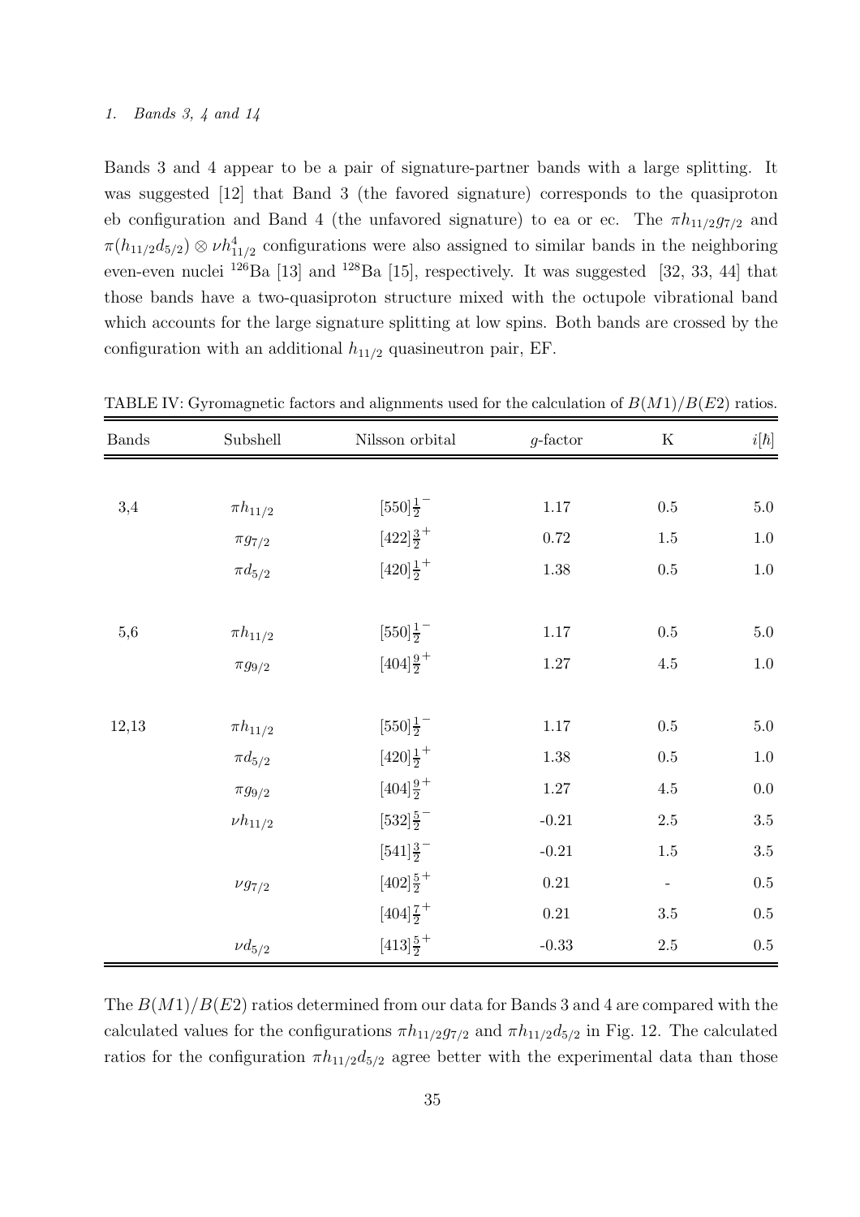*1. Bands 3, 4 and 14*

Bands 3 and 4 appear to be a pair of signature-partner bands with a large splitting. It was suggested [12] that Band 3 (the favored signature) corresponds to the quasiproton eb configuration and Band 4 (the unfavored signature) to ea or ec. The $\pi h_{11/2} g_{7/2}$ and $\pi(h_{11/2} d_{5/2}) \otimes \nu h^4_{11/2}$ configurations were also assigned to similar bands in the neighboring even-even nuclei $^{126}$Ba [13] and $^{128}$Ba [15], respectively. It was suggested [32, 33, 44] that those bands have a two-quasiproton structure mixed with the octupole vibrational band which accounts for the large signature splitting at low spins. Both bands are crossed by the configuration with an additional $h_{11/2}$ quasineutron pair, EF.

TABLE IV: Gyromagnetic factors and alignments used for the calculation of $B(M1)/B(E2)$ ratios.

| Bands | Subshell | Nilsson orbital | $g$-factor | K | $i[\hbar]$ |
|---|---|---|---|---|---|
| 3,4 | $\pi h_{11/2}$ | $[550]\frac{1}{2}^-$ | 1.17 | 0.5 | 5.0 |
| | $\pi g_{7/2}$ | $[422]\frac{3}{2}^+$ | 0.72 | 1.5 | 1.0 |
| | $\pi d_{5/2}$ | $[420]\frac{1}{2}^+$ | 1.38 | 0.5 | 1.0 |
| 5,6 | $\pi h_{11/2}$ | $[550]\frac{1}{2}^-$ | 1.17 | 0.5 | 5.0 |
| | $\pi g_{9/2}$ | $[404]\frac{9}{2}^+$ | 1.27 | 4.5 | 1.0 |
| 12,13 | $\pi h_{11/2}$ | $[550]\frac{1}{2}^-$ | 1.17 | 0.5 | 5.0 |
| | $\pi d_{5/2}$ | $[420]\frac{1}{2}^+$ | 1.38 | 0.5 | 1.0 |
| | $\pi g_{9/2}$ | $[404]\frac{9}{2}^+$ | 1.27 | 4.5 | 0.0 |
| | $\nu h_{11/2}$ | $[532]\frac{5}{2}^-$ | -0.21 | 2.5 | 3.5 |
| | | $[541]\frac{3}{2}^-$ | -0.21 | 1.5 | 3.5 |
| | $\nu g_{7/2}$ | $[402]\frac{5}{2}^+$ | 0.21 | - | 0.5 |
| | | $[404]\frac{7}{2}^+$ | 0.21 | 3.5 | 0.5 |
| | $\nu d_{5/2}$ | $[413]\frac{5}{2}^+$ | -0.33 | 2.5 | 0.5 |

The $B(M1)/B(E2)$ ratios determined from our data for Bands 3 and 4 are compared with the calculated values for the configurations $\pi h_{11/2} g_{7/2}$ and $\pi h_{11/2} d_{5/2}$ in Fig. 12. The calculated ratios for the configuration $\pi h_{11/2} d_{5/2}$ agree better with the experimental data than those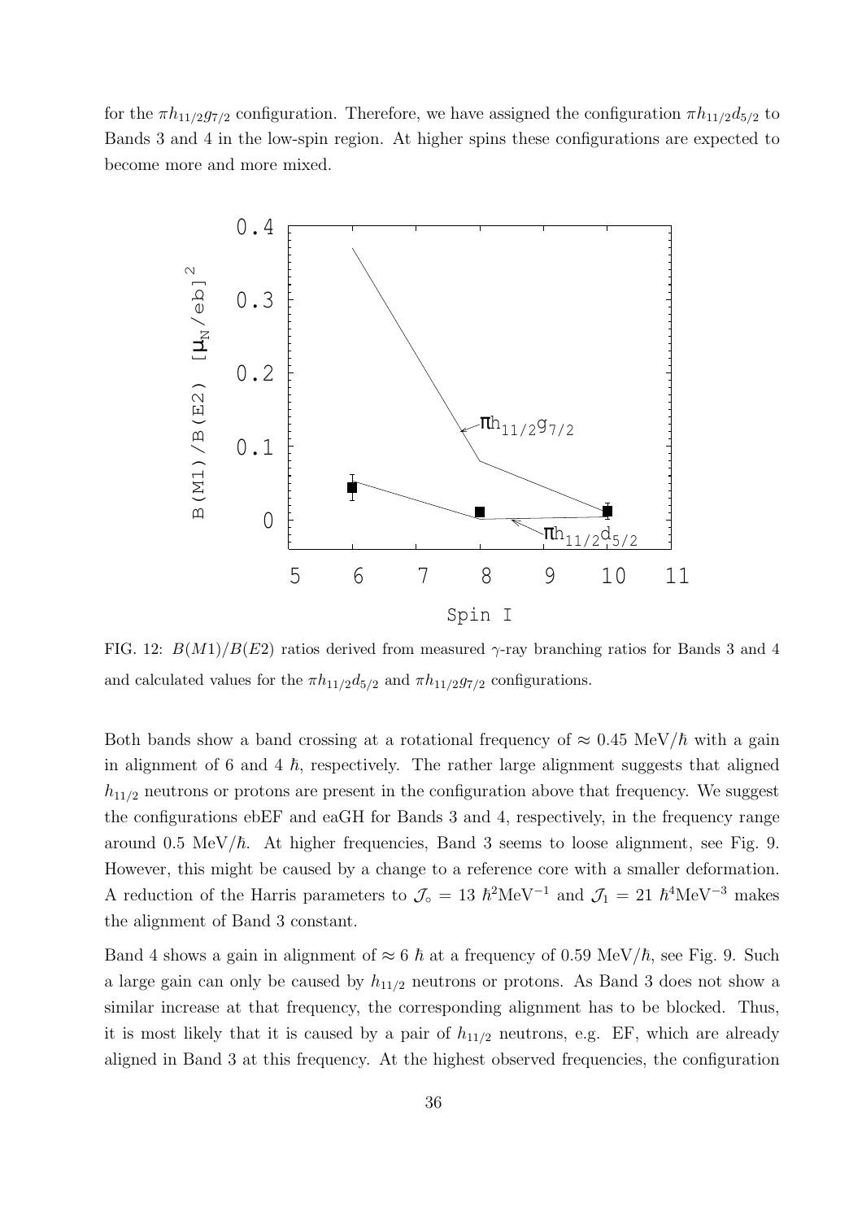for the $\pi h_{11/2}g_{7/2}$ configuration. Therefore, we have assigned the configuration $\pi h_{11/2}d_{5/2}$ to Bands 3 and 4 in the low-spin region. At higher spins these configurations are expected to become more and more mixed.

FIG. 12: $B(M1)/B(E2)$ ratios derived from measured $\gamma$-ray branching ratios for Bands 3 and 4 and calculated values for the $\pi h_{11/2}d_{5/2}$ and $\pi h_{11/2}g_{7/2}$ configurations.

Both bands show a band crossing at a rotational frequency of $\approx 0.45$ MeV/$\hbar$ with a gain in alignment of 6 and 4 $\hbar$, respectively. The rather large alignment suggests that aligned $h_{11/2}$ neutrons or protons are present in the configuration above that frequency. We suggest the configurations ebEF and eaGH for Bands 3 and 4, respectively, in the frequency range around 0.5 MeV/$\hbar$. At higher frequencies, Band 3 seems to loose alignment, see Fig. 9. However, this might be caused by a change to a reference core with a smaller deformation. A reduction of the Harris parameters to $\mathcal{J}_\circ = 13\ \hbar^2\text{MeV}^{-1}$ and $\mathcal{J}_1 = 21\ \hbar^4\text{MeV}^{-3}$ makes the alignment of Band 3 constant.

Band 4 shows a gain in alignment of $\approx 6\ \hbar$ at a frequency of 0.59 MeV/$\hbar$, see Fig. 9. Such a large gain can only be caused by $h_{11/2}$ neutrons or protons. As Band 3 does not show a similar increase at that frequency, the corresponding alignment has to be blocked. Thus, it is most likely that it is caused by a pair of $h_{11/2}$ neutrons, e.g. EF, which are already aligned in Band 3 at this frequency. At the highest observed frequencies, the configuration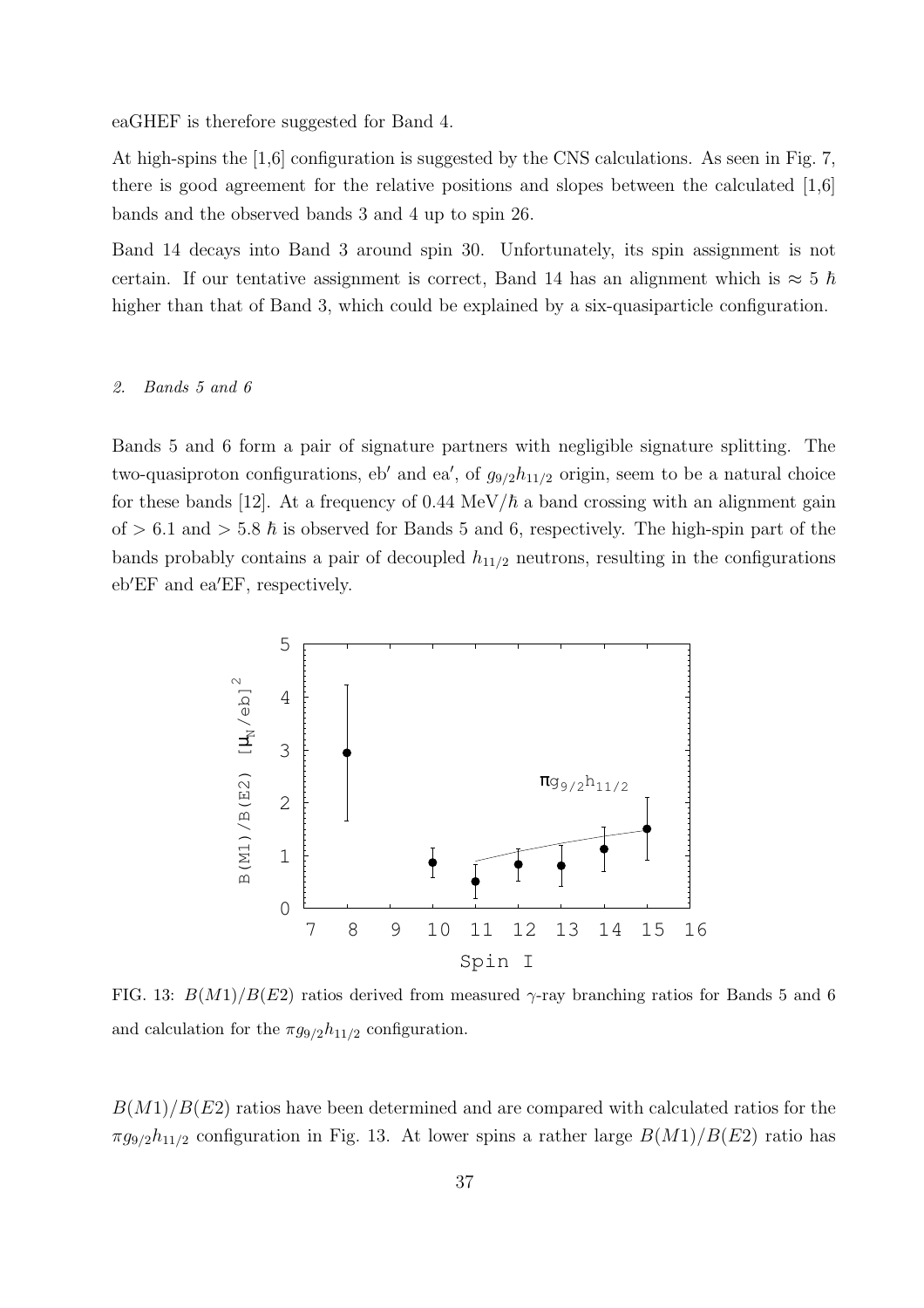eaGHEF is therefore suggested for Band 4.

At high-spins the [1,6] configuration is suggested by the CNS calculations. As seen in Fig. 7, there is good agreement for the relative positions and slopes between the calculated [1,6] bands and the observed bands 3 and 4 up to spin 26.

Band 14 decays into Band 3 around spin 30. Unfortunately, its spin assignment is not certain. If our tentative assignment is correct, Band 14 has an alignment which is $\approx 5\ \hbar$ higher than that of Band 3, which could be explained by a six-quasiparticle configuration.

### *2. Bands 5 and 6*

Bands 5 and 6 form a pair of signature partners with negligible signature splitting. The two-quasiproton configurations, eb′ and ea′, of $g_{9/2}h_{11/2}$ origin, seem to be a natural choice for these bands [12]. At a frequency of 0.44 MeV/$\hbar$ a band crossing with an alignment gain of $> 6.1$ and $> 5.8\ \hbar$ is observed for Bands 5 and 6, respectively. The high-spin part of the bands probably contains a pair of decoupled $h_{11/2}$ neutrons, resulting in the configurations eb′EF and ea′EF, respectively.

FIG. 13: $B(M1)/B(E2)$ ratios derived from measured $\gamma$-ray branching ratios for Bands 5 and 6 and calculation for the $\pi g_{9/2}h_{11/2}$ configuration.

$B(M1)/B(E2)$ ratios have been determined and are compared with calculated ratios for the $\pi g_{9/2}h_{11/2}$ configuration in Fig. 13. At lower spins a rather large $B(M1)/B(E2)$ ratio has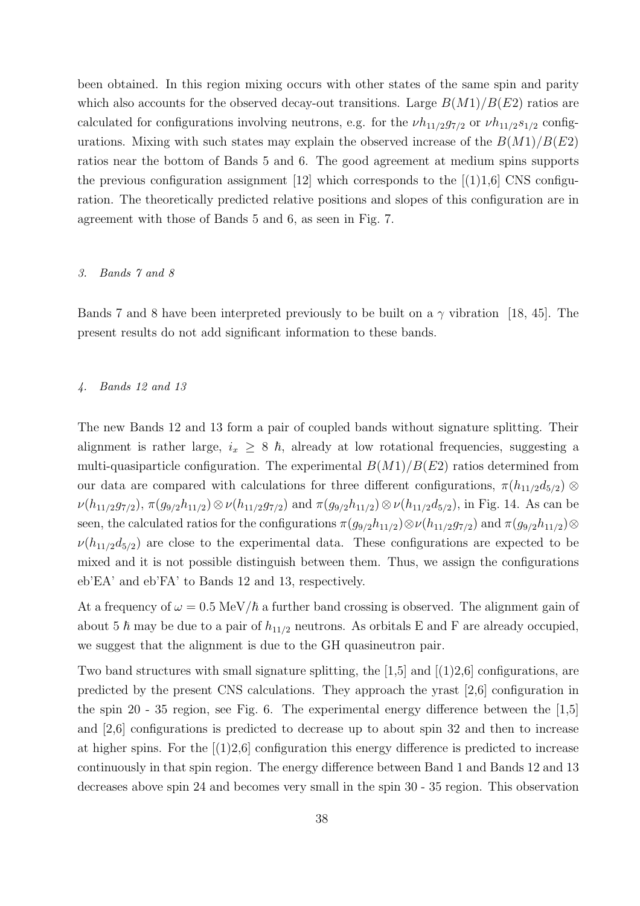been obtained. In this region mixing occurs with other states of the same spin and parity which also accounts for the observed decay-out transitions. Large $B(M1)/B(E2)$ ratios are calculated for configurations involving neutrons, e.g. for the $\nu h_{11/2}g_{7/2}$ or $\nu h_{11/2}s_{1/2}$ configurations. Mixing with such states may explain the observed increase of the $B(M1)/B(E2)$ ratios near the bottom of Bands 5 and 6. The good agreement at medium spins supports the previous configuration assignment [12] which corresponds to the [(1)1,6] CNS configuration. The theoretically predicted relative positions and slopes of this configuration are in agreement with those of Bands 5 and 6, as seen in Fig. 7.

### *3. Bands 7 and 8*

Bands 7 and 8 have been interpreted previously to be built on a $\gamma$ vibration [18, 45]. The present results do not add significant information to these bands.

### *4. Bands 12 and 13*

The new Bands 12 and 13 form a pair of coupled bands without signature splitting. Their alignment is rather large, $i_x \geq 8\ \hbar$, already at low rotational frequencies, suggesting a multi-quasiparticle configuration. The experimental $B(M1)/B(E2)$ ratios determined from our data are compared with calculations for three different configurations, $\pi(h_{11/2}d_{5/2}) \otimes \nu(h_{11/2}g_{7/2})$, $\pi(g_{9/2}h_{11/2}) \otimes \nu(h_{11/2}g_{7/2})$ and $\pi(g_{9/2}h_{11/2}) \otimes \nu(h_{11/2}d_{5/2})$, in Fig. 14. As can be seen, the calculated ratios for the configurations $\pi(g_{9/2}h_{11/2}) \otimes \nu(h_{11/2}g_{7/2})$ and $\pi(g_{9/2}h_{11/2}) \otimes \nu(h_{11/2}d_{5/2})$ are close to the experimental data. These configurations are expected to be mixed and it is not possible distinguish between them. Thus, we assign the configurations eb'EA' and eb'FA' to Bands 12 and 13, respectively.

At a frequency of $\omega = 0.5$ MeV/$\hbar$ a further band crossing is observed. The alignment gain of about 5 $\hbar$ may be due to a pair of $h_{11/2}$ neutrons. As orbitals E and F are already occupied, we suggest that the alignment is due to the GH quasineutron pair.

Two band structures with small signature splitting, the [1,5] and [(1)2,6] configurations, are predicted by the present CNS calculations. They approach the yrast [2,6] configuration in the spin 20 - 35 region, see Fig. 6. The experimental energy difference between the [1,5] and [2,6] configurations is predicted to decrease up to about spin 32 and then to increase at higher spins. For the [(1)2,6] configuration this energy difference is predicted to increase continuously in that spin region. The energy difference between Band 1 and Bands 12 and 13 decreases above spin 24 and becomes very small in the spin 30 - 35 region. This observation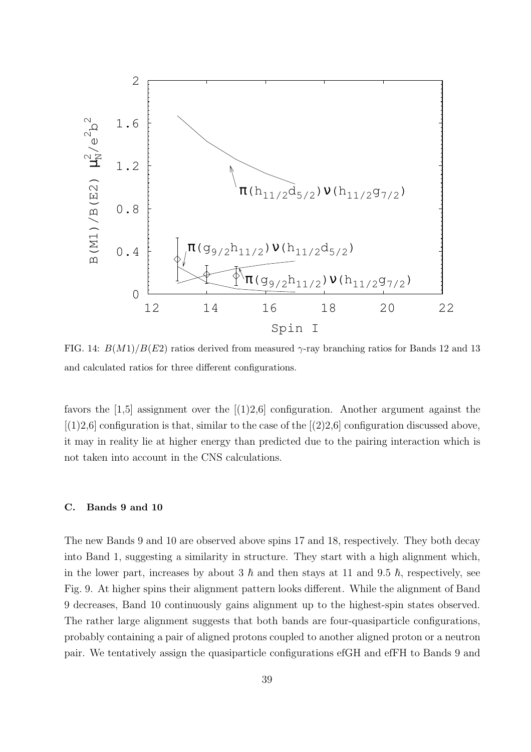FIG. 14: $B(M1)/B(E2)$ ratios derived from measured $\gamma$-ray branching ratios for Bands 12 and 13 and calculated ratios for three different configurations.

favors the [1,5] assignment over the [(1)2,6] configuration. Another argument against the [(1)2,6] configuration is that, similar to the case of the [(2)2,6] configuration discussed above, it may in reality lie at higher energy than predicted due to the pairing interaction which is not taken into account in the CNS calculations.

### C. Bands 9 and 10

The new Bands 9 and 10 are observed above spins 17 and 18, respectively. They both decay into Band 1, suggesting a similarity in structure. They start with a high alignment which, in the lower part, increases by about 3 $\hbar$ and then stays at 11 and 9.5 $\hbar$, respectively, see Fig. 9. At higher spins their alignment pattern looks different. While the alignment of Band 9 decreases, Band 10 continuously gains alignment up to the highest-spin states observed. The rather large alignment suggests that both bands are four-quasiparticle configurations, probably containing a pair of aligned protons coupled to another aligned proton or a neutron pair. We tentatively assign the quasiparticle configurations efGH and efFH to Bands 9 and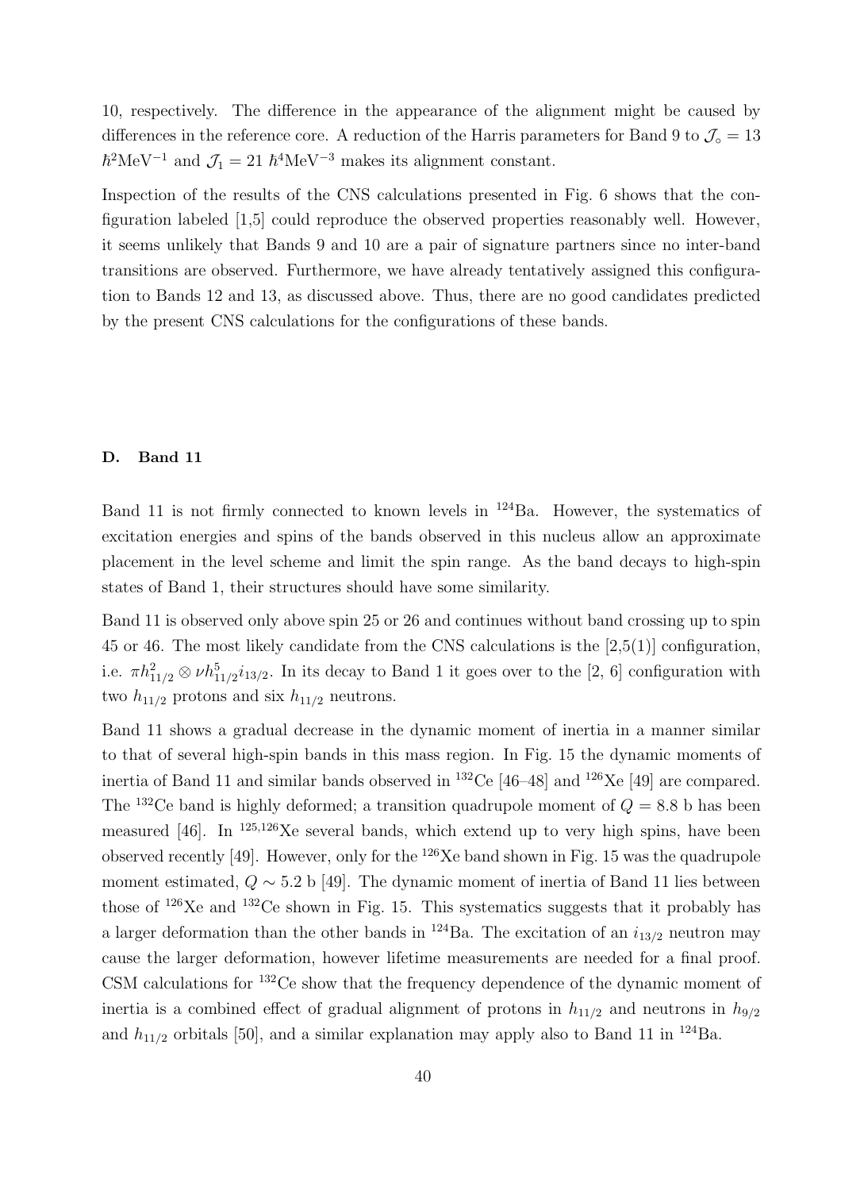10, respectively. The difference in the appearance of the alignment might be caused by differences in the reference core. A reduction of the Harris parameters for Band 9 to $\mathcal{J}_\circ = 13$ $\hbar^2$MeV$^{-1}$ and $\mathcal{J}_1 = 21$ $\hbar^4$MeV$^{-3}$ makes its alignment constant.

Inspection of the results of the CNS calculations presented in Fig. 6 shows that the configuration labeled [1,5] could reproduce the observed properties reasonably well. However, it seems unlikely that Bands 9 and 10 are a pair of signature partners since no inter-band transitions are observed. Furthermore, we have already tentatively assigned this configuration to Bands 12 and 13, as discussed above. Thus, there are no good candidates predicted by the present CNS calculations for the configurations of these bands.

### D. Band 11

Band 11 is not firmly connected to known levels in $^{124}$Ba. However, the systematics of excitation energies and spins of the bands observed in this nucleus allow an approximate placement in the level scheme and limit the spin range. As the band decays to high-spin states of Band 1, their structures should have some similarity.

Band 11 is observed only above spin 25 or 26 and continues without band crossing up to spin 45 or 46. The most likely candidate from the CNS calculations is the [2,5(1)] configuration, i.e. $\pi h_{11/2}^2 \otimes \nu h_{11/2}^5 i_{13/2}$. In its decay to Band 1 it goes over to the [2, 6] configuration with two $h_{11/2}$ protons and six $h_{11/2}$ neutrons.

Band 11 shows a gradual decrease in the dynamic moment of inertia in a manner similar to that of several high-spin bands in this mass region. In Fig. 15 the dynamic moments of inertia of Band 11 and similar bands observed in $^{132}$Ce [46–48] and $^{126}$Xe [49] are compared. The $^{132}$Ce band is highly deformed; a transition quadrupole moment of $Q = 8.8$ b has been measured [46]. In $^{125,126}$Xe several bands, which extend up to very high spins, have been observed recently [49]. However, only for the $^{126}$Xe band shown in Fig. 15 was the quadrupole moment estimated, $Q \sim 5.2$ b [49]. The dynamic moment of inertia of Band 11 lies between those of $^{126}$Xe and $^{132}$Ce shown in Fig. 15. This systematics suggests that it probably has a larger deformation than the other bands in $^{124}$Ba. The excitation of an $i_{13/2}$ neutron may cause the larger deformation, however lifetime measurements are needed for a final proof. CSM calculations for $^{132}$Ce show that the frequency dependence of the dynamic moment of inertia is a combined effect of gradual alignment of protons in $h_{11/2}$ and neutrons in $h_{9/2}$ and $h_{11/2}$ orbitals [50], and a similar explanation may apply also to Band 11 in $^{124}$Ba.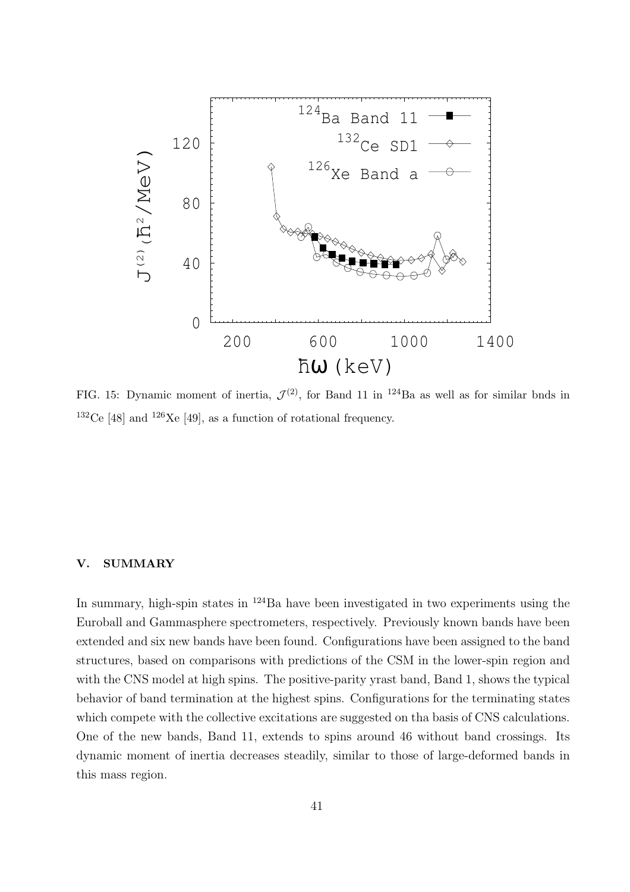FIG. 15: Dynamic moment of inertia, $\mathcal{J}^{(2)}$, for Band 11 in $^{124}$Ba as well as for similar bnds in $^{132}$Ce [48] and $^{126}$Xe [49], as a function of rotational frequency.

## V. SUMMARY

In summary, high-spin states in $^{124}$Ba have been investigated in two experiments using the Euroball and Gammasphere spectrometers, respectively. Previously known bands have been extended and six new bands have been found. Configurations have been assigned to the band structures, based on comparisons with predictions of the CSM in the lower-spin region and with the CNS model at high spins. The positive-parity yrast band, Band 1, shows the typical behavior of band termination at the highest spins. Configurations for the terminating states which compete with the collective excitations are suggested on tha basis of CNS calculations. One of the new bands, Band 11, extends to spins around 46 without band crossings. Its dynamic moment of inertia decreases steadily, similar to those of large-deformed bands in this mass region.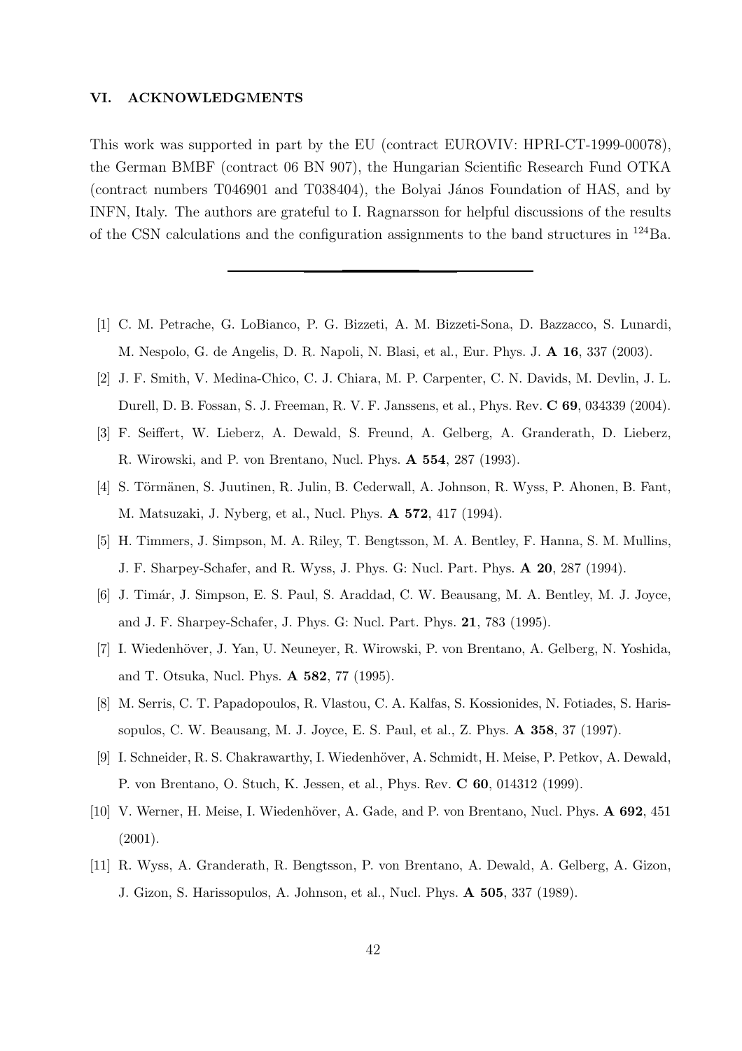## VI. ACKNOWLEDGMENTS

This work was supported in part by the EU (contract EUROVIV: HPRI-CT-1999-00078), the German BMBF (contract 06 BN 907), the Hungarian Scientific Research Fund OTKA (contract numbers T046901 and T038404), the Bolyai János Foundation of HAS, and by INFN, Italy. The authors are grateful to I. Ragnarsson for helpful discussions of the results of the CSN calculations and the configuration assignments to the band structures in $^{124}$Ba.

---

[1] C. M. Petrache, G. LoBianco, P. G. Bizzeti, A. M. Bizzeti-Sona, D. Bazzacco, S. Lunardi, M. Nespolo, G. de Angelis, D. R. Napoli, N. Blasi, et al., Eur. Phys. J. **A 16**, 337 (2003).

[2] J. F. Smith, V. Medina-Chico, C. J. Chiara, M. P. Carpenter, C. N. Davids, M. Devlin, J. L. Durell, D. B. Fossan, S. J. Freeman, R. V. F. Janssens, et al., Phys. Rev. **C 69**, 034339 (2004).

[3] F. Seiffert, W. Lieberz, A. Dewald, S. Freund, A. Gelberg, A. Granderath, D. Lieberz, R. Wirowski, and P. von Brentano, Nucl. Phys. **A 554**, 287 (1993).

[4] S. Törmänen, S. Juutinen, R. Julin, B. Cederwall, A. Johnson, R. Wyss, P. Ahonen, B. Fant, M. Matsuzaki, J. Nyberg, et al., Nucl. Phys. **A 572**, 417 (1994).

[5] H. Timmers, J. Simpson, M. A. Riley, T. Bengtsson, M. A. Bentley, F. Hanna, S. M. Mullins, J. F. Sharpey-Schafer, and R. Wyss, J. Phys. G: Nucl. Part. Phys. **A 20**, 287 (1994).

[6] J. Timár, J. Simpson, E. S. Paul, S. Araddad, C. W. Beausang, M. A. Bentley, M. J. Joyce, and J. F. Sharpey-Schafer, J. Phys. G: Nucl. Part. Phys. **21**, 783 (1995).

[7] I. Wiedenhöver, J. Yan, U. Neuneyer, R. Wirowski, P. von Brentano, A. Gelberg, N. Yoshida, and T. Otsuka, Nucl. Phys. **A 582**, 77 (1995).

[8] M. Serris, C. T. Papadopoulos, R. Vlastou, C. A. Kalfas, S. Kossionides, N. Fotiades, S. Harissopulos, C. W. Beausang, M. J. Joyce, E. S. Paul, et al., Z. Phys. **A 358**, 37 (1997).

[9] I. Schneider, R. S. Chakrawarthy, I. Wiedenhöver, A. Schmidt, H. Meise, P. Petkov, A. Dewald, P. von Brentano, O. Stuch, K. Jessen, et al., Phys. Rev. **C 60**, 014312 (1999).

[10] V. Werner, H. Meise, I. Wiedenhöver, A. Gade, and P. von Brentano, Nucl. Phys. **A 692**, 451 (2001).

[11] R. Wyss, A. Granderath, R. Bengtsson, P. von Brentano, A. Dewald, A. Gelberg, A. Gizon, J. Gizon, S. Harissopulos, A. Johnson, et al., Nucl. Phys. **A 505**, 337 (1989).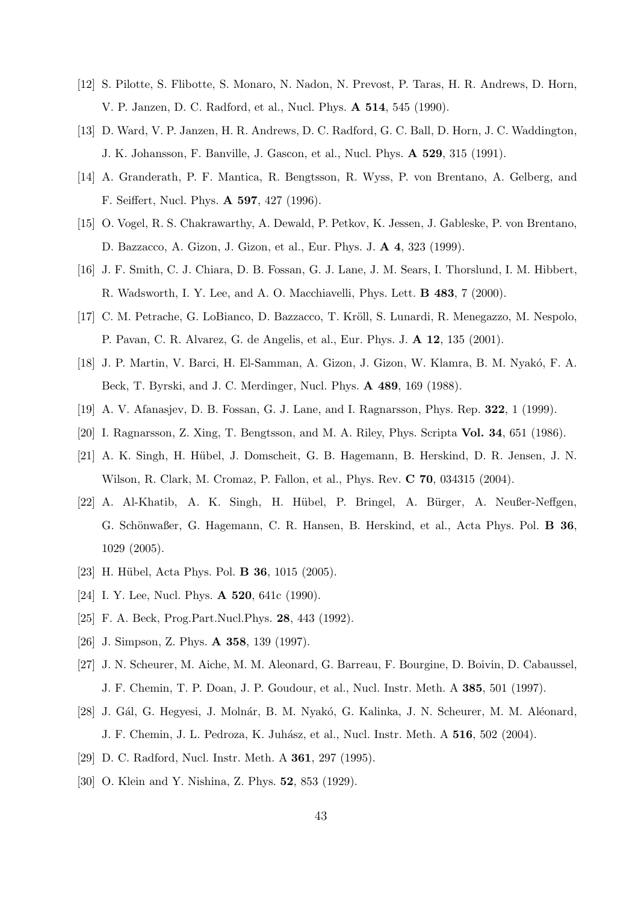[12] S. Pilotte, S. Flibotte, S. Monaro, N. Nadon, N. Prevost, P. Taras, H. R. Andrews, D. Horn, V. P. Janzen, D. C. Radford, et al., Nucl. Phys. **A 514**, 545 (1990).

[13] D. Ward, V. P. Janzen, H. R. Andrews, D. C. Radford, G. C. Ball, D. Horn, J. C. Waddington, J. K. Johansson, F. Banville, J. Gascon, et al., Nucl. Phys. **A 529**, 315 (1991).

[14] A. Granderath, P. F. Mantica, R. Bengtsson, R. Wyss, P. von Brentano, A. Gelberg, and F. Seiffert, Nucl. Phys. **A 597**, 427 (1996).

[15] O. Vogel, R. S. Chakrawarthy, A. Dewald, P. Petkov, K. Jessen, J. Gableske, P. von Brentano, D. Bazzacco, A. Gizon, J. Gizon, et al., Eur. Phys. J. **A 4**, 323 (1999).

[16] J. F. Smith, C. J. Chiara, D. B. Fossan, G. J. Lane, J. M. Sears, I. Thorslund, I. M. Hibbert, R. Wadsworth, I. Y. Lee, and A. O. Macchiavelli, Phys. Lett. **B 483**, 7 (2000).

[17] C. M. Petrache, G. LoBianco, D. Bazzacco, T. Kröll, S. Lunardi, R. Menegazzo, M. Nespolo, P. Pavan, C. R. Alvarez, G. de Angelis, et al., Eur. Phys. J. **A 12**, 135 (2001).

[18] J. P. Martin, V. Barci, H. El-Samman, A. Gizon, J. Gizon, W. Klamra, B. M. Nyakó, F. A. Beck, T. Byrski, and J. C. Merdinger, Nucl. Phys. **A 489**, 169 (1988).

[19] A. V. Afanasjev, D. B. Fossan, G. J. Lane, and I. Ragnarsson, Phys. Rep. **322**, 1 (1999).

[20] I. Ragnarsson, Z. Xing, T. Bengtsson, and M. A. Riley, Phys. Scripta **Vol. 34**, 651 (1986).

[21] A. K. Singh, H. Hübel, J. Domscheit, G. B. Hagemann, B. Herskind, D. R. Jensen, J. N. Wilson, R. Clark, M. Cromaz, P. Fallon, et al., Phys. Rev. **C 70**, 034315 (2004).

[22] A. Al-Khatib, A. K. Singh, H. Hübel, P. Bringel, A. Bürger, A. Neußer-Neffgen, G. Schönwaßer, G. Hagemann, C. R. Hansen, B. Herskind, et al., Acta Phys. Pol. **B 36**, 1029 (2005).

[23] H. Hübel, Acta Phys. Pol. **B 36**, 1015 (2005).

[24] I. Y. Lee, Nucl. Phys. **A 520**, 641c (1990).

[25] F. A. Beck, Prog.Part.Nucl.Phys. **28**, 443 (1992).

[26] J. Simpson, Z. Phys. **A 358**, 139 (1997).

[27] J. N. Scheurer, M. Aiche, M. M. Aleonard, G. Barreau, F. Bourgine, D. Boivin, D. Cabaussel, J. F. Chemin, T. P. Doan, J. P. Goudour, et al., Nucl. Instr. Meth. A **385**, 501 (1997).

[28] J. Gál, G. Hegyesi, J. Molnár, B. M. Nyakó, G. Kalinka, J. N. Scheurer, M. M. Aléonard, J. F. Chemin, J. L. Pedroza, K. Juhász, et al., Nucl. Instr. Meth. A **516**, 502 (2004).

[29] D. C. Radford, Nucl. Instr. Meth. A **361**, 297 (1995).

[30] O. Klein and Y. Nishina, Z. Phys. **52**, 853 (1929).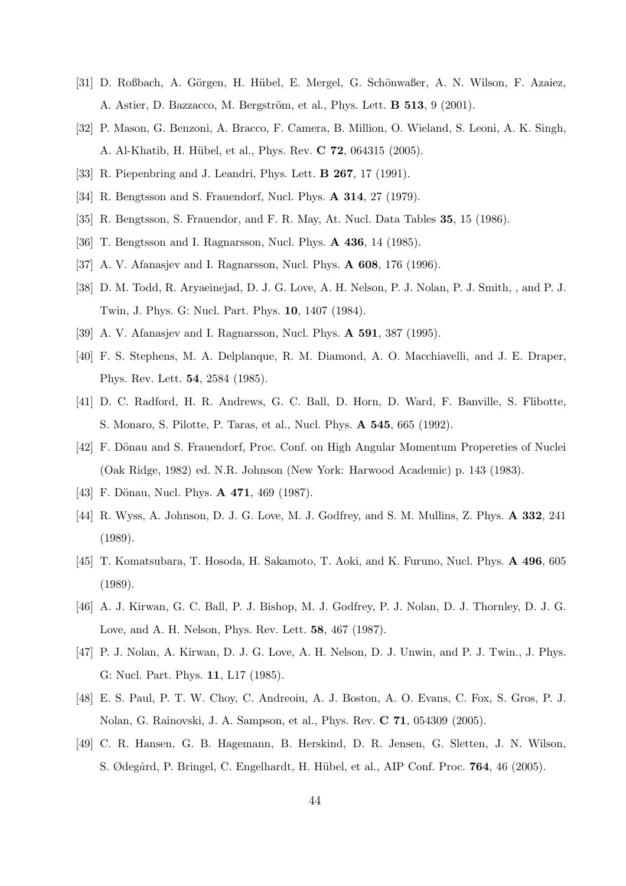[31] D. Roßbach, A. Görgen, H. Hübel, E. Mergel, G. Schönwaßer, A. N. Wilson, F. Azaiez, A. Astier, D. Bazzacco, M. Bergström, et al., Phys. Lett. **B 513**, 9 (2001).

[32] P. Mason, G. Benzoni, A. Bracco, F. Camera, B. Million, O. Wieland, S. Leoni, A. K. Singh, A. Al-Khatib, H. Hübel, et al., Phys. Rev. **C 72**, 064315 (2005).

[33] R. Piepenbring and J. Leandri, Phys. Lett. **B 267**, 17 (1991).

[34] R. Bengtsson and S. Frauendorf, Nucl. Phys. **A 314**, 27 (1979).

[35] R. Bengtsson, S. Frauendor, and F. R. May, At. Nucl. Data Tables **35**, 15 (1986).

[36] T. Bengtsson and I. Ragnarsson, Nucl. Phys. **A 436**, 14 (1985).

[37] A. V. Afanasjev and I. Ragnarsson, Nucl. Phys. **A 608**, 176 (1996).

[38] D. M. Todd, R. Aryaeinejad, D. J. G. Love, A. H. Nelson, P. J. Nolan, P. J. Smith, , and P. J. Twin, J. Phys. G: Nucl. Part. Phys. **10**, 1407 (1984).

[39] A. V. Afanasjev and I. Ragnarsson, Nucl. Phys. **A 591**, 387 (1995).

[40] F. S. Stephens, M. A. Delplanque, R. M. Diamond, A. O. Macchiavelli, and J. E. Draper, Phys. Rev. Lett. **54**, 2584 (1985).

[41] D. C. Radford, H. R. Andrews, G. C. Ball, D. Horn, D. Ward, F. Banville, S. Flibotte, S. Monaro, S. Pilotte, P. Taras, et al., Nucl. Phys. **A 545**, 665 (1992).

[42] F. Dönau and S. Frauendorf, Proc. Conf. on High Angular Momentum Propereties of Nuclei (Oak Ridge, 1982) ed. N.R. Johnson (New York: Harwood Academic) p. 143 (1983).

[43] F. Dönau, Nucl. Phys. **A 471**, 469 (1987).

[44] R. Wyss, A. Johnson, D. J. G. Love, M. J. Godfrey, and S. M. Mullins, Z. Phys. **A 332**, 241 (1989).

[45] T. Komatsubara, T. Hosoda, H. Sakamoto, T. Aoki, and K. Furuno, Nucl. Phys. **A 496**, 605 (1989).

[46] A. J. Kirwan, G. C. Ball, P. J. Bishop, M. J. Godfrey, P. J. Nolan, D. J. Thornley, D. J. G. Love, and A. H. Nelson, Phys. Rev. Lett. **58**, 467 (1987).

[47] P. J. Nolan, A. Kirwan, D. J. G. Love, A. H. Nelson, D. J. Unwin, and P. J. Twin., J. Phys. G: Nucl. Part. Phys. **11**, L17 (1985).

[48] E. S. Paul, P. T. W. Choy, C. Andreoiu, A. J. Boston, A. O. Evans, C. Fox, S. Gros, P. J. Nolan, G. Rainovski, J. A. Sampson, et al., Phys. Rev. **C 71**, 054309 (2005).

[49] C. R. Hansen, G. B. Hagemann, B. Herskind, D. R. Jensen, G. Sletten, J. N. Wilson, S. Ødegård, P. Bringel, C. Engelhardt, H. Hübel, et al., AIP Conf. Proc. **764**, 46 (2005).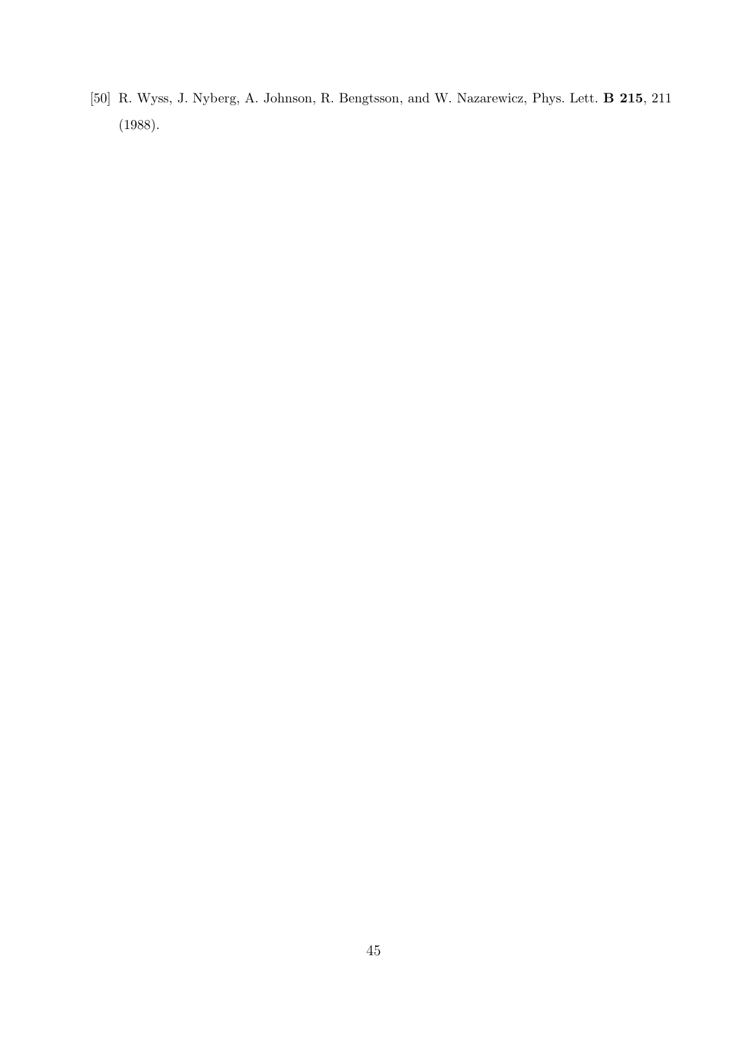[50] R. Wyss, J. Nyberg, A. Johnson, R. Bengtsson, and W. Nazarewicz, Phys. Lett. **B 215**, 211 (1988).